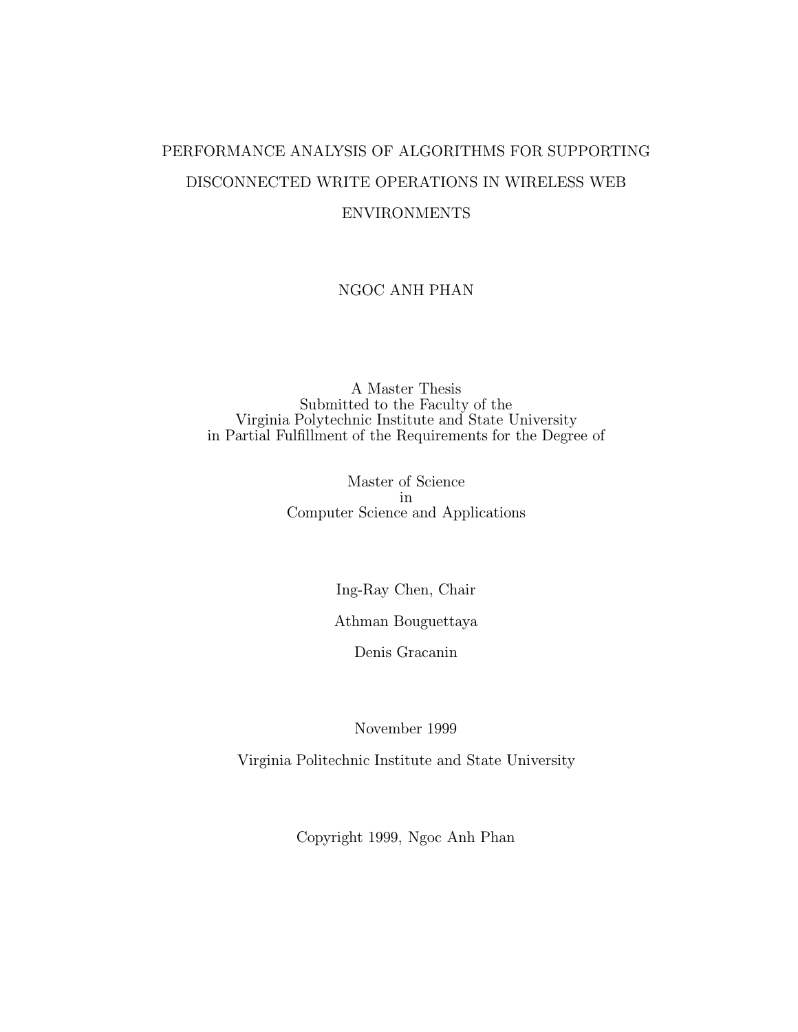# PERFORMANCE ANALYSIS OF ALGORITHMS FOR SUPPORTING DISCONNECTED WRITE OPERATIONS IN WIRELESS WEB ENVIRONMENTS

NGOC ANH PHAN

A Master Thesis
Submitted to the Faculty of the
Virginia Polytechnic Institute and State University
in Partial Fulfillment of the Requirements for the Degree of

Master of Science
in
Computer Science and Applications

Ing-Ray Chen, Chair

Athman Bouguettaya

Denis Gracanin

November 1999

Virginia Politechnic Institute and State University

Copyright 1999, Ngoc Anh Phan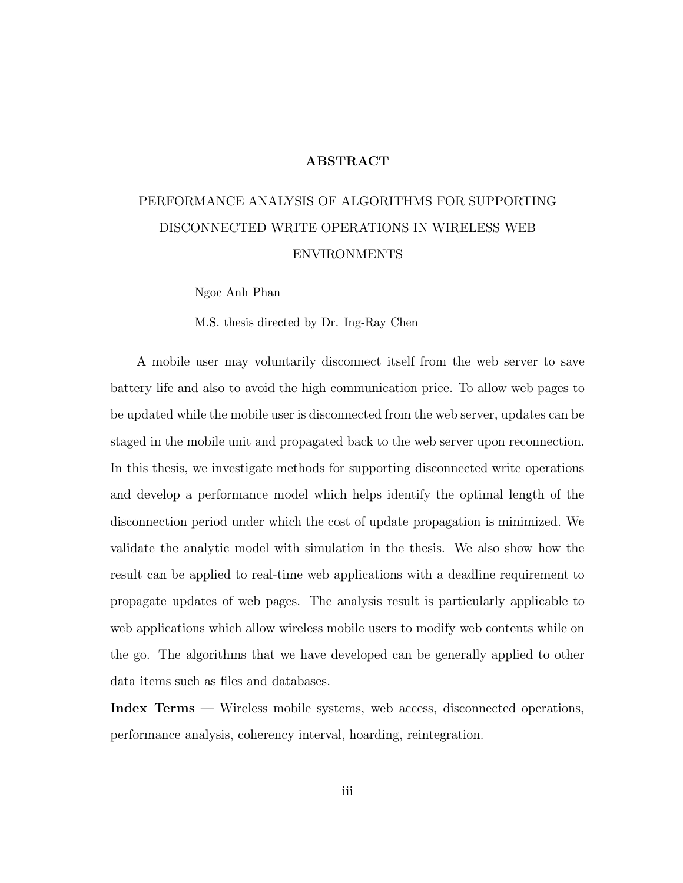# ABSTRACT

PERFORMANCE ANALYSIS OF ALGORITHMS FOR SUPPORTING DISCONNECTED WRITE OPERATIONS IN WIRELESS WEB ENVIRONMENTS

Ngoc Anh Phan

M.S. thesis directed by Dr. Ing-Ray Chen

A mobile user may voluntarily disconnect itself from the web server to save battery life and also to avoid the high communication price. To allow web pages to be updated while the mobile user is disconnected from the web server, updates can be staged in the mobile unit and propagated back to the web server upon reconnection. In this thesis, we investigate methods for supporting disconnected write operations and develop a performance model which helps identify the optimal length of the disconnection period under which the cost of update propagation is minimized. We validate the analytic model with simulation in the thesis. We also show how the result can be applied to real-time web applications with a deadline requirement to propagate updates of web pages. The analysis result is particularly applicable to web applications which allow wireless mobile users to modify web contents while on the go. The algorithms that we have developed can be generally applied to other data items such as files and databases.

**Index Terms** — Wireless mobile systems, web access, disconnected operations, performance analysis, coherency interval, hoarding, reintegration.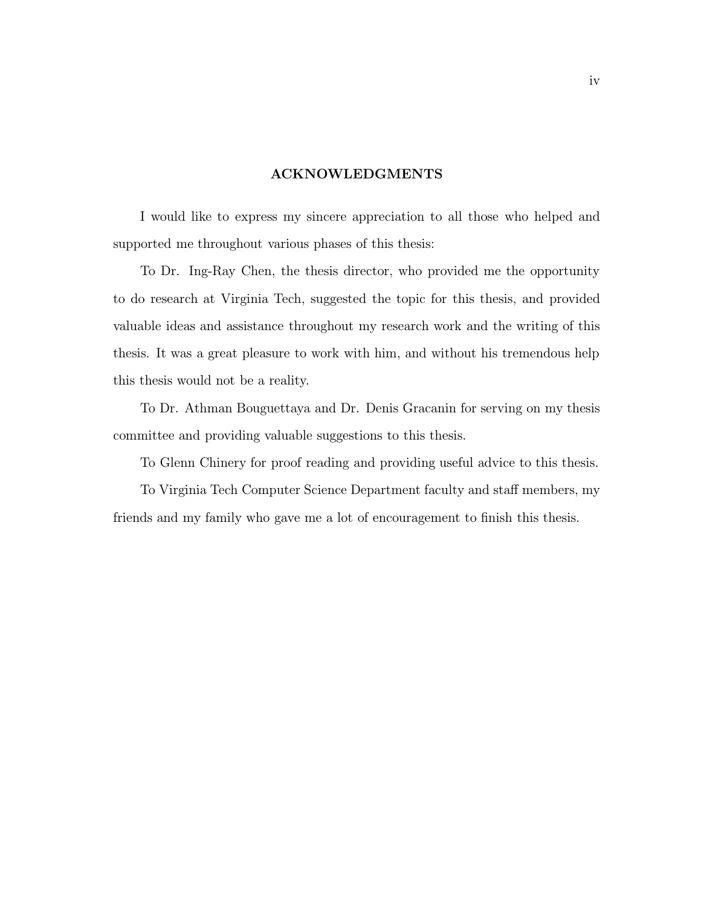# ACKNOWLEDGMENTS

I would like to express my sincere appreciation to all those who helped and supported me throughout various phases of this thesis:

To Dr. Ing-Ray Chen, the thesis director, who provided me the opportunity to do research at Virginia Tech, suggested the topic for this thesis, and provided valuable ideas and assistance throughout my research work and the writing of this thesis. It was a great pleasure to work with him, and without his tremendous help this thesis would not be a reality.

To Dr. Athman Bouguettaya and Dr. Denis Gracanin for serving on my thesis committee and providing valuable suggestions to this thesis.

To Glenn Chinery for proof reading and providing useful advice to this thesis.

To Virginia Tech Computer Science Department faculty and staff members, my friends and my family who gave me a lot of encouragement to finish this thesis.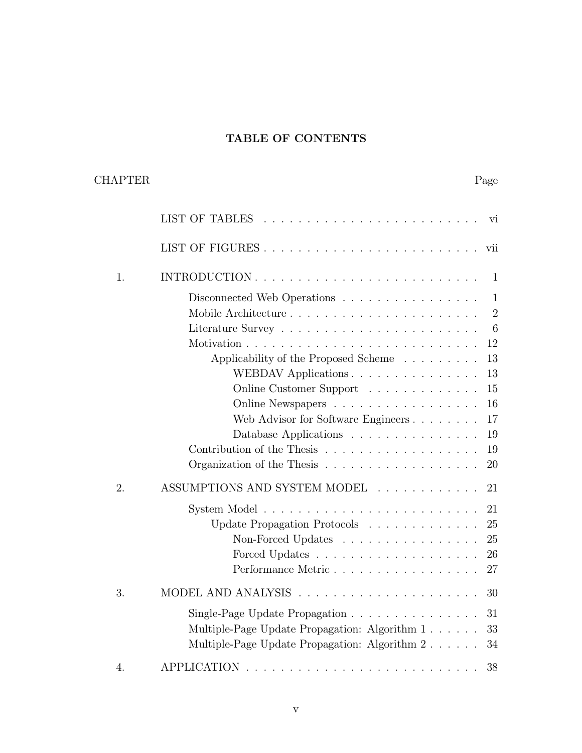# TABLE OF CONTENTS

CHAPTER Page

- LIST OF TABLES . . . . . . . . . . . . . . . . . . . . . . . . . vi
- LIST OF FIGURES . . . . . . . . . . . . . . . . . . . . . . . . . vii

1. INTRODUCTION . . . . . . . . . . . . . . . . . . . . . . . . . 1
   - Disconnected Web Operations . . . . . . . . . . . . . . . . 1
   - Mobile Architecture . . . . . . . . . . . . . . . . . . . . . . 2
   - Literature Survey . . . . . . . . . . . . . . . . . . . . . . . 6
   - Motivation . . . . . . . . . . . . . . . . . . . . . . . . . . 12
     - Applicability of the Proposed Scheme . . . . . . . . . 13
       - WEBDAV Applications . . . . . . . . . . . . . . . 13
       - Online Customer Support . . . . . . . . . . . . . 15
       - Online Newspapers . . . . . . . . . . . . . . . . . 16
       - Web Advisor for Software Engineers . . . . . . . . 17
       - Database Applications . . . . . . . . . . . . . . . 19
   - Contribution of the Thesis . . . . . . . . . . . . . . . . . 19
   - Organization of the Thesis . . . . . . . . . . . . . . . . . 20

2. ASSUMPTIONS AND SYSTEM MODEL . . . . . . . . . . . . 21
   - System Model . . . . . . . . . . . . . . . . . . . . . . . . 21
     - Update Propagation Protocols . . . . . . . . . . . . . 25
       - Non-Forced Updates . . . . . . . . . . . . . . . . 25
       - Forced Updates . . . . . . . . . . . . . . . . . . . 26
       - Performance Metric . . . . . . . . . . . . . . . . . 27

3. MODEL AND ANALYSIS . . . . . . . . . . . . . . . . . . . . 30
   - Single-Page Update Propagation . . . . . . . . . . . . . . . 31
   - Multiple-Page Update Propagation: Algorithm 1 . . . . . . 33
   - Multiple-Page Update Propagation: Algorithm 2 . . . . . . 34

4. APPLICATION . . . . . . . . . . . . . . . . . . . . . . . . . . 38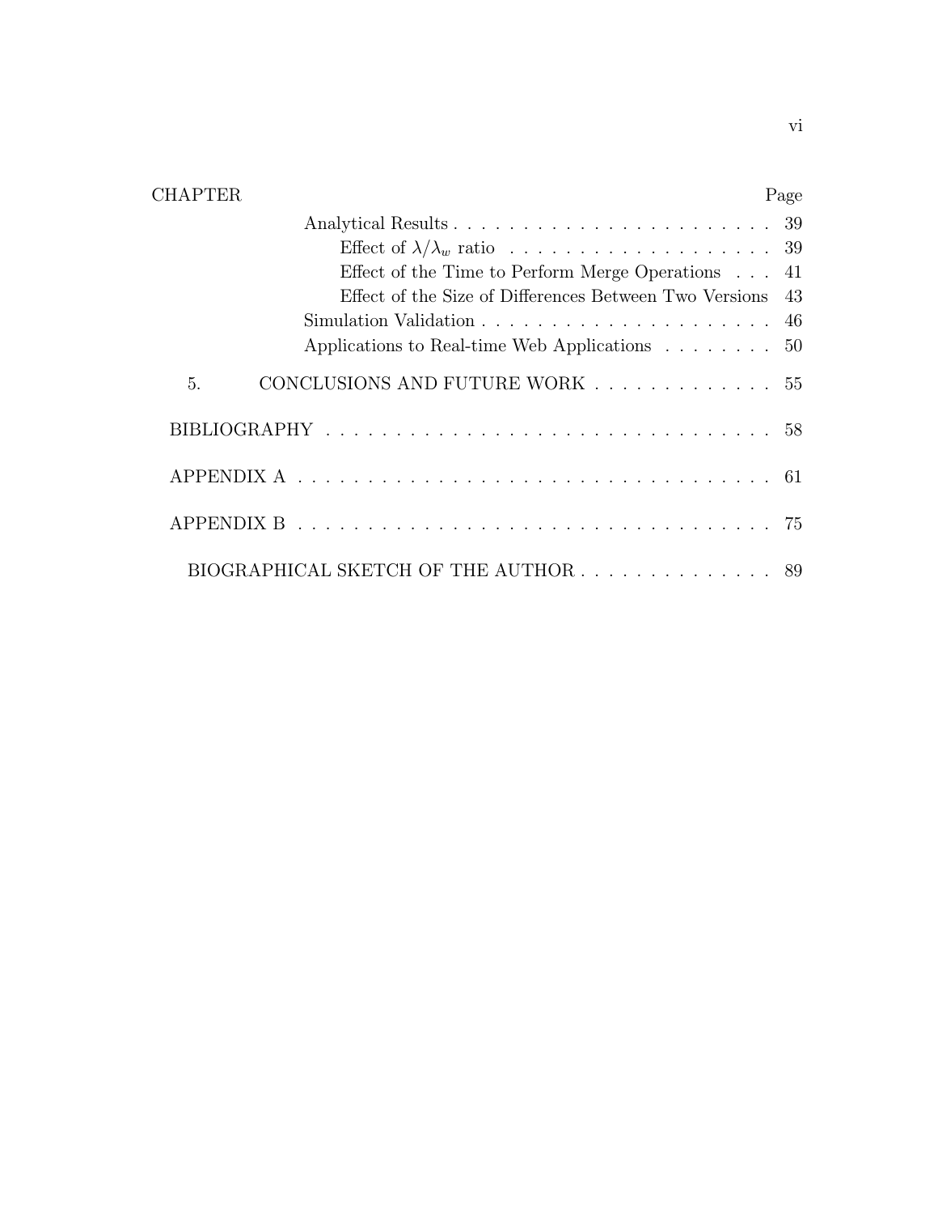| CHAPTER | Page |
|---|---|
| Analytical Results | 39 |
| Effect of $\lambda/\lambda_w$ ratio | 39 |
| Effect of the Time to Perform Merge Operations | 41 |
| Effect of the Size of Differences Between Two Versions | 43 |
| Simulation Validation | 46 |
| Applications to Real-time Web Applications | 50 |
| 5. CONCLUSIONS AND FUTURE WORK | 55 |
| BIBLIOGRAPHY | 58 |
| APPENDIX A | 61 |
| APPENDIX B | 75 |
| BIOGRAPHICAL SKETCH OF THE AUTHOR | 89 |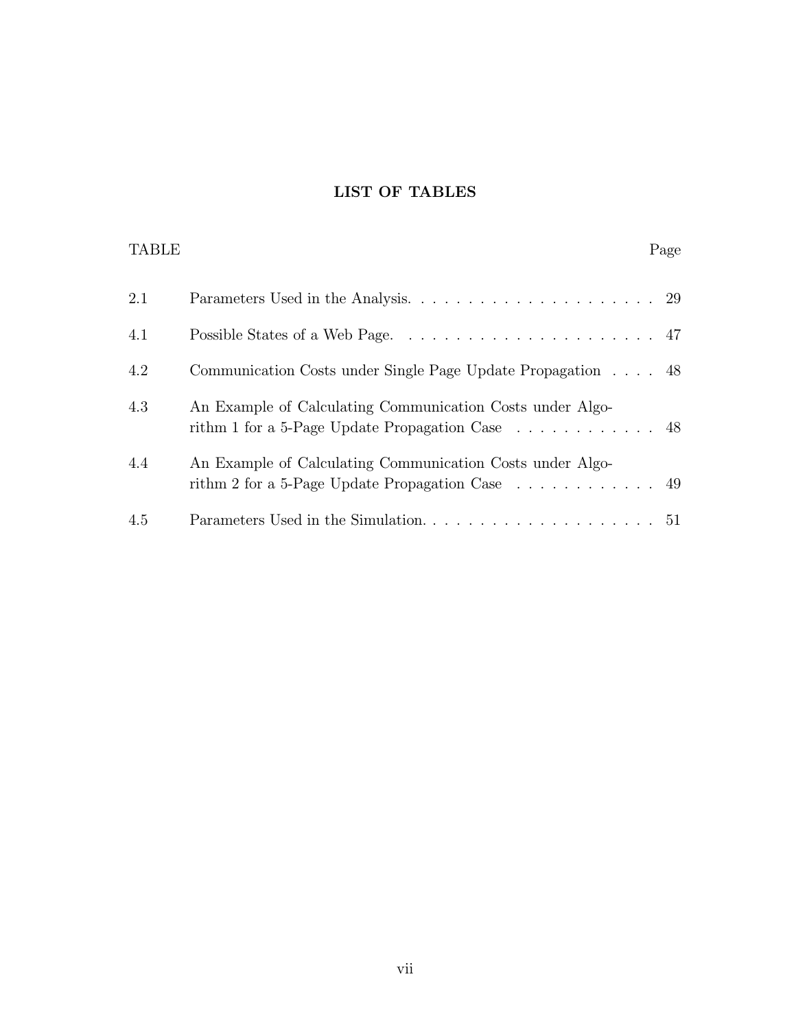# LIST OF TABLES

| TABLE | | Page |
|---|---|---|
| 2.1 | Parameters Used in the Analysis. | 29 |
| 4.1 | Possible States of a Web Page. | 47 |
| 4.2 | Communication Costs under Single Page Update Propagation | 48 |
| 4.3 | An Example of Calculating Communication Costs under Algorithm 1 for a 5-Page Update Propagation Case | 48 |
| 4.4 | An Example of Calculating Communication Costs under Algorithm 2 for a 5-Page Update Propagation Case | 49 |
| 4.5 | Parameters Used in the Simulation. | 51 |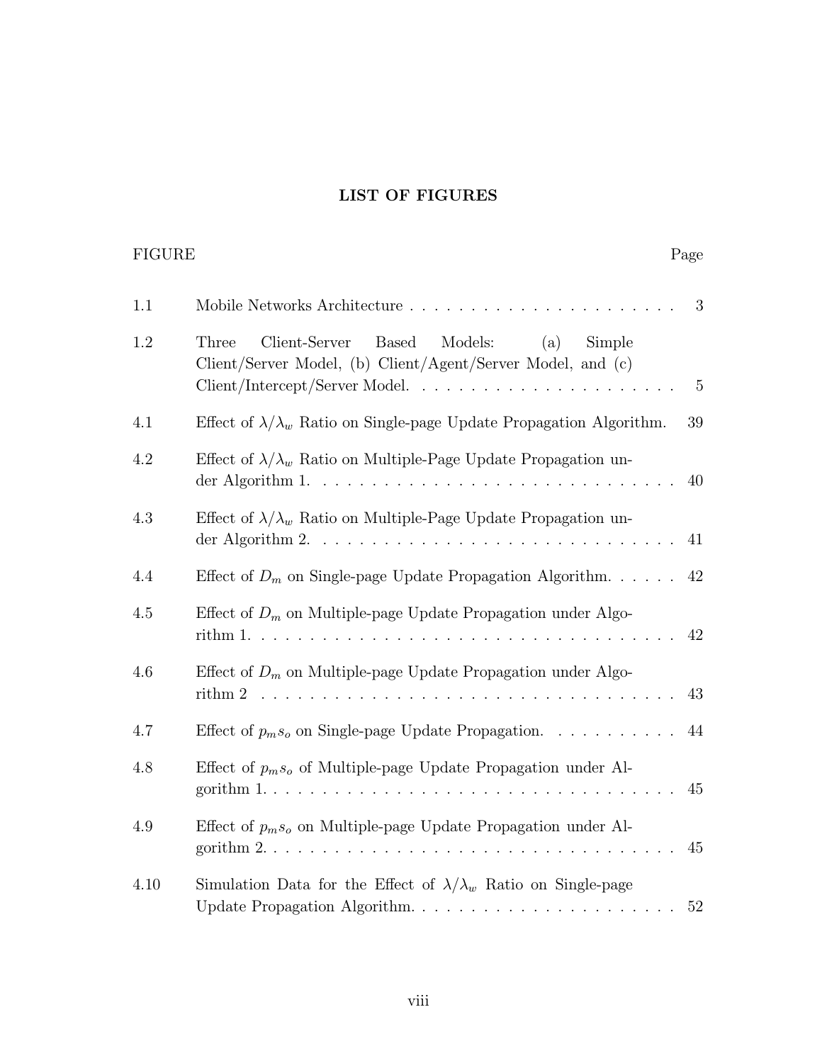# LIST OF FIGURES

| FIGURE | | Page |
|---|---|---|
| 1.1 | Mobile Networks Architecture | 3 |
| 1.2 | Three Client-Server Based Models: (a) Simple Client/Server Model, (b) Client/Agent/Server Model, and (c) Client/Intercept/Server Model. | 5 |
| 4.1 | Effect of $\lambda/\lambda_w$ Ratio on Single-page Update Propagation Algorithm. | 39 |
| 4.2 | Effect of $\lambda/\lambda_w$ Ratio on Multiple-Page Update Propagation under Algorithm 1. | 40 |
| 4.3 | Effect of $\lambda/\lambda_w$ Ratio on Multiple-Page Update Propagation under Algorithm 2. | 41 |
| 4.4 | Effect of $D_m$ on Single-page Update Propagation Algorithm. | 42 |
| 4.5 | Effect of $D_m$ on Multiple-page Update Propagation under Algorithm 1. | 42 |
| 4.6 | Effect of $D_m$ on Multiple-page Update Propagation under Algorithm 2 | 43 |
| 4.7 | Effect of $p_m s_o$ on Single-page Update Propagation. | 44 |
| 4.8 | Effect of $p_m s_o$ of Multiple-page Update Propagation under Algorithm 1. | 45 |
| 4.9 | Effect of $p_m s_o$ on Multiple-page Update Propagation under Algorithm 2. | 45 |
| 4.10 | Simulation Data for the Effect of $\lambda/\lambda_w$ Ratio on Single-page Update Propagation Algorithm. | 52 |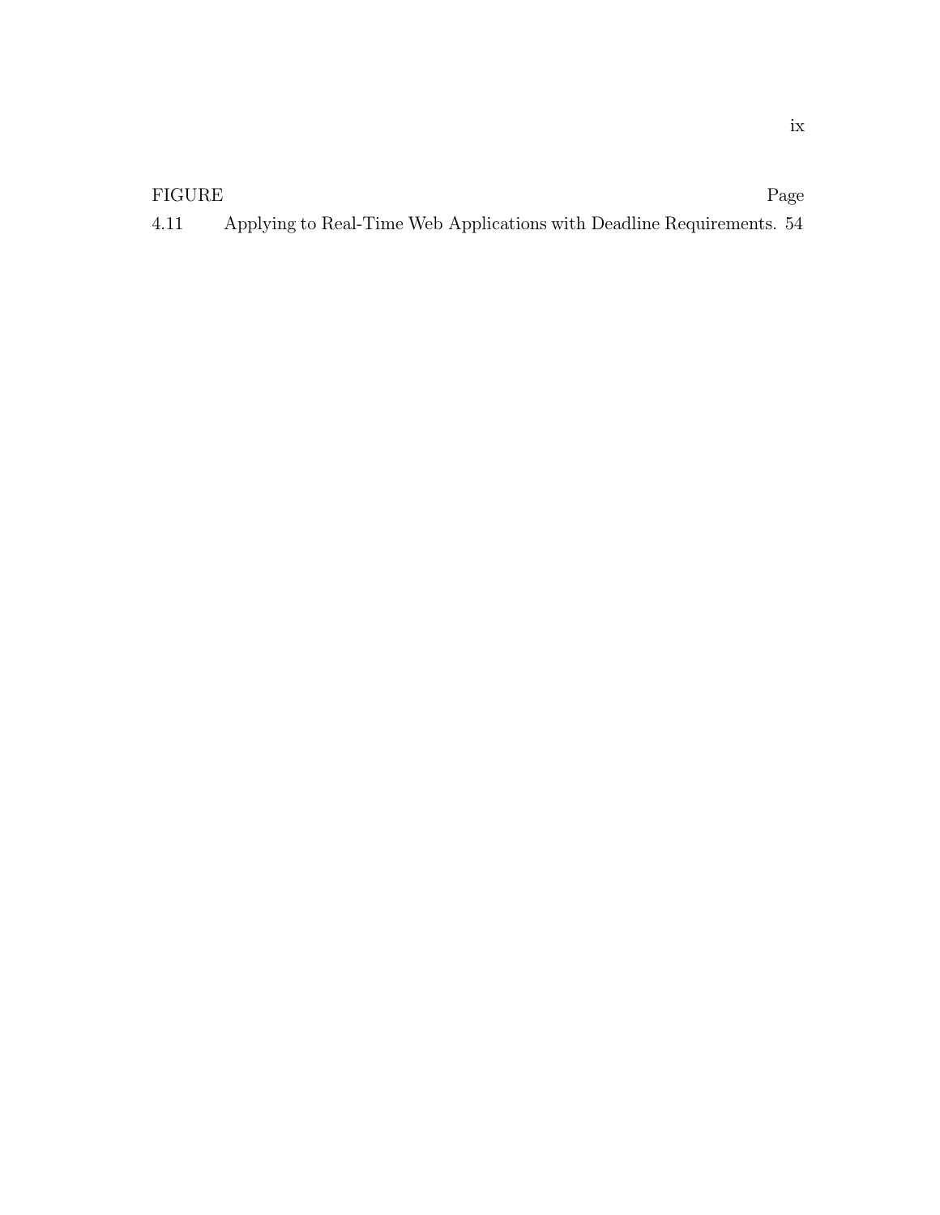| FIGURE | | Page |
| --- | --- | --- |
| 4.11 | Applying to Real-Time Web Applications with Deadline Requirements. | 54 |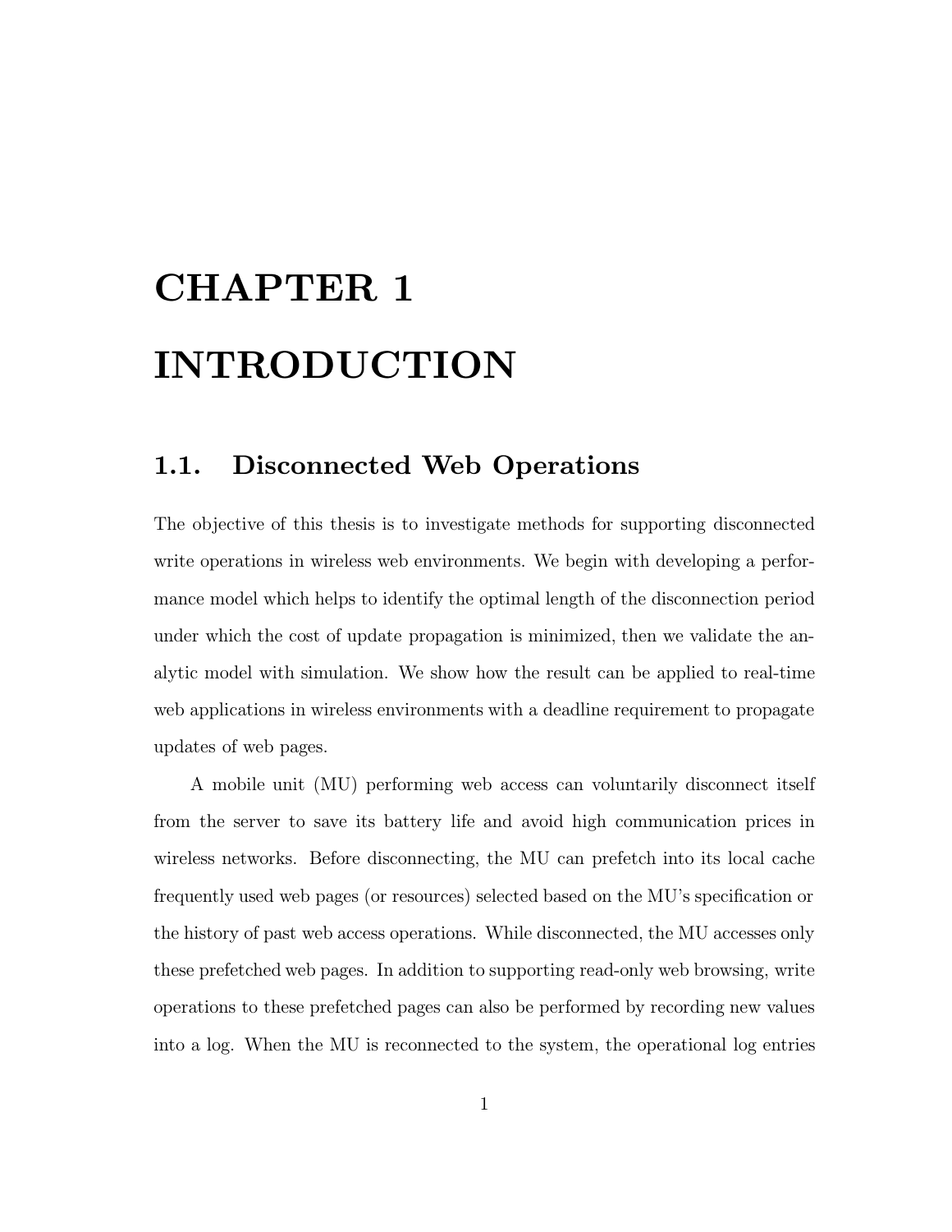# CHAPTER 1

# INTRODUCTION

## 1.1. Disconnected Web Operations

The objective of this thesis is to investigate methods for supporting disconnected write operations in wireless web environments. We begin with developing a performance model which helps to identify the optimal length of the disconnection period under which the cost of update propagation is minimized, then we validate the analytic model with simulation. We show how the result can be applied to real-time web applications in wireless environments with a deadline requirement to propagate updates of web pages.

A mobile unit (MU) performing web access can voluntarily disconnect itself from the server to save its battery life and avoid high communication prices in wireless networks. Before disconnecting, the MU can prefetch into its local cache frequently used web pages (or resources) selected based on the MU's specification or the history of past web access operations. While disconnected, the MU accesses only these prefetched web pages. In addition to supporting read-only web browsing, write operations to these prefetched pages can also be performed by recording new values into a log. When the MU is reconnected to the system, the operational log entries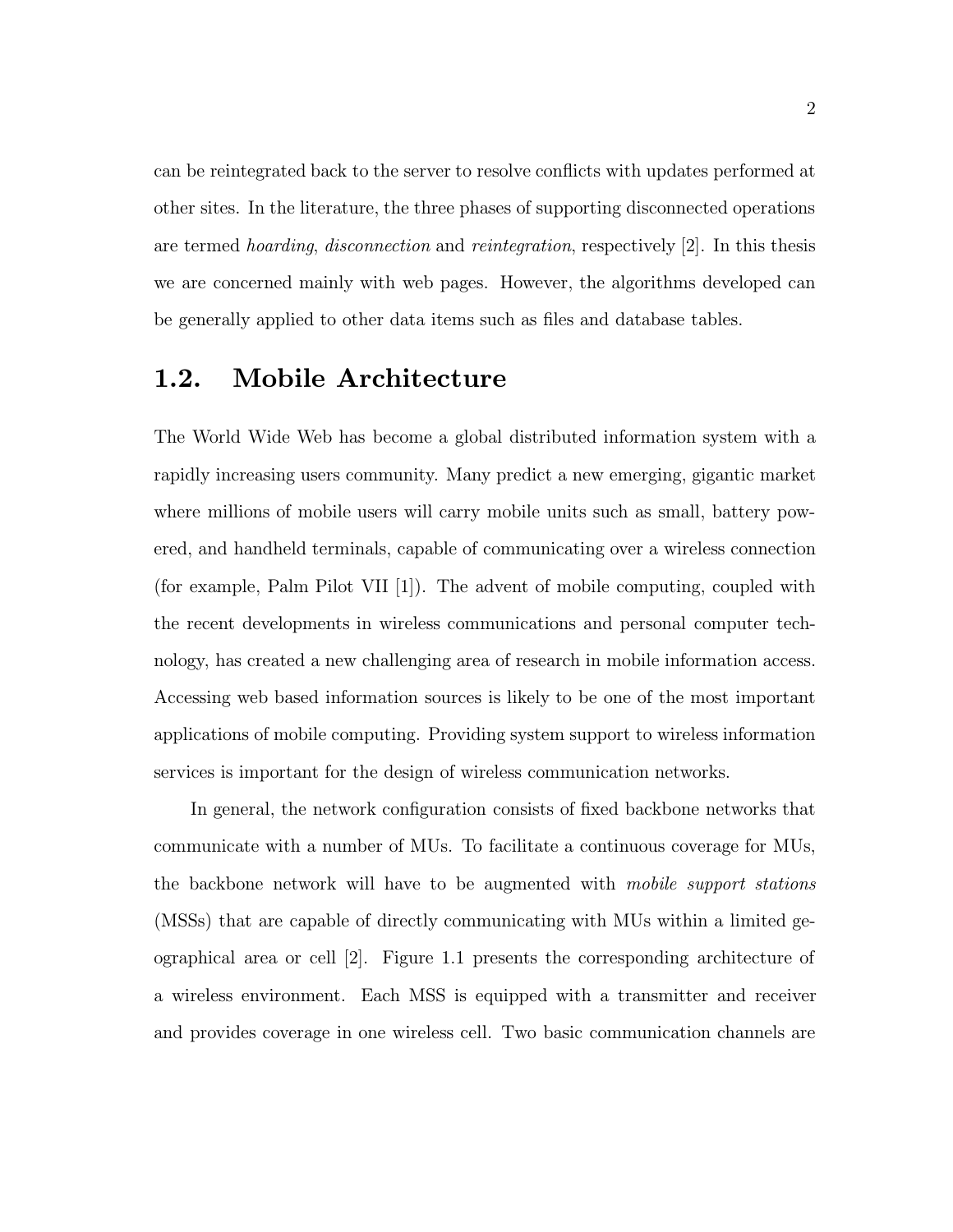can be reintegrated back to the server to resolve conflicts with updates performed at other sites. In the literature, the three phases of supporting disconnected operations are termed *hoarding*, *disconnection* and *reintegration*, respectively [2]. In this thesis we are concerned mainly with web pages. However, the algorithms developed can be generally applied to other data items such as files and database tables.

## 1.2. Mobile Architecture

The World Wide Web has become a global distributed information system with a rapidly increasing users community. Many predict a new emerging, gigantic market where millions of mobile users will carry mobile units such as small, battery powered, and handheld terminals, capable of communicating over a wireless connection (for example, Palm Pilot VII [1]). The advent of mobile computing, coupled with the recent developments in wireless communications and personal computer technology, has created a new challenging area of research in mobile information access. Accessing web based information sources is likely to be one of the most important applications of mobile computing. Providing system support to wireless information services is important for the design of wireless communication networks.

In general, the network configuration consists of fixed backbone networks that communicate with a number of MUs. To facilitate a continuous coverage for MUs, the backbone network will have to be augmented with *mobile support stations* (MSSs) that are capable of directly communicating with MUs within a limited geographical area or cell [2]. Figure 1.1 presents the corresponding architecture of a wireless environment. Each MSS is equipped with a transmitter and receiver and provides coverage in one wireless cell. Two basic communication channels are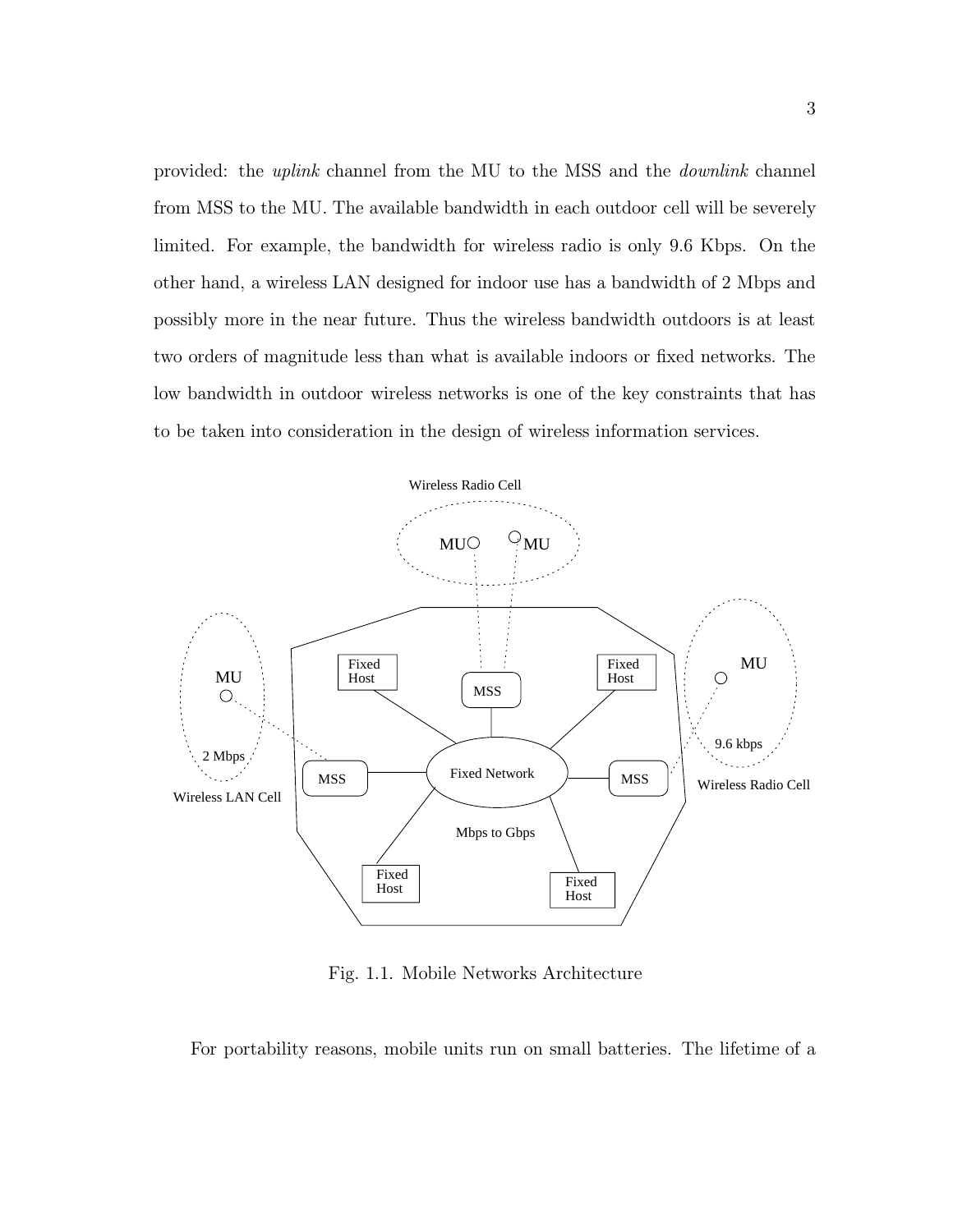provided: the *uplink* channel from the MU to the MSS and the *downlink* channel from MSS to the MU. The available bandwidth in each outdoor cell will be severely limited. For example, the bandwidth for wireless radio is only 9.6 Kbps. On the other hand, a wireless LAN designed for indoor use has a bandwidth of 2 Mbps and possibly more in the near future. Thus the wireless bandwidth outdoors is at least two orders of magnitude less than what is available indoors or fixed networks. The low bandwidth in outdoor wireless networks is one of the key constraints that has to be taken into consideration in the design of wireless information services.

Fig. 1.1. Mobile Networks Architecture

For portability reasons, mobile units run on small batteries. The lifetime of a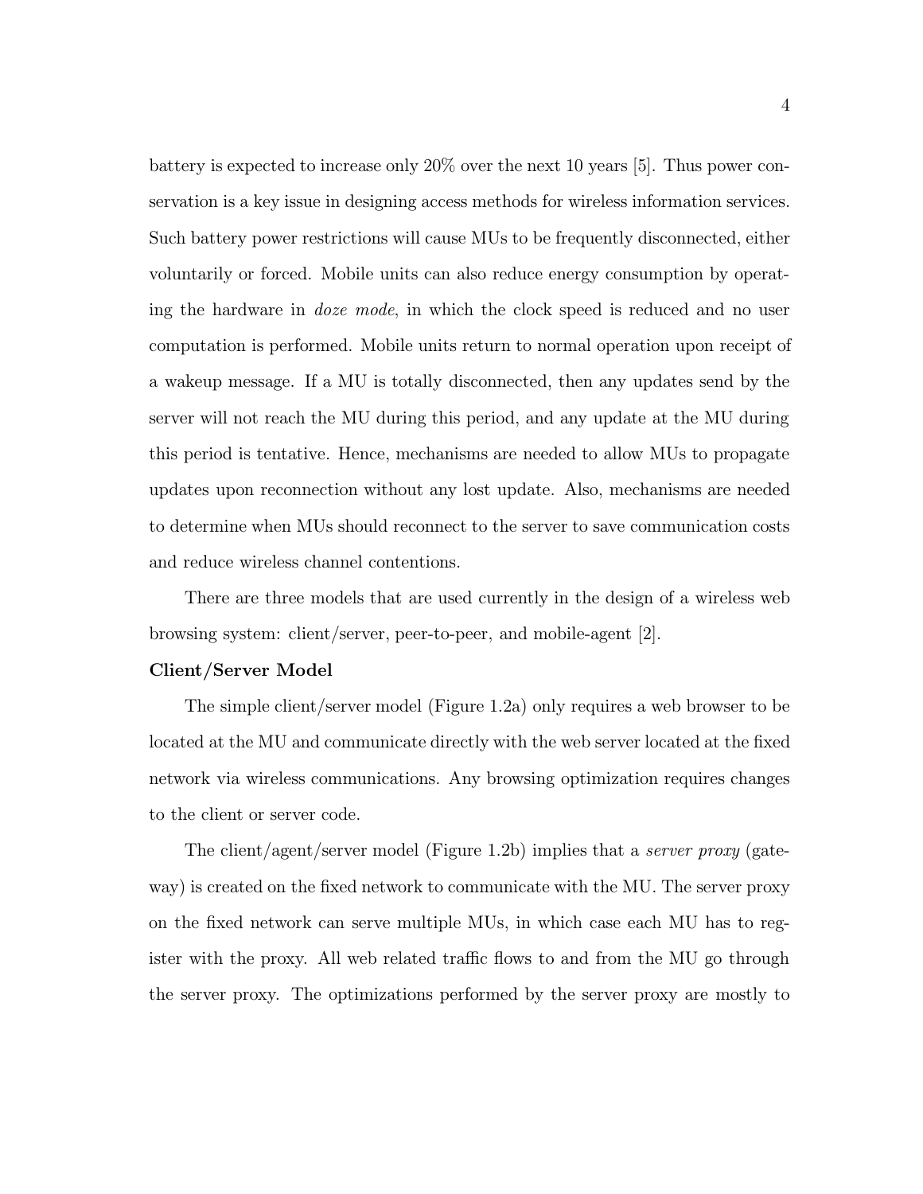battery is expected to increase only 20% over the next 10 years [5]. Thus power conservation is a key issue in designing access methods for wireless information services. Such battery power restrictions will cause MUs to be frequently disconnected, either voluntarily or forced. Mobile units can also reduce energy consumption by operating the hardware in *doze mode*, in which the clock speed is reduced and no user computation is performed. Mobile units return to normal operation upon receipt of a wakeup message. If a MU is totally disconnected, then any updates send by the server will not reach the MU during this period, and any update at the MU during this period is tentative. Hence, mechanisms are needed to allow MUs to propagate updates upon reconnection without any lost update. Also, mechanisms are needed to determine when MUs should reconnect to the server to save communication costs and reduce wireless channel contentions.

There are three models that are used currently in the design of a wireless web browsing system: client/server, peer-to-peer, and mobile-agent [2].

**Client/Server Model**

The simple client/server model (Figure 1.2a) only requires a web browser to be located at the MU and communicate directly with the web server located at the fixed network via wireless communications. Any browsing optimization requires changes to the client or server code.

The client/agent/server model (Figure 1.2b) implies that a *server proxy* (gateway) is created on the fixed network to communicate with the MU. The server proxy on the fixed network can serve multiple MUs, in which case each MU has to register with the proxy. All web related traffic flows to and from the MU go through the server proxy. The optimizations performed by the server proxy are mostly to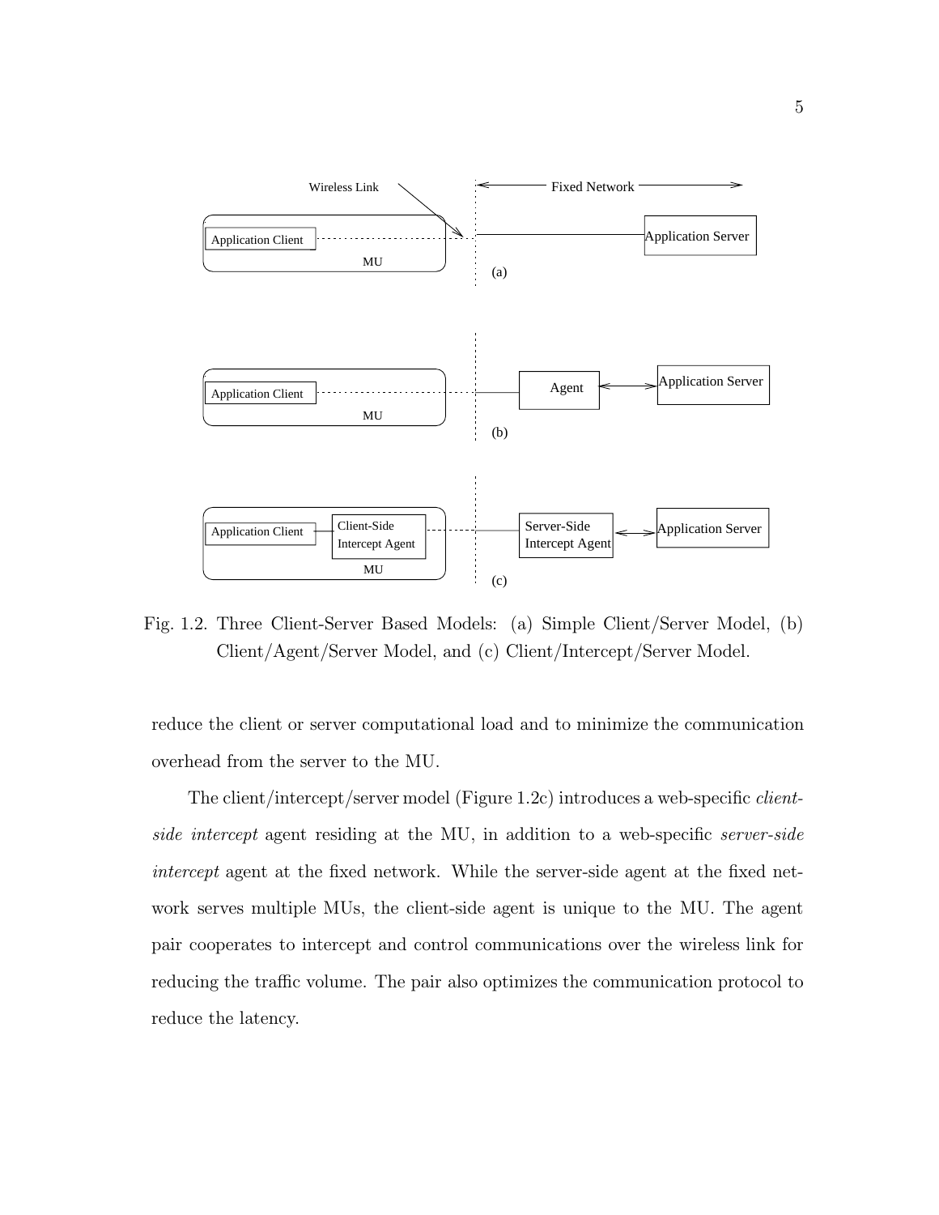Fig. 1.2. Three Client-Server Based Models: (a) Simple Client/Server Model, (b) Client/Agent/Server Model, and (c) Client/Intercept/Server Model.

reduce the client or server computational load and to minimize the communication overhead from the server to the MU.

The client/intercept/server model (Figure 1.2c) introduces a web-specific *client-side intercept* agent residing at the MU, in addition to a web-specific *server-side intercept* agent at the fixed network. While the server-side agent at the fixed network serves multiple MUs, the client-side agent is unique to the MU. The agent pair cooperates to intercept and control communications over the wireless link for reducing the traffic volume. The pair also optimizes the communication protocol to reduce the latency.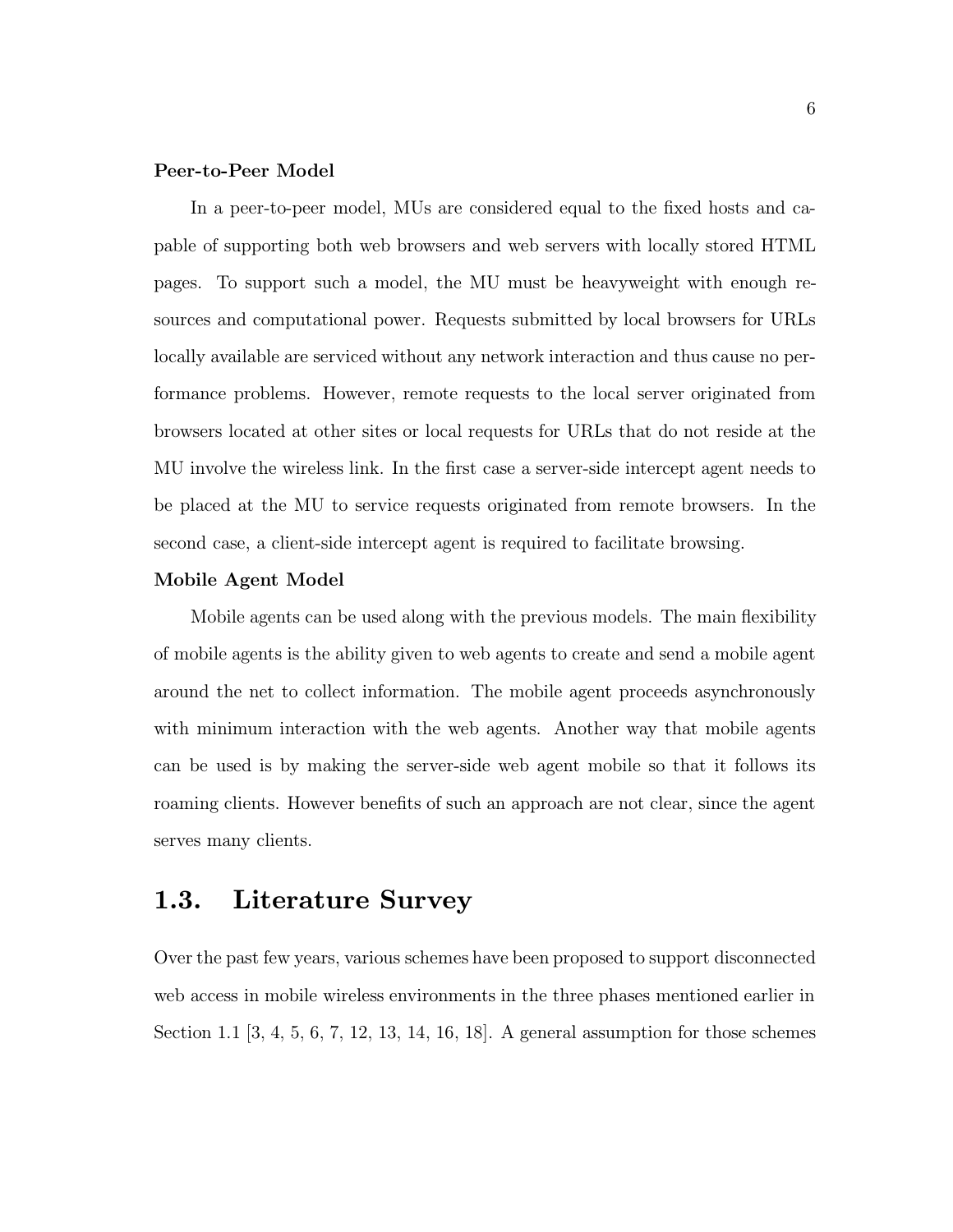**Peer-to-Peer Model**

In a peer-to-peer model, MUs are considered equal to the fixed hosts and capable of supporting both web browsers and web servers with locally stored HTML pages. To support such a model, the MU must be heavyweight with enough resources and computational power. Requests submitted by local browsers for URLs locally available are serviced without any network interaction and thus cause no performance problems. However, remote requests to the local server originated from browsers located at other sites or local requests for URLs that do not reside at the MU involve the wireless link. In the first case a server-side intercept agent needs to be placed at the MU to service requests originated from remote browsers. In the second case, a client-side intercept agent is required to facilitate browsing.

**Mobile Agent Model**

Mobile agents can be used along with the previous models. The main flexibility of mobile agents is the ability given to web agents to create and send a mobile agent around the net to collect information. The mobile agent proceeds asynchronously with minimum interaction with the web agents. Another way that mobile agents can be used is by making the server-side web agent mobile so that it follows its roaming clients. However benefits of such an approach are not clear, since the agent serves many clients.

## 1.3. Literature Survey

Over the past few years, various schemes have been proposed to support disconnected web access in mobile wireless environments in the three phases mentioned earlier in Section 1.1 [3, 4, 5, 6, 7, 12, 13, 14, 16, 18]. A general assumption for those schemes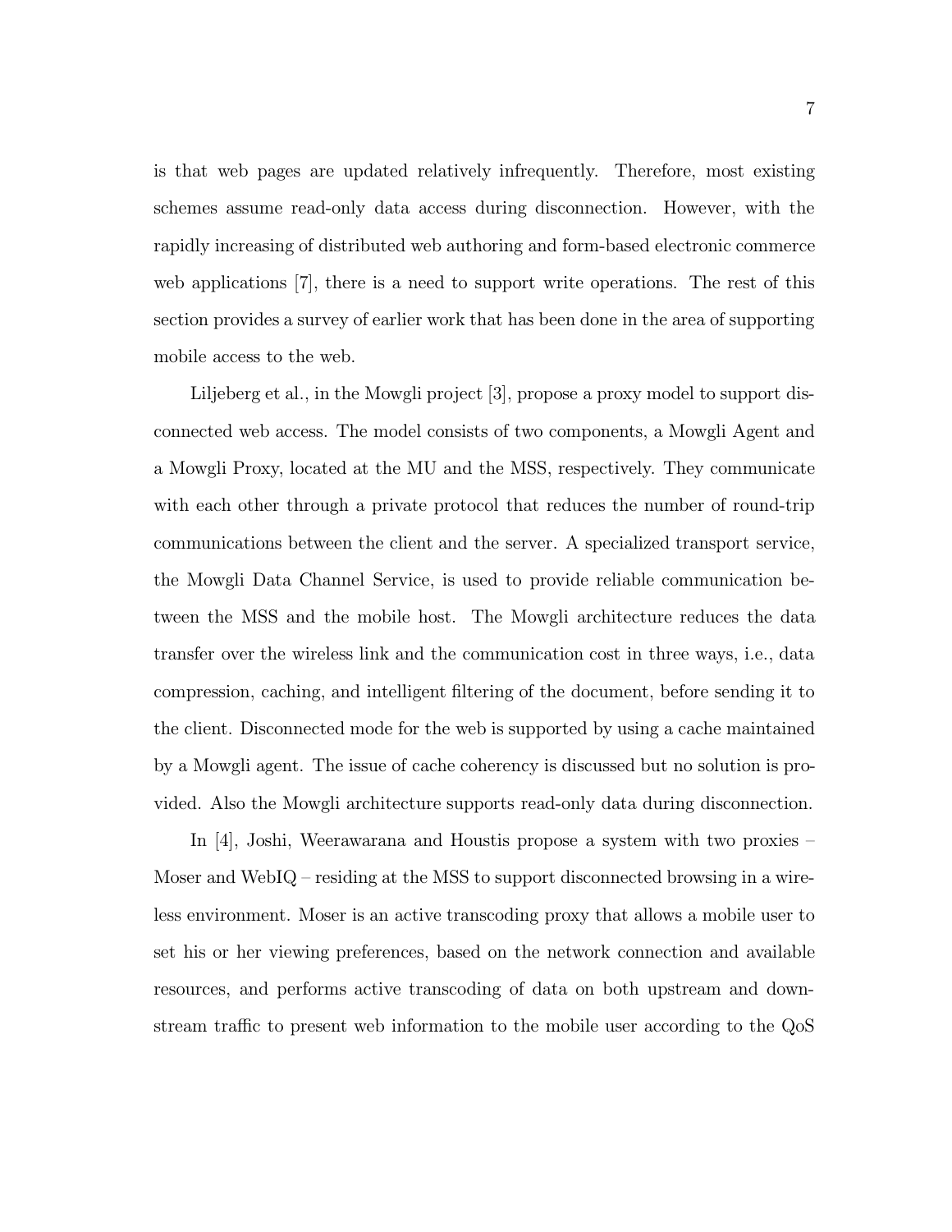is that web pages are updated relatively infrequently. Therefore, most existing schemes assume read-only data access during disconnection. However, with the rapidly increasing of distributed web authoring and form-based electronic commerce web applications [7], there is a need to support write operations. The rest of this section provides a survey of earlier work that has been done in the area of supporting mobile access to the web.

Liljeberg et al., in the Mowgli project [3], propose a proxy model to support disconnected web access. The model consists of two components, a Mowgli Agent and a Mowgli Proxy, located at the MU and the MSS, respectively. They communicate with each other through a private protocol that reduces the number of round-trip communications between the client and the server. A specialized transport service, the Mowgli Data Channel Service, is used to provide reliable communication between the MSS and the mobile host. The Mowgli architecture reduces the data transfer over the wireless link and the communication cost in three ways, i.e., data compression, caching, and intelligent filtering of the document, before sending it to the client. Disconnected mode for the web is supported by using a cache maintained by a Mowgli agent. The issue of cache coherency is discussed but no solution is provided. Also the Mowgli architecture supports read-only data during disconnection.

In [4], Joshi, Weerawarana and Houstis propose a system with two proxies – Moser and WebIQ – residing at the MSS to support disconnected browsing in a wireless environment. Moser is an active transcoding proxy that allows a mobile user to set his or her viewing preferences, based on the network connection and available resources, and performs active transcoding of data on both upstream and downstream traffic to present web information to the mobile user according to the QoS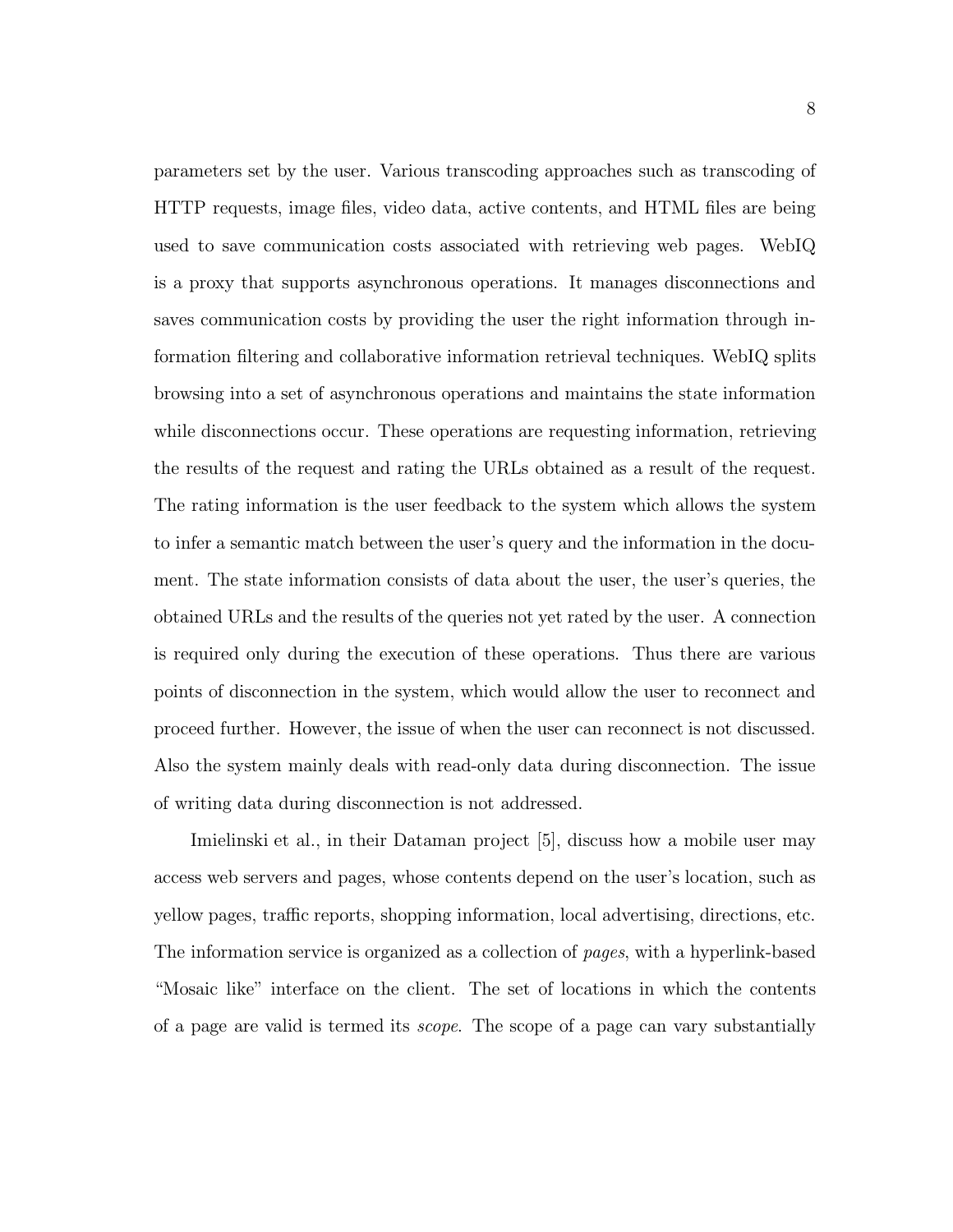parameters set by the user. Various transcoding approaches such as transcoding of HTTP requests, image files, video data, active contents, and HTML files are being used to save communication costs associated with retrieving web pages. WebIQ is a proxy that supports asynchronous operations. It manages disconnections and saves communication costs by providing the user the right information through information filtering and collaborative information retrieval techniques. WebIQ splits browsing into a set of asynchronous operations and maintains the state information while disconnections occur. These operations are requesting information, retrieving the results of the request and rating the URLs obtained as a result of the request. The rating information is the user feedback to the system which allows the system to infer a semantic match between the user's query and the information in the document. The state information consists of data about the user, the user's queries, the obtained URLs and the results of the queries not yet rated by the user. A connection is required only during the execution of these operations. Thus there are various points of disconnection in the system, which would allow the user to reconnect and proceed further. However, the issue of when the user can reconnect is not discussed. Also the system mainly deals with read-only data during disconnection. The issue of writing data during disconnection is not addressed.

Imielinski et al., in their Dataman project [5], discuss how a mobile user may access web servers and pages, whose contents depend on the user's location, such as yellow pages, traffic reports, shopping information, local advertising, directions, etc. The information service is organized as a collection of *pages*, with a hyperlink-based "Mosaic like" interface on the client. The set of locations in which the contents of a page are valid is termed its *scope*. The scope of a page can vary substantially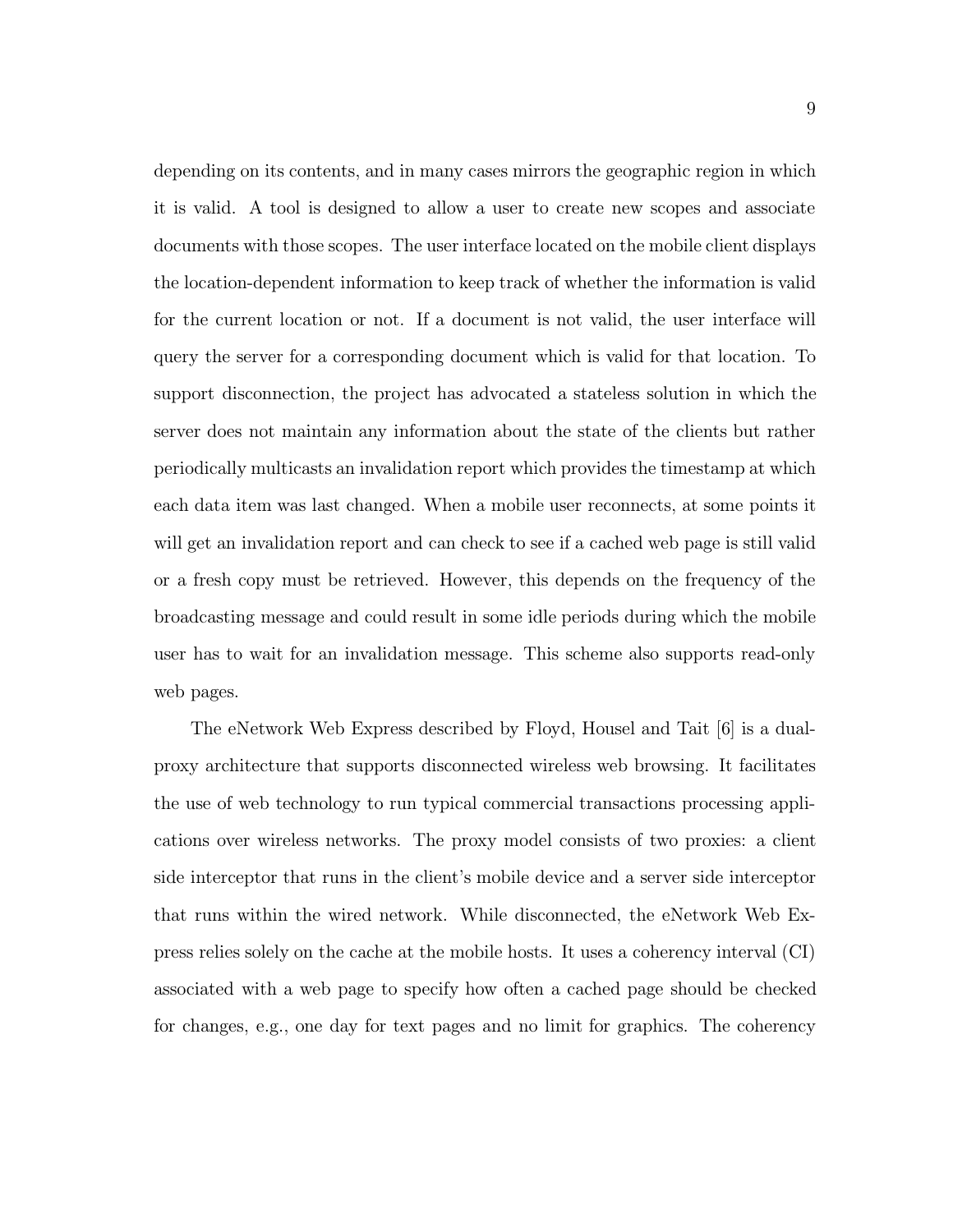depending on its contents, and in many cases mirrors the geographic region in which it is valid. A tool is designed to allow a user to create new scopes and associate documents with those scopes. The user interface located on the mobile client displays the location-dependent information to keep track of whether the information is valid for the current location or not. If a document is not valid, the user interface will query the server for a corresponding document which is valid for that location. To support disconnection, the project has advocated a stateless solution in which the server does not maintain any information about the state of the clients but rather periodically multicasts an invalidation report which provides the timestamp at which each data item was last changed. When a mobile user reconnects, at some points it will get an invalidation report and can check to see if a cached web page is still valid or a fresh copy must be retrieved. However, this depends on the frequency of the broadcasting message and could result in some idle periods during which the mobile user has to wait for an invalidation message. This scheme also supports read-only web pages.

The eNetwork Web Express described by Floyd, Housel and Tait [6] is a dual-proxy architecture that supports disconnected wireless web browsing. It facilitates the use of web technology to run typical commercial transactions processing applications over wireless networks. The proxy model consists of two proxies: a client side interceptor that runs in the client's mobile device and a server side interceptor that runs within the wired network. While disconnected, the eNetwork Web Express relies solely on the cache at the mobile hosts. It uses a coherency interval (CI) associated with a web page to specify how often a cached page should be checked for changes, e.g., one day for text pages and no limit for graphics. The coherency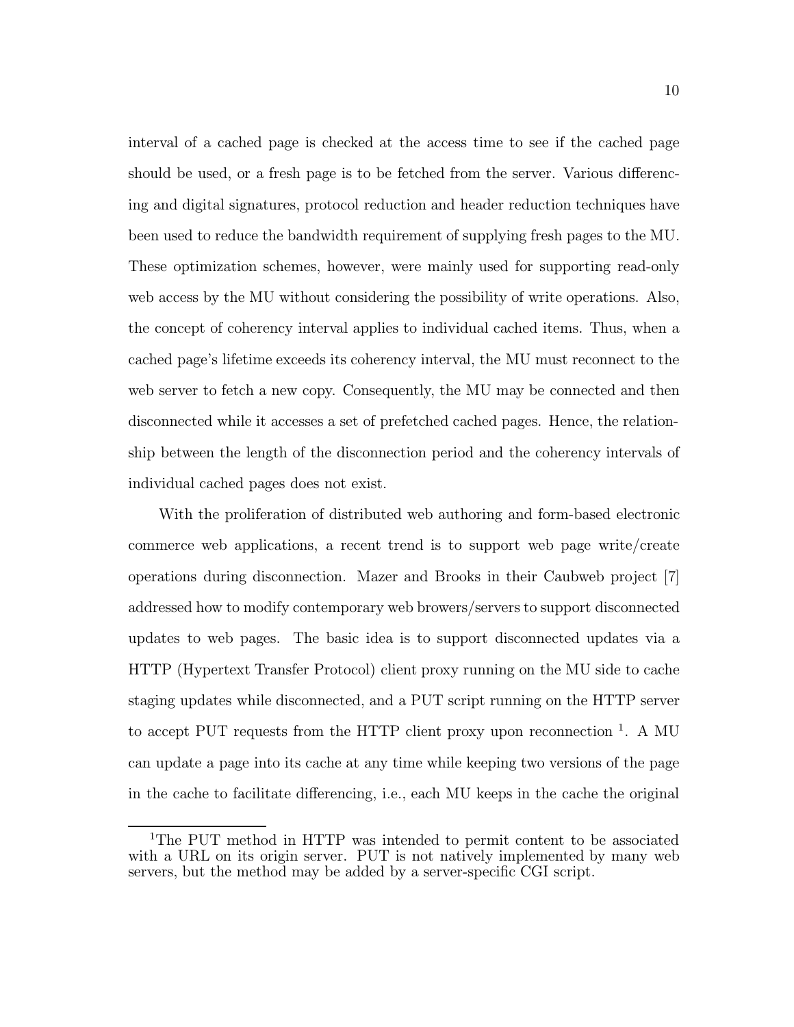interval of a cached page is checked at the access time to see if the cached page should be used, or a fresh page is to be fetched from the server. Various differencing and digital signatures, protocol reduction and header reduction techniques have been used to reduce the bandwidth requirement of supplying fresh pages to the MU. These optimization schemes, however, were mainly used for supporting read-only web access by the MU without considering the possibility of write operations. Also, the concept of coherency interval applies to individual cached items. Thus, when a cached page's lifetime exceeds its coherency interval, the MU must reconnect to the web server to fetch a new copy. Consequently, the MU may be connected and then disconnected while it accesses a set of prefetched cached pages. Hence, the relationship between the length of the disconnection period and the coherency intervals of individual cached pages does not exist.

With the proliferation of distributed web authoring and form-based electronic commerce web applications, a recent trend is to support web page write/create operations during disconnection. Mazer and Brooks in their Caubweb project [7] addressed how to modify contemporary web browers/servers to support disconnected updates to web pages. The basic idea is to support disconnected updates via a HTTP (Hypertext Transfer Protocol) client proxy running on the MU side to cache staging updates while disconnected, and a PUT script running on the HTTP server to accept PUT requests from the HTTP client proxy upon reconnection [1]. A MU can update a page into its cache at any time while keeping two versions of the page in the cache to facilitate differencing, i.e., each MU keeps in the cache the original

---

[1] The PUT method in HTTP was intended to permit content to be associated with a URL on its origin server. PUT is not natively implemented by many web servers, but the method may be added by a server-specific CGI script.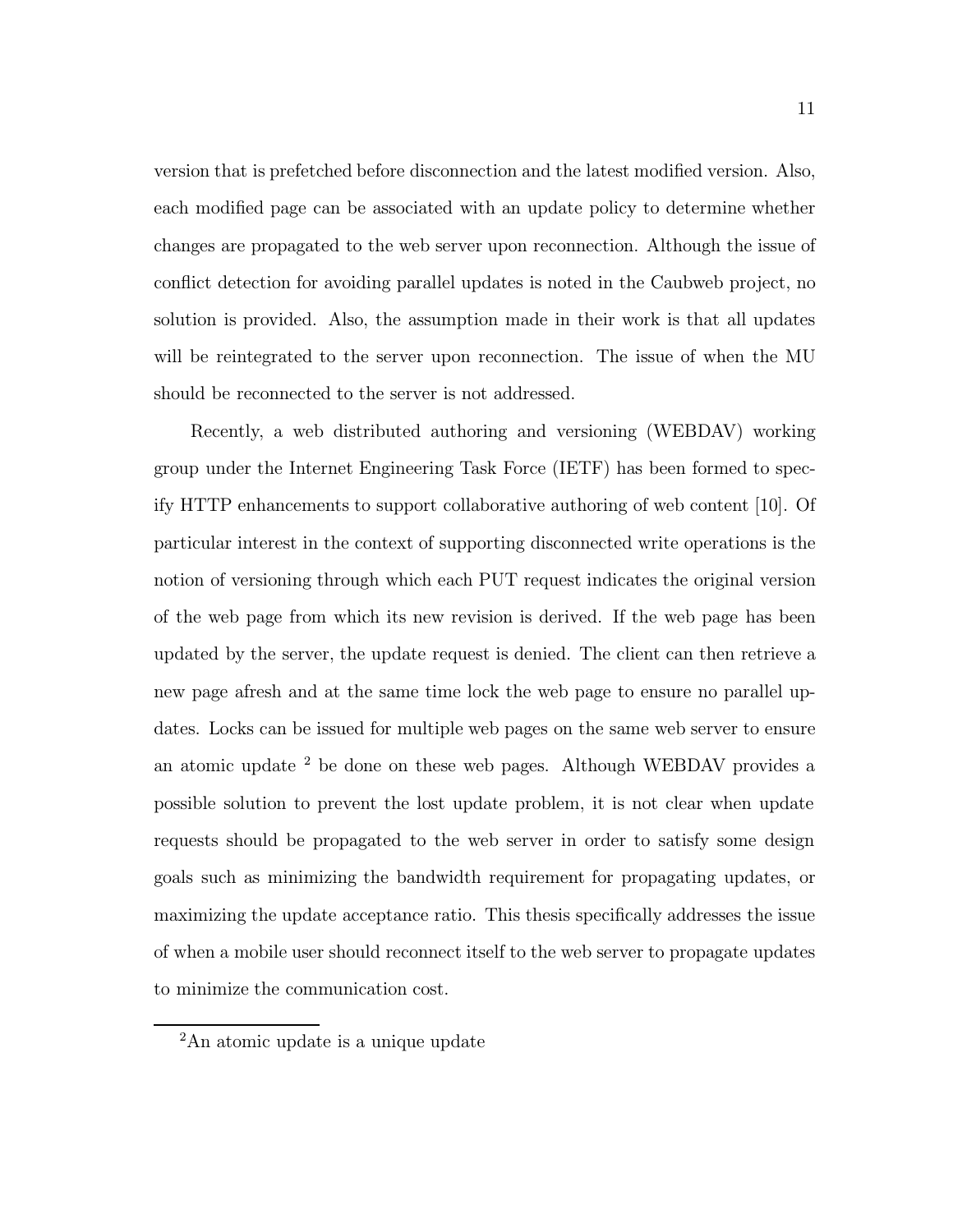version that is prefetched before disconnection and the latest modified version. Also, each modified page can be associated with an update policy to determine whether changes are propagated to the web server upon reconnection. Although the issue of conflict detection for avoiding parallel updates is noted in the Caubweb project, no solution is provided. Also, the assumption made in their work is that all updates will be reintegrated to the server upon reconnection. The issue of when the MU should be reconnected to the server is not addressed.

Recently, a web distributed authoring and versioning (WEBDAV) working group under the Internet Engineering Task Force (IETF) has been formed to specify HTTP enhancements to support collaborative authoring of web content [10]. Of particular interest in the context of supporting disconnected write operations is the notion of versioning through which each PUT request indicates the original version of the web page from which its new revision is derived. If the web page has been updated by the server, the update request is denied. The client can then retrieve a new page afresh and at the same time lock the web page to ensure no parallel updates. Locks can be issued for multiple web pages on the same web server to ensure an atomic update [2] be done on these web pages. Although WEBDAV provides a possible solution to prevent the lost update problem, it is not clear when update requests should be propagated to the web server in order to satisfy some design goals such as minimizing the bandwidth requirement for propagating updates, or maximizing the update acceptance ratio. This thesis specifically addresses the issue of when a mobile user should reconnect itself to the web server to propagate updates to minimize the communication cost.

[2] An atomic update is a unique update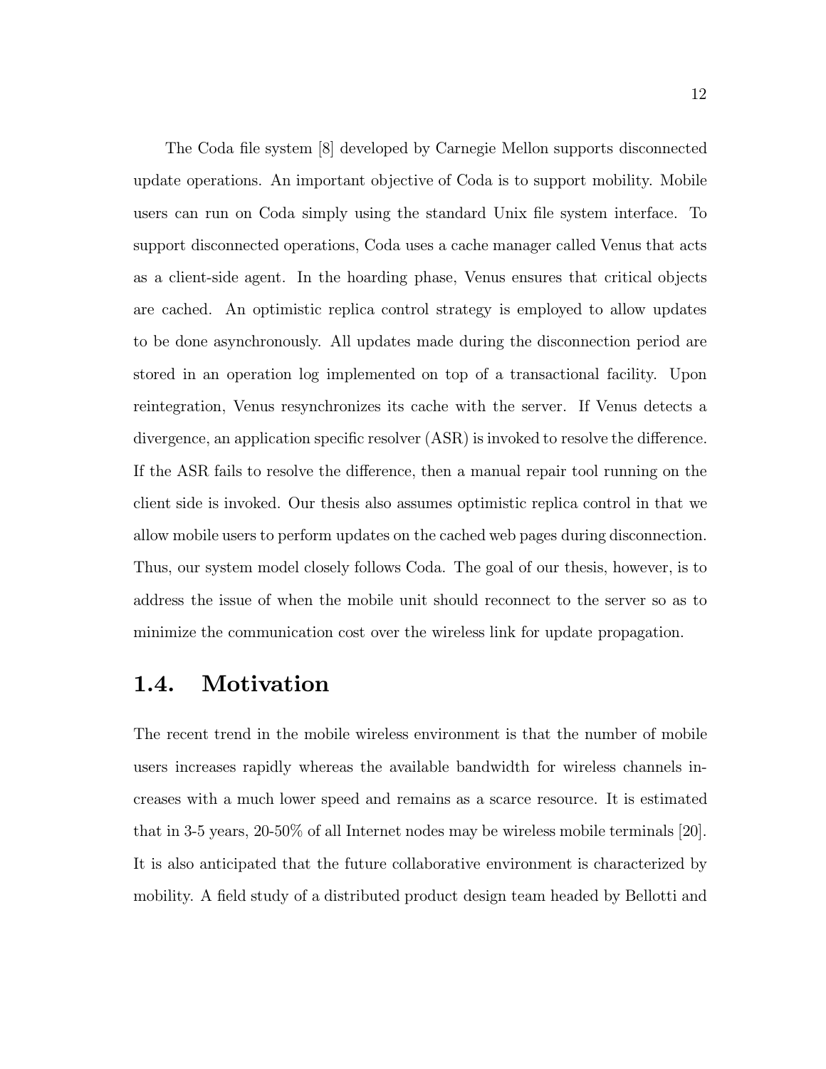The Coda file system [8] developed by Carnegie Mellon supports disconnected update operations. An important objective of Coda is to support mobility. Mobile users can run on Coda simply using the standard Unix file system interface. To support disconnected operations, Coda uses a cache manager called Venus that acts as a client-side agent. In the hoarding phase, Venus ensures that critical objects are cached. An optimistic replica control strategy is employed to allow updates to be done asynchronously. All updates made during the disconnection period are stored in an operation log implemented on top of a transactional facility. Upon reintegration, Venus resynchronizes its cache with the server. If Venus detects a divergence, an application specific resolver (ASR) is invoked to resolve the difference. If the ASR fails to resolve the difference, then a manual repair tool running on the client side is invoked. Our thesis also assumes optimistic replica control in that we allow mobile users to perform updates on the cached web pages during disconnection. Thus, our system model closely follows Coda. The goal of our thesis, however, is to address the issue of when the mobile unit should reconnect to the server so as to minimize the communication cost over the wireless link for update propagation.

## 1.4. Motivation

The recent trend in the mobile wireless environment is that the number of mobile users increases rapidly whereas the available bandwidth for wireless channels increases with a much lower speed and remains as a scarce resource. It is estimated that in 3-5 years, 20-50% of all Internet nodes may be wireless mobile terminals [20]. It is also anticipated that the future collaborative environment is characterized by mobility. A field study of a distributed product design team headed by Bellotti and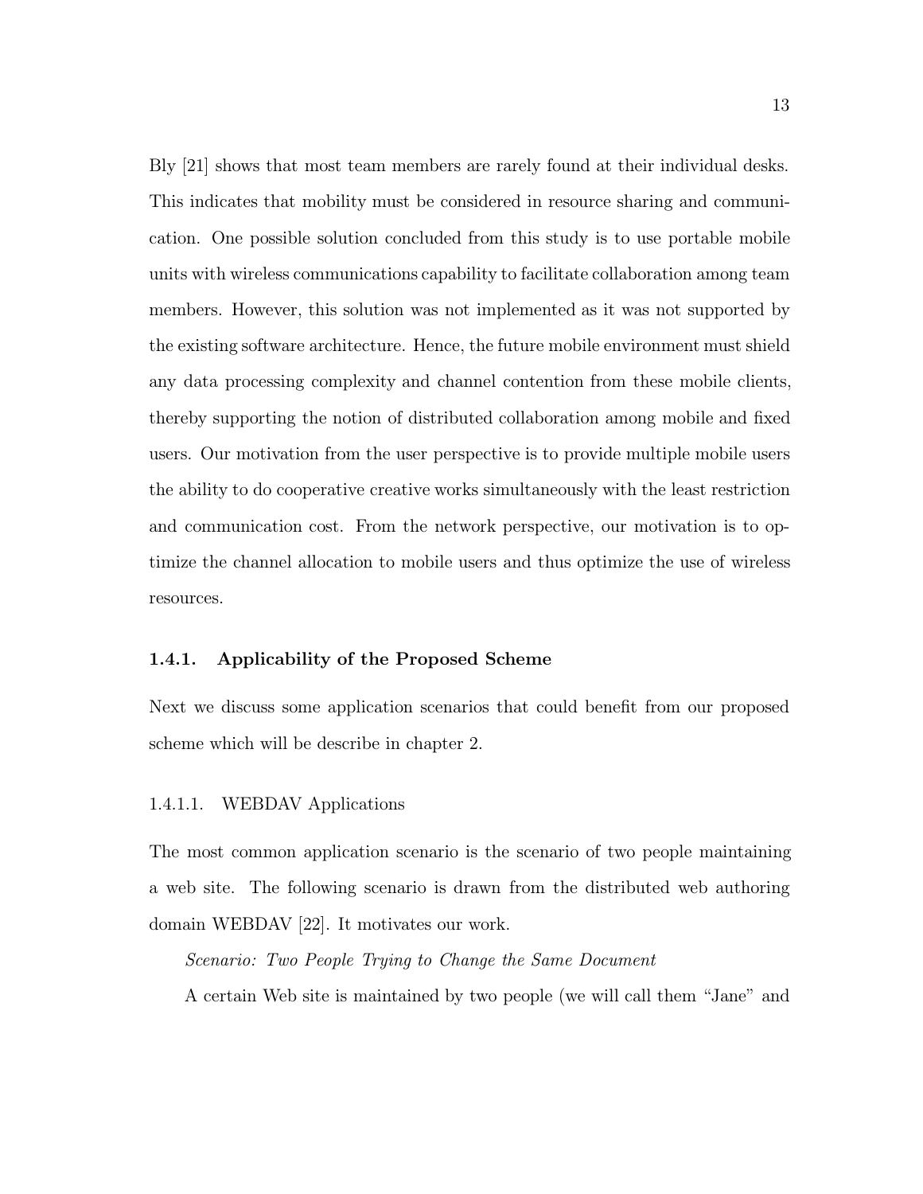Bly [21] shows that most team members are rarely found at their individual desks. This indicates that mobility must be considered in resource sharing and communication. One possible solution concluded from this study is to use portable mobile units with wireless communications capability to facilitate collaboration among team members. However, this solution was not implemented as it was not supported by the existing software architecture. Hence, the future mobile environment must shield any data processing complexity and channel contention from these mobile clients, thereby supporting the notion of distributed collaboration among mobile and fixed users. Our motivation from the user perspective is to provide multiple mobile users the ability to do cooperative creative works simultaneously with the least restriction and communication cost. From the network perspective, our motivation is to optimize the channel allocation to mobile users and thus optimize the use of wireless resources.

### 1.4.1. Applicability of the Proposed Scheme

Next we discuss some application scenarios that could benefit from our proposed scheme which will be describe in chapter 2.

#### 1.4.1.1. WEBDAV Applications

The most common application scenario is the scenario of two people maintaining a web site. The following scenario is drawn from the distributed web authoring domain WEBDAV [22]. It motivates our work.

*Scenario: Two People Trying to Change the Same Document*

A certain Web site is maintained by two people (we will call them "Jane" and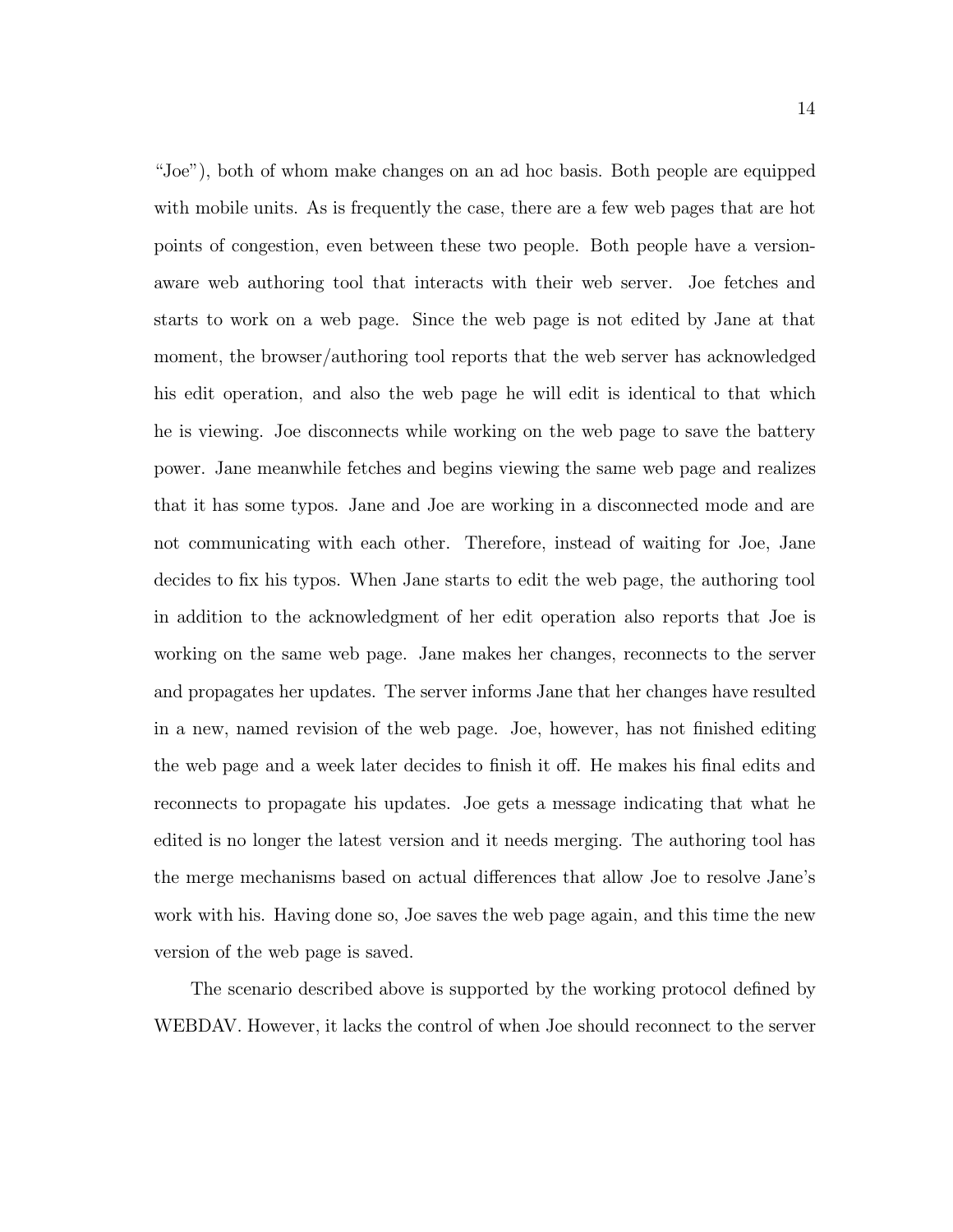"Joe"), both of whom make changes on an ad hoc basis. Both people are equipped with mobile units. As is frequently the case, there are a few web pages that are hot points of congestion, even between these two people. Both people have a version-aware web authoring tool that interacts with their web server. Joe fetches and starts to work on a web page. Since the web page is not edited by Jane at that moment, the browser/authoring tool reports that the web server has acknowledged his edit operation, and also the web page he will edit is identical to that which he is viewing. Joe disconnects while working on the web page to save the battery power. Jane meanwhile fetches and begins viewing the same web page and realizes that it has some typos. Jane and Joe are working in a disconnected mode and are not communicating with each other. Therefore, instead of waiting for Joe, Jane decides to fix his typos. When Jane starts to edit the web page, the authoring tool in addition to the acknowledgment of her edit operation also reports that Joe is working on the same web page. Jane makes her changes, reconnects to the server and propagates her updates. The server informs Jane that her changes have resulted in a new, named revision of the web page. Joe, however, has not finished editing the web page and a week later decides to finish it off. He makes his final edits and reconnects to propagate his updates. Joe gets a message indicating that what he edited is no longer the latest version and it needs merging. The authoring tool has the merge mechanisms based on actual differences that allow Joe to resolve Jane's work with his. Having done so, Joe saves the web page again, and this time the new version of the web page is saved.

The scenario described above is supported by the working protocol defined by WEBDAV. However, it lacks the control of when Joe should reconnect to the server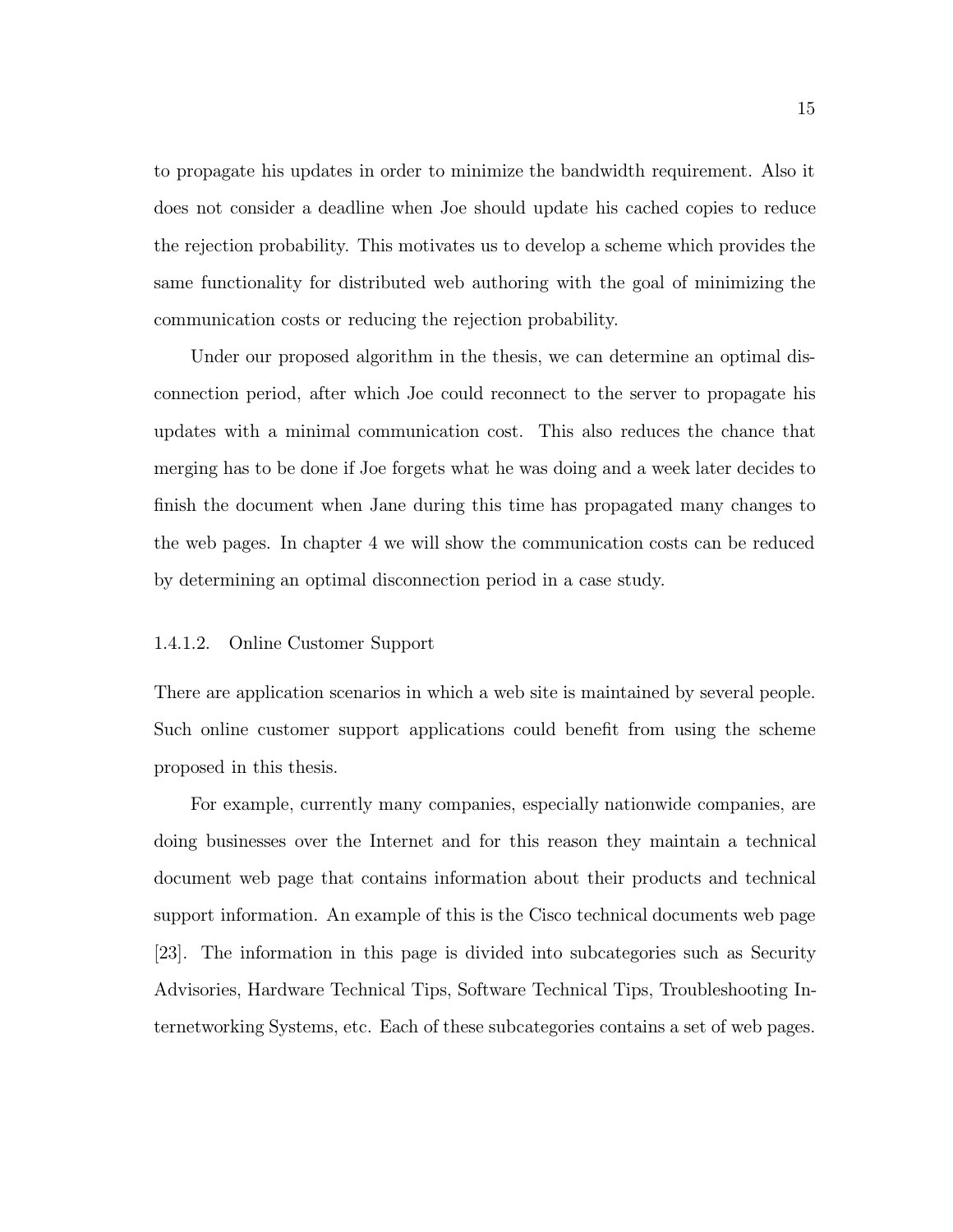to propagate his updates in order to minimize the bandwidth requirement. Also it does not consider a deadline when Joe should update his cached copies to reduce the rejection probability. This motivates us to develop a scheme which provides the same functionality for distributed web authoring with the goal of minimizing the communication costs or reducing the rejection probability.

Under our proposed algorithm in the thesis, we can determine an optimal disconnection period, after which Joe could reconnect to the server to propagate his updates with a minimal communication cost. This also reduces the chance that merging has to be done if Joe forgets what he was doing and a week later decides to finish the document when Jane during this time has propagated many changes to the web pages. In chapter 4 we will show the communication costs can be reduced by determining an optimal disconnection period in a case study.

#### 1.4.1.2. Online Customer Support

There are application scenarios in which a web site is maintained by several people. Such online customer support applications could benefit from using the scheme proposed in this thesis.

For example, currently many companies, especially nationwide companies, are doing businesses over the Internet and for this reason they maintain a technical document web page that contains information about their products and technical support information. An example of this is the Cisco technical documents web page [23]. The information in this page is divided into subcategories such as Security Advisories, Hardware Technical Tips, Software Technical Tips, Troubleshooting Internetworking Systems, etc. Each of these subcategories contains a set of web pages.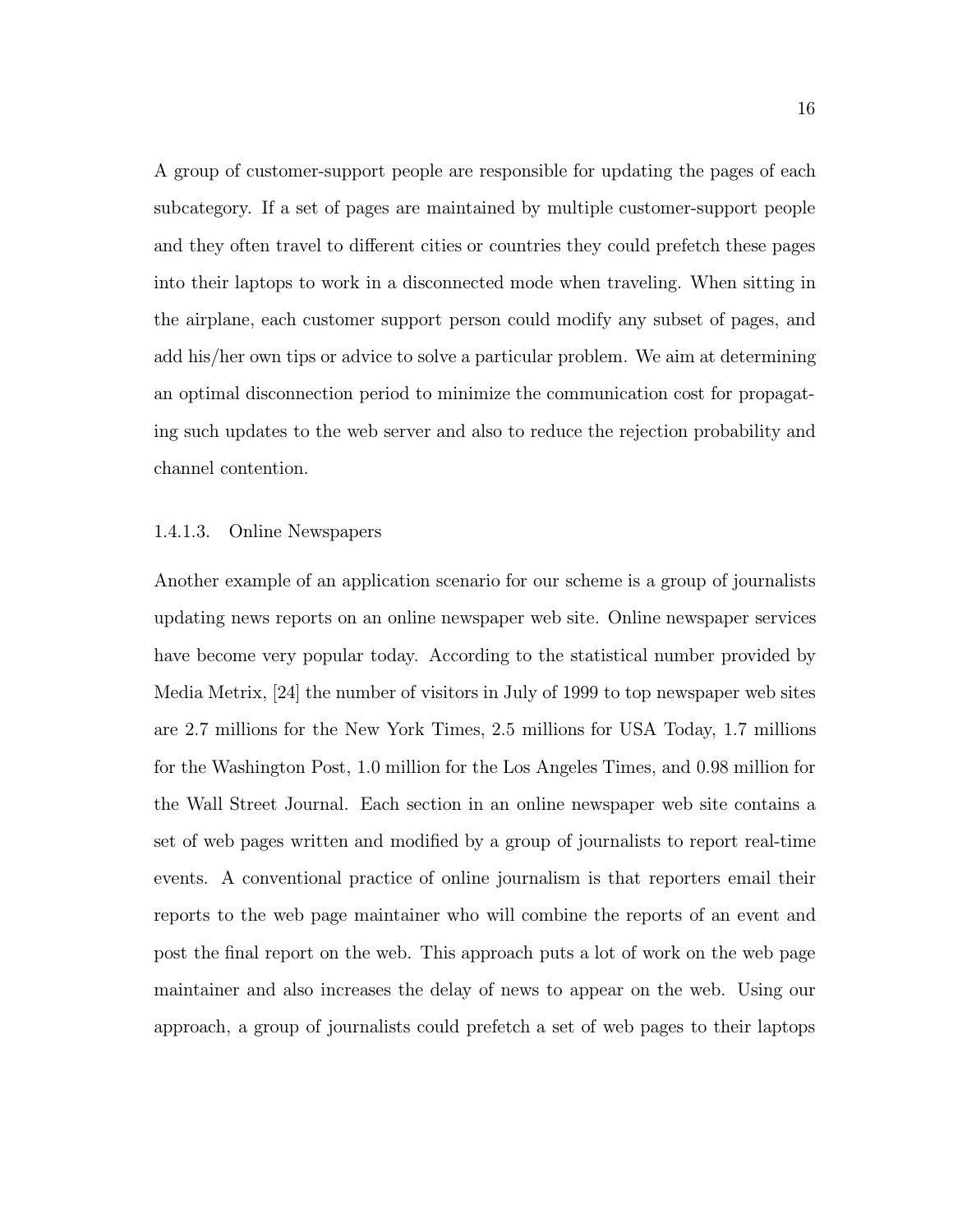A group of customer-support people are responsible for updating the pages of each subcategory. If a set of pages are maintained by multiple customer-support people and they often travel to different cities or countries they could prefetch these pages into their laptops to work in a disconnected mode when traveling. When sitting in the airplane, each customer support person could modify any subset of pages, and add his/her own tips or advice to solve a particular problem. We aim at determining an optimal disconnection period to minimize the communication cost for propagating such updates to the web server and also to reduce the rejection probability and channel contention.

#### 1.4.1.3. Online Newspapers

Another example of an application scenario for our scheme is a group of journalists updating news reports on an online newspaper web site. Online newspaper services have become very popular today. According to the statistical number provided by Media Metrix, [24] the number of visitors in July of 1999 to top newspaper web sites are 2.7 millions for the New York Times, 2.5 millions for USA Today, 1.7 millions for the Washington Post, 1.0 million for the Los Angeles Times, and 0.98 million for the Wall Street Journal. Each section in an online newspaper web site contains a set of web pages written and modified by a group of journalists to report real-time events. A conventional practice of online journalism is that reporters email their reports to the web page maintainer who will combine the reports of an event and post the final report on the web. This approach puts a lot of work on the web page maintainer and also increases the delay of news to appear on the web. Using our approach, a group of journalists could prefetch a set of web pages to their laptops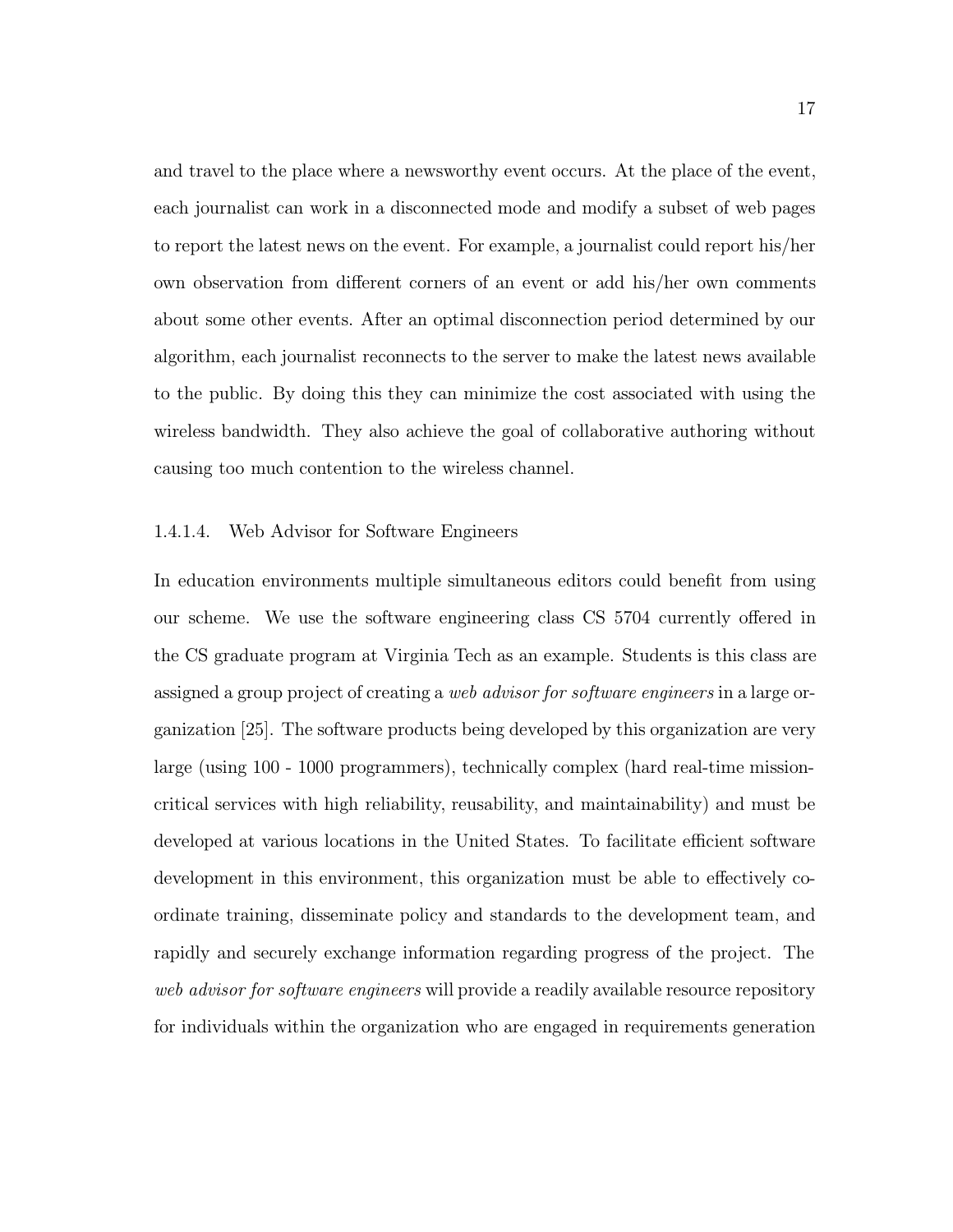and travel to the place where a newsworthy event occurs. At the place of the event, each journalist can work in a disconnected mode and modify a subset of web pages to report the latest news on the event. For example, a journalist could report his/her own observation from different corners of an event or add his/her own comments about some other events. After an optimal disconnection period determined by our algorithm, each journalist reconnects to the server to make the latest news available to the public. By doing this they can minimize the cost associated with using the wireless bandwidth. They also achieve the goal of collaborative authoring without causing too much contention to the wireless channel.

#### 1.4.1.4. Web Advisor for Software Engineers

In education environments multiple simultaneous editors could benefit from using our scheme. We use the software engineering class CS 5704 currently offered in the CS graduate program at Virginia Tech as an example. Students is this class are assigned a group project of creating a *web advisor for software engineers* in a large organization [25]. The software products being developed by this organization are very large (using 100 - 1000 programmers), technically complex (hard real-time mission-critical services with high reliability, reusability, and maintainability) and must be developed at various locations in the United States. To facilitate efficient software development in this environment, this organization must be able to effectively coordinate training, disseminate policy and standards to the development team, and rapidly and securely exchange information regarding progress of the project. The *web advisor for software engineers* will provide a readily available resource repository for individuals within the organization who are engaged in requirements generation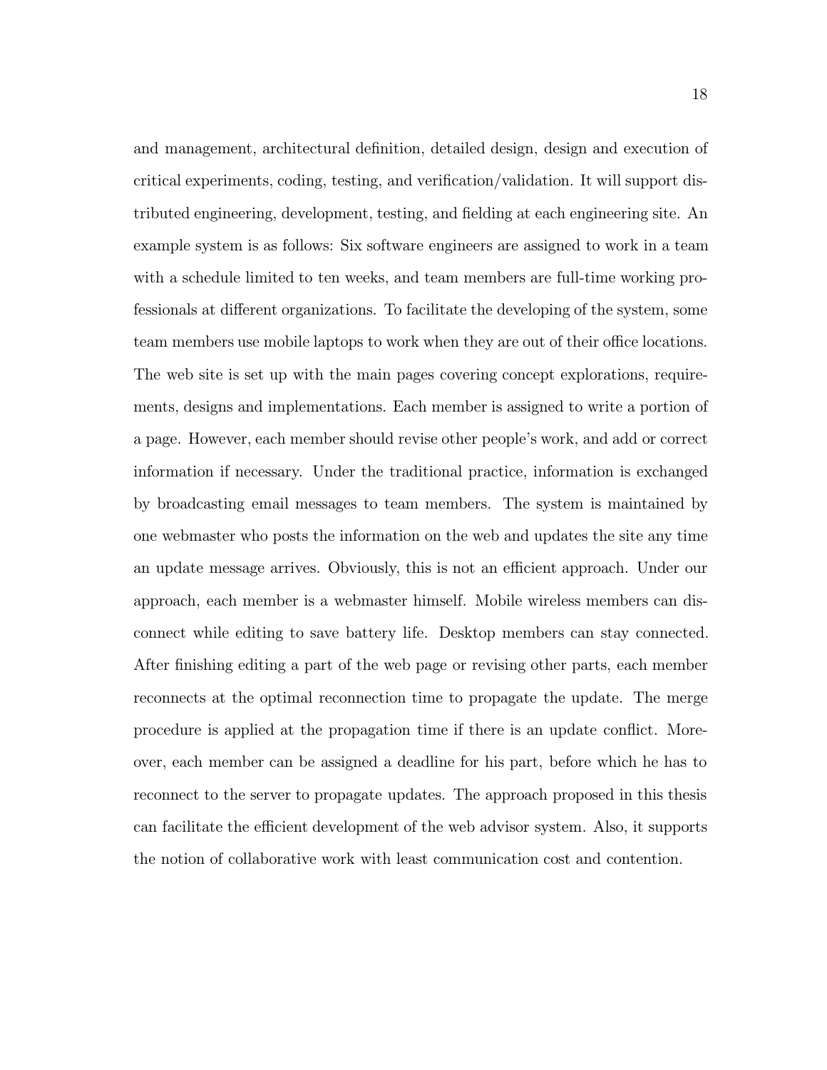and management, architectural definition, detailed design, design and execution of critical experiments, coding, testing, and verification/validation. It will support distributed engineering, development, testing, and fielding at each engineering site. An example system is as follows: Six software engineers are assigned to work in a team with a schedule limited to ten weeks, and team members are full-time working professionals at different organizations. To facilitate the developing of the system, some team members use mobile laptops to work when they are out of their office locations. The web site is set up with the main pages covering concept explorations, requirements, designs and implementations. Each member is assigned to write a portion of a page. However, each member should revise other people's work, and add or correct information if necessary. Under the traditional practice, information is exchanged by broadcasting email messages to team members. The system is maintained by one webmaster who posts the information on the web and updates the site any time an update message arrives. Obviously, this is not an efficient approach. Under our approach, each member is a webmaster himself. Mobile wireless members can disconnect while editing to save battery life. Desktop members can stay connected. After finishing editing a part of the web page or revising other parts, each member reconnects at the optimal reconnection time to propagate the update. The merge procedure is applied at the propagation time if there is an update conflict. Moreover, each member can be assigned a deadline for his part, before which he has to reconnect to the server to propagate updates. The approach proposed in this thesis can facilitate the efficient development of the web advisor system. Also, it supports the notion of collaborative work with least communication cost and contention.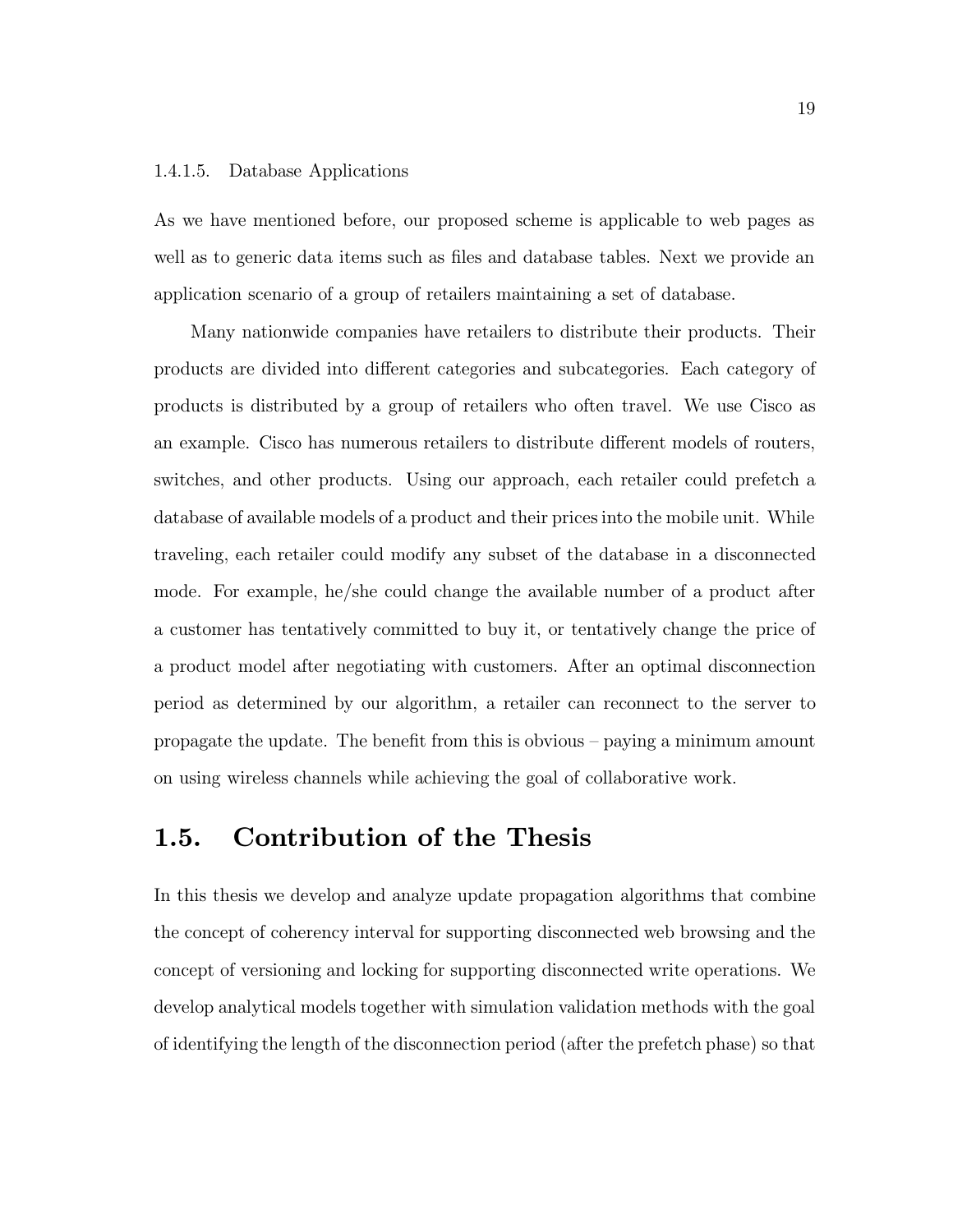#### 1.4.1.5. Database Applications

As we have mentioned before, our proposed scheme is applicable to web pages as well as to generic data items such as files and database tables. Next we provide an application scenario of a group of retailers maintaining a set of database.

Many nationwide companies have retailers to distribute their products. Their products are divided into different categories and subcategories. Each category of products is distributed by a group of retailers who often travel. We use Cisco as an example. Cisco has numerous retailers to distribute different models of routers, switches, and other products. Using our approach, each retailer could prefetch a database of available models of a product and their prices into the mobile unit. While traveling, each retailer could modify any subset of the database in a disconnected mode. For example, he/she could change the available number of a product after a customer has tentatively committed to buy it, or tentatively change the price of a product model after negotiating with customers. After an optimal disconnection period as determined by our algorithm, a retailer can reconnect to the server to propagate the update. The benefit from this is obvious – paying a minimum amount on using wireless channels while achieving the goal of collaborative work.

## 1.5. Contribution of the Thesis

In this thesis we develop and analyze update propagation algorithms that combine the concept of coherency interval for supporting disconnected web browsing and the concept of versioning and locking for supporting disconnected write operations. We develop analytical models together with simulation validation methods with the goal of identifying the length of the disconnection period (after the prefetch phase) so that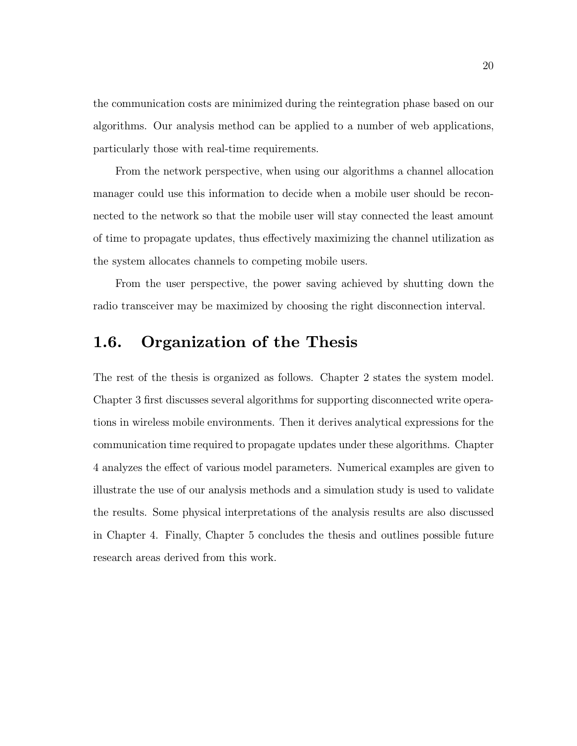the communication costs are minimized during the reintegration phase based on our algorithms. Our analysis method can be applied to a number of web applications, particularly those with real-time requirements.

From the network perspective, when using our algorithms a channel allocation manager could use this information to decide when a mobile user should be reconnected to the network so that the mobile user will stay connected the least amount of time to propagate updates, thus effectively maximizing the channel utilization as the system allocates channels to competing mobile users.

From the user perspective, the power saving achieved by shutting down the radio transceiver may be maximized by choosing the right disconnection interval.

## 1.6. Organization of the Thesis

The rest of the thesis is organized as follows. Chapter 2 states the system model. Chapter 3 first discusses several algorithms for supporting disconnected write operations in wireless mobile environments. Then it derives analytical expressions for the communication time required to propagate updates under these algorithms. Chapter 4 analyzes the effect of various model parameters. Numerical examples are given to illustrate the use of our analysis methods and a simulation study is used to validate the results. Some physical interpretations of the analysis results are also discussed in Chapter 4. Finally, Chapter 5 concludes the thesis and outlines possible future research areas derived from this work.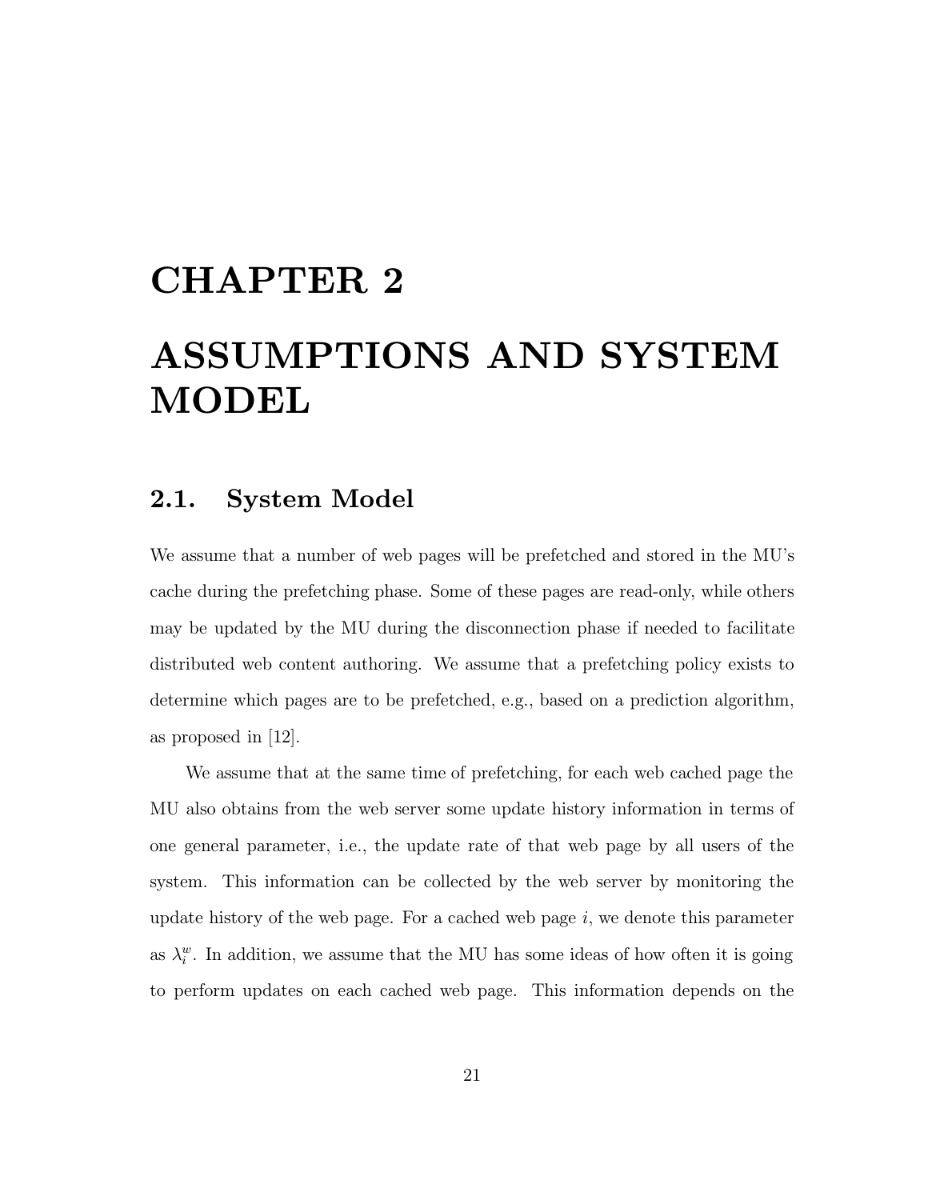# CHAPTER 2

# ASSUMPTIONS AND SYSTEM MODEL

## 2.1. System Model

We assume that a number of web pages will be prefetched and stored in the MU's cache during the prefetching phase. Some of these pages are read-only, while others may be updated by the MU during the disconnection phase if needed to facilitate distributed web content authoring. We assume that a prefetching policy exists to determine which pages are to be prefetched, e.g., based on a prediction algorithm, as proposed in [12].

We assume that at the same time of prefetching, for each web cached page the MU also obtains from the web server some update history information in terms of one general parameter, i.e., the update rate of that web page by all users of the system. This information can be collected by the web server by monitoring the update history of the web page. For a cached web page $i$, we denote this parameter as $\lambda_i^w$. In addition, we assume that the MU has some ideas of how often it is going to perform updates on each cached web page. This information depends on the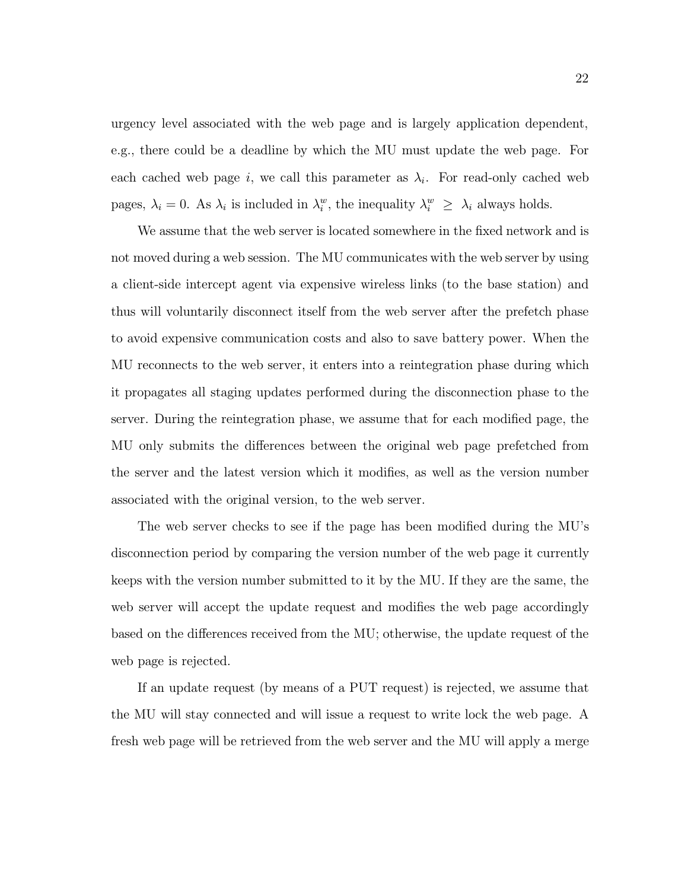urgency level associated with the web page and is largely application dependent, e.g., there could be a deadline by which the MU must update the web page. For each cached web page $i$, we call this parameter as $\lambda_i$. For read-only cached web pages, $\lambda_i = 0$. As $\lambda_i$ is included in $\lambda_i^w$, the inequality $\lambda_i^w \geq \lambda_i$ always holds.

We assume that the web server is located somewhere in the fixed network and is not moved during a web session. The MU communicates with the web server by using a client-side intercept agent via expensive wireless links (to the base station) and thus will voluntarily disconnect itself from the web server after the prefetch phase to avoid expensive communication costs and also to save battery power. When the MU reconnects to the web server, it enters into a reintegration phase during which it propagates all staging updates performed during the disconnection phase to the server. During the reintegration phase, we assume that for each modified page, the MU only submits the differences between the original web page prefetched from the server and the latest version which it modifies, as well as the version number associated with the original version, to the web server.

The web server checks to see if the page has been modified during the MU's disconnection period by comparing the version number of the web page it currently keeps with the version number submitted to it by the MU. If they are the same, the web server will accept the update request and modifies the web page accordingly based on the differences received from the MU; otherwise, the update request of the web page is rejected.

If an update request (by means of a PUT request) is rejected, we assume that the MU will stay connected and will issue a request to write lock the web page. A fresh web page will be retrieved from the web server and the MU will apply a merge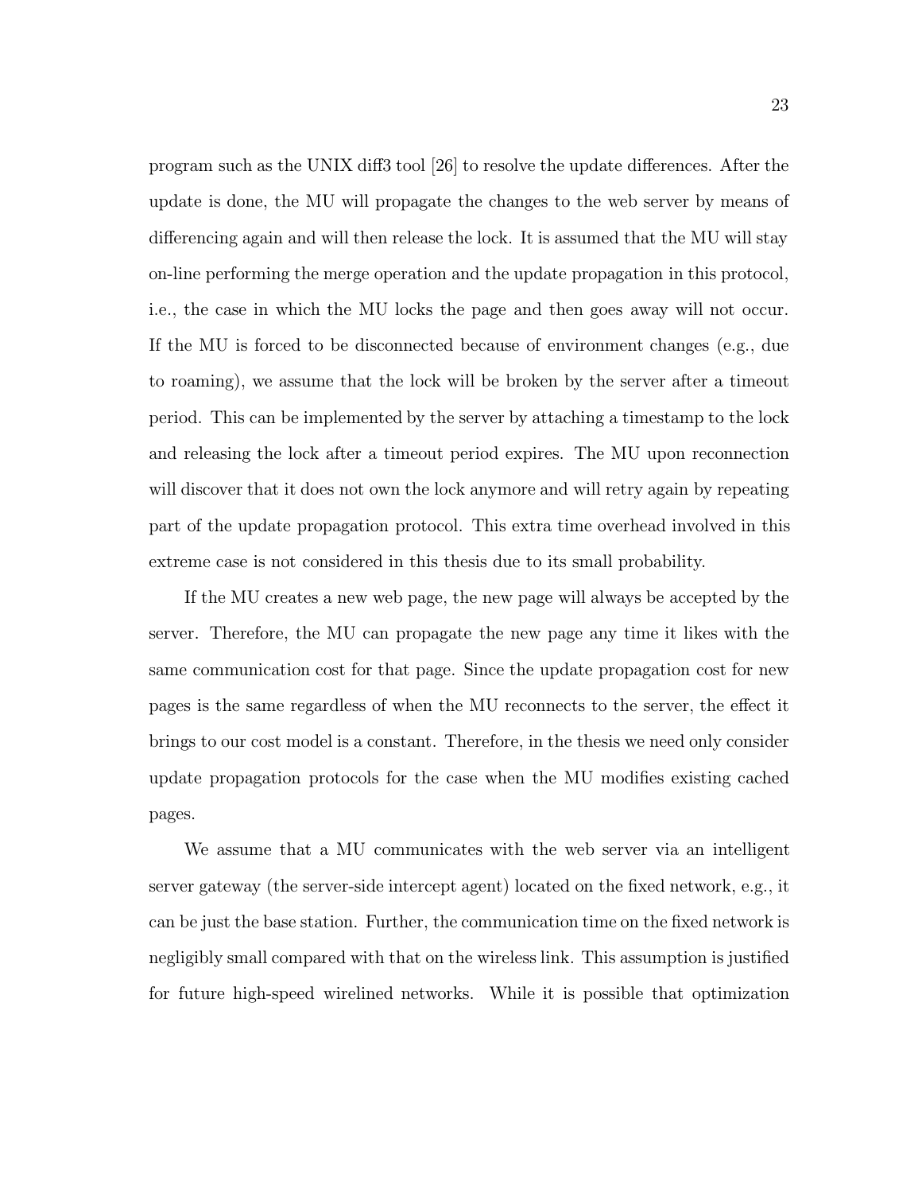program such as the UNIX diff3 tool [26] to resolve the update differences. After the update is done, the MU will propagate the changes to the web server by means of differencing again and will then release the lock. It is assumed that the MU will stay on-line performing the merge operation and the update propagation in this protocol, i.e., the case in which the MU locks the page and then goes away will not occur. If the MU is forced to be disconnected because of environment changes (e.g., due to roaming), we assume that the lock will be broken by the server after a timeout period. This can be implemented by the server by attaching a timestamp to the lock and releasing the lock after a timeout period expires. The MU upon reconnection will discover that it does not own the lock anymore and will retry again by repeating part of the update propagation protocol. This extra time overhead involved in this extreme case is not considered in this thesis due to its small probability.

If the MU creates a new web page, the new page will always be accepted by the server. Therefore, the MU can propagate the new page any time it likes with the same communication cost for that page. Since the update propagation cost for new pages is the same regardless of when the MU reconnects to the server, the effect it brings to our cost model is a constant. Therefore, in the thesis we need only consider update propagation protocols for the case when the MU modifies existing cached pages.

We assume that a MU communicates with the web server via an intelligent server gateway (the server-side intercept agent) located on the fixed network, e.g., it can be just the base station. Further, the communication time on the fixed network is negligibly small compared with that on the wireless link. This assumption is justified for future high-speed wirelined networks. While it is possible that optimization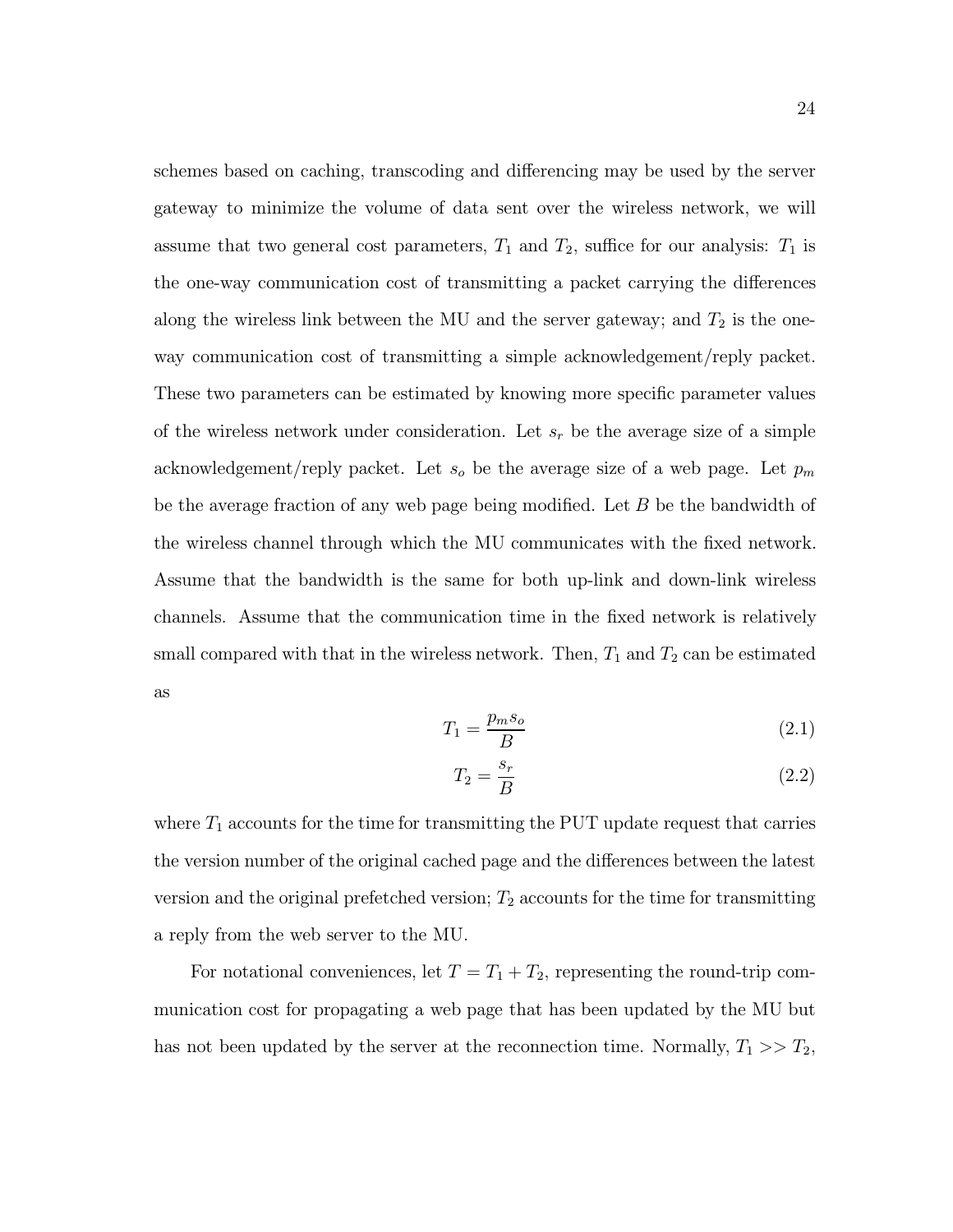schemes based on caching, transcoding and differencing may be used by the server gateway to minimize the volume of data sent over the wireless network, we will assume that two general cost parameters, $T_1$ and $T_2$, suffice for our analysis: $T_1$ is the one-way communication cost of transmitting a packet carrying the differences along the wireless link between the MU and the server gateway; and $T_2$ is the one-way communication cost of transmitting a simple acknowledgement/reply packet. These two parameters can be estimated by knowing more specific parameter values of the wireless network under consideration. Let $s_r$ be the average size of a simple acknowledgement/reply packet. Let $s_o$ be the average size of a web page. Let $p_m$ be the average fraction of any web page being modified. Let $B$ be the bandwidth of the wireless channel through which the MU communicates with the fixed network. Assume that the bandwidth is the same for both up-link and down-link wireless channels. Assume that the communication time in the fixed network is relatively small compared with that in the wireless network. Then, $T_1$ and $T_2$ can be estimated as

$$T_1 = \frac{p_m s_o}{B} \tag{2.1}$$

$$T_2 = \frac{s_r}{B} \tag{2.2}$$

where $T_1$ accounts for the time for transmitting the PUT update request that carries the version number of the original cached page and the differences between the latest version and the original prefetched version; $T_2$ accounts for the time for transmitting a reply from the web server to the MU.

For notational conveniences, let $T = T_1 + T_2$, representing the round-trip communication cost for propagating a web page that has been updated by the MU but has not been updated by the server at the reconnection time. Normally, $T_1 >> T_2$,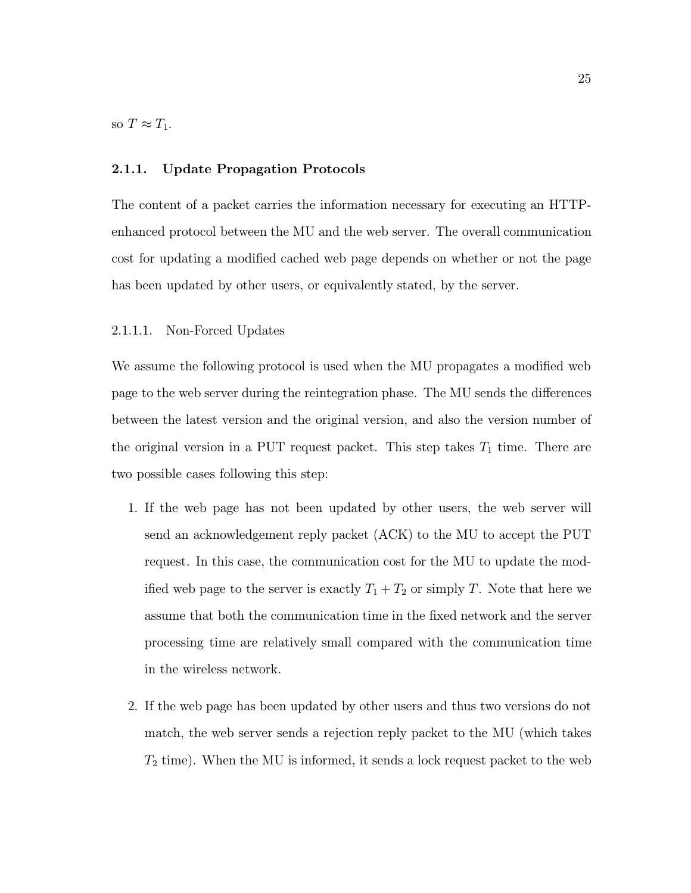so $T \approx T_1$.

### 2.1.1. Update Propagation Protocols

The content of a packet carries the information necessary for executing an HTTP-enhanced protocol between the MU and the web server. The overall communication cost for updating a modified cached web page depends on whether or not the page has been updated by other users, or equivalently stated, by the server.

#### 2.1.1.1. Non-Forced Updates

We assume the following protocol is used when the MU propagates a modified web page to the web server during the reintegration phase. The MU sends the differences between the latest version and the original version, and also the version number of the original version in a PUT request packet. This step takes $T_1$ time. There are two possible cases following this step:

1. If the web page has not been updated by other users, the web server will send an acknowledgement reply packet (ACK) to the MU to accept the PUT request. In this case, the communication cost for the MU to update the modified web page to the server is exactly $T_1 + T_2$ or simply $T$. Note that here we assume that both the communication time in the fixed network and the server processing time are relatively small compared with the communication time in the wireless network.

2. If the web page has been updated by other users and thus two versions do not match, the web server sends a rejection reply packet to the MU (which takes $T_2$ time). When the MU is informed, it sends a lock request packet to the web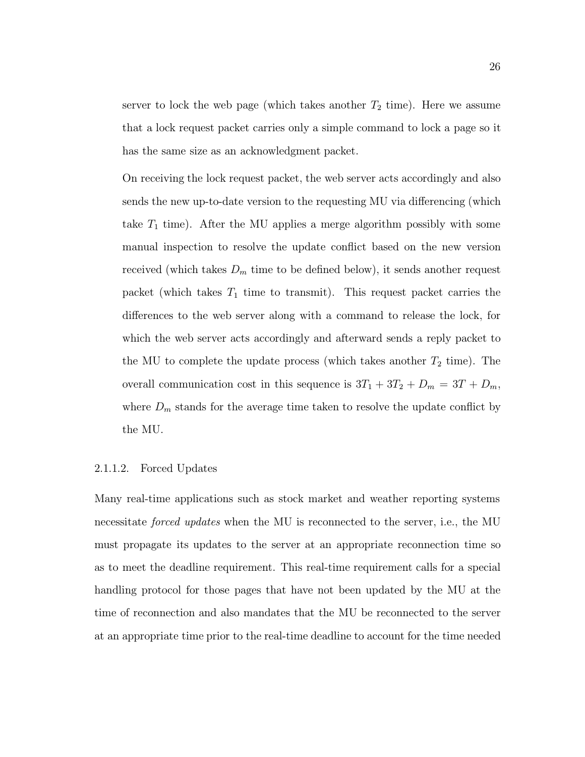server to lock the web page (which takes another $T_2$ time). Here we assume that a lock request packet carries only a simple command to lock a page so it has the same size as an acknowledgment packet.

On receiving the lock request packet, the web server acts accordingly and also sends the new up-to-date version to the requesting MU via differencing (which take $T_1$ time). After the MU applies a merge algorithm possibly with some manual inspection to resolve the update conflict based on the new version received (which takes $D_m$ time to be defined below), it sends another request packet (which takes $T_1$ time to transmit). This request packet carries the differences to the web server along with a command to release the lock, for which the web server acts accordingly and afterward sends a reply packet to the MU to complete the update process (which takes another $T_2$ time). The overall communication cost in this sequence is $3T_1 + 3T_2 + D_m = 3T + D_m$, where $D_m$ stands for the average time taken to resolve the update conflict by the MU.

#### 2.1.1.2. Forced Updates

Many real-time applications such as stock market and weather reporting systems necessitate *forced updates* when the MU is reconnected to the server, i.e., the MU must propagate its updates to the server at an appropriate reconnection time so as to meet the deadline requirement. This real-time requirement calls for a special handling protocol for those pages that have not been updated by the MU at the time of reconnection and also mandates that the MU be reconnected to the server at an appropriate time prior to the real-time deadline to account for the time needed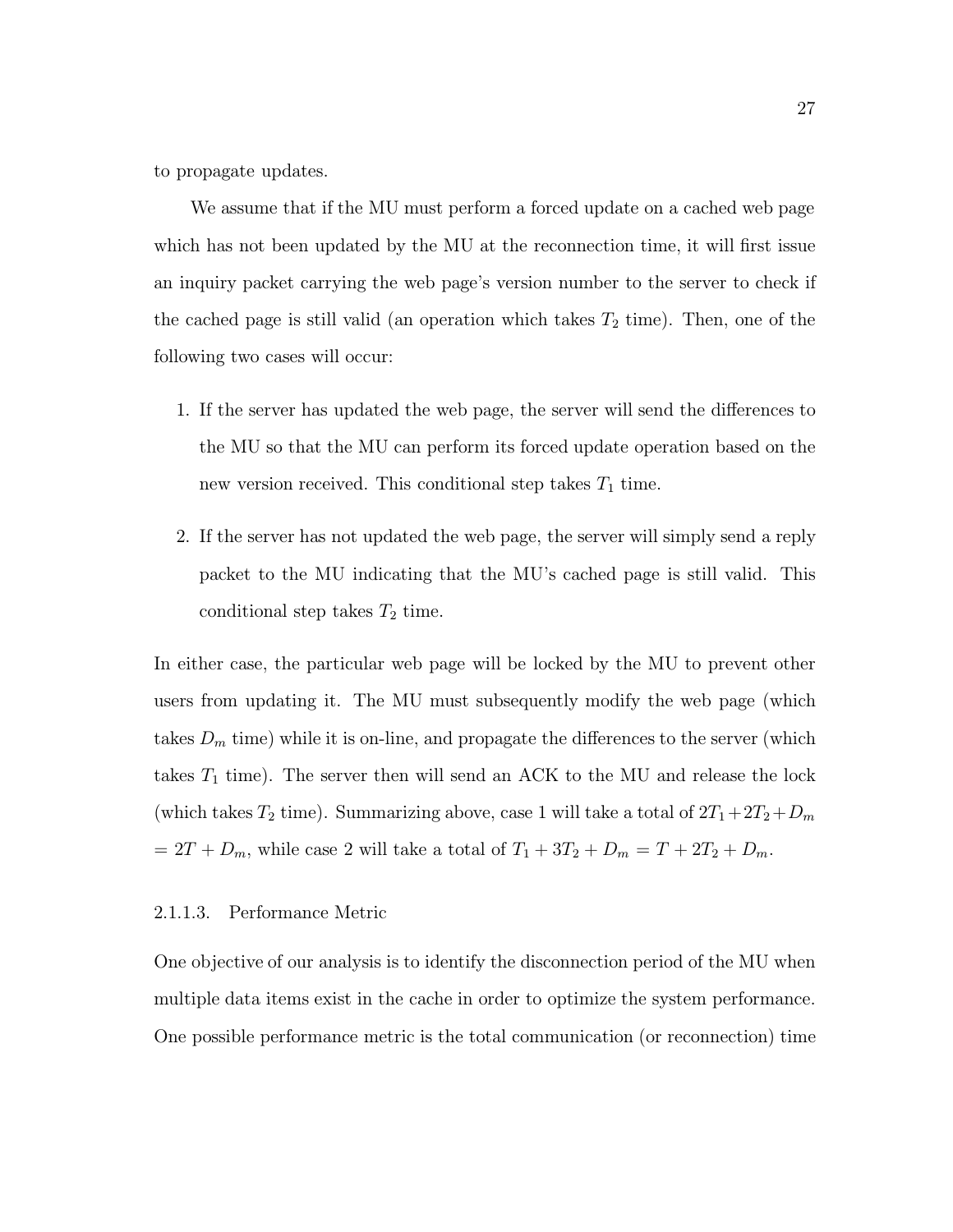to propagate updates.

We assume that if the MU must perform a forced update on a cached web page which has not been updated by the MU at the reconnection time, it will first issue an inquiry packet carrying the web page's version number to the server to check if the cached page is still valid (an operation which takes $T_2$ time). Then, one of the following two cases will occur:

1. If the server has updated the web page, the server will send the differences to the MU so that the MU can perform its forced update operation based on the new version received. This conditional step takes $T_1$ time.

2. If the server has not updated the web page, the server will simply send a reply packet to the MU indicating that the MU's cached page is still valid. This conditional step takes $T_2$ time.

In either case, the particular web page will be locked by the MU to prevent other users from updating it. The MU must subsequently modify the web page (which takes $D_m$ time) while it is on-line, and propagate the differences to the server (which takes $T_1$ time). The server then will send an ACK to the MU and release the lock (which takes $T_2$ time). Summarizing above, case 1 will take a total of $2T_1+2T_2+D_m$ $= 2T + D_m$, while case 2 will take a total of $T_1 + 3T_2 + D_m = T + 2T_2 + D_m$.

#### 2.1.1.3. Performance Metric

One objective of our analysis is to identify the disconnection period of the MU when multiple data items exist in the cache in order to optimize the system performance. One possible performance metric is the total communication (or reconnection) time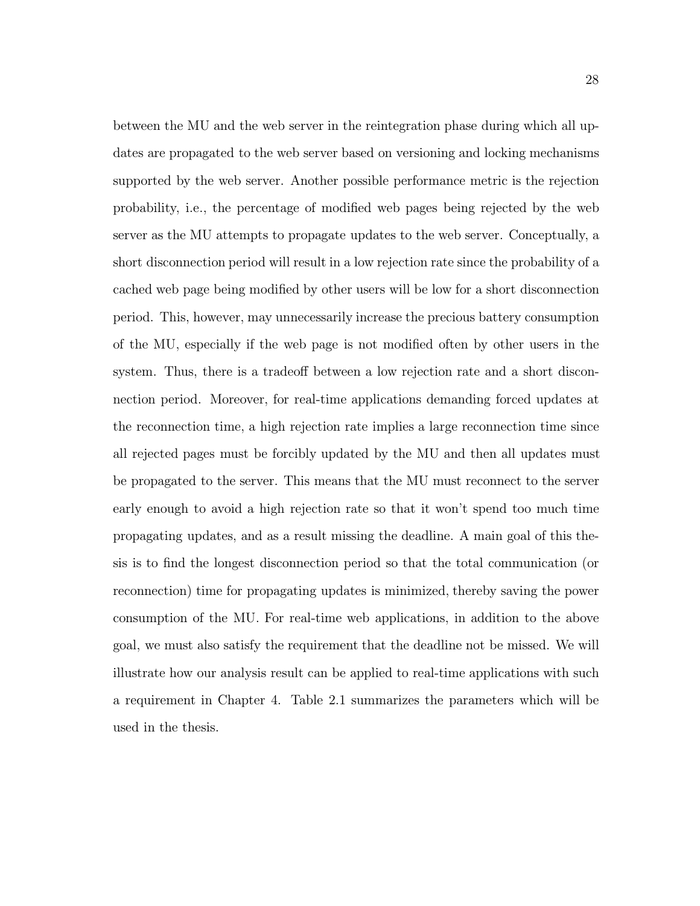between the MU and the web server in the reintegration phase during which all updates are propagated to the web server based on versioning and locking mechanisms supported by the web server. Another possible performance metric is the rejection probability, i.e., the percentage of modified web pages being rejected by the web server as the MU attempts to propagate updates to the web server. Conceptually, a short disconnection period will result in a low rejection rate since the probability of a cached web page being modified by other users will be low for a short disconnection period. This, however, may unnecessarily increase the precious battery consumption of the MU, especially if the web page is not modified often by other users in the system. Thus, there is a tradeoff between a low rejection rate and a short disconnection period. Moreover, for real-time applications demanding forced updates at the reconnection time, a high rejection rate implies a large reconnection time since all rejected pages must be forcibly updated by the MU and then all updates must be propagated to the server. This means that the MU must reconnect to the server early enough to avoid a high rejection rate so that it won't spend too much time propagating updates, and as a result missing the deadline. A main goal of this thesis is to find the longest disconnection period so that the total communication (or reconnection) time for propagating updates is minimized, thereby saving the power consumption of the MU. For real-time web applications, in addition to the above goal, we must also satisfy the requirement that the deadline not be missed. We will illustrate how our analysis result can be applied to real-time applications with such a requirement in Chapter 4. Table 2.1 summarizes the parameters which will be used in the thesis.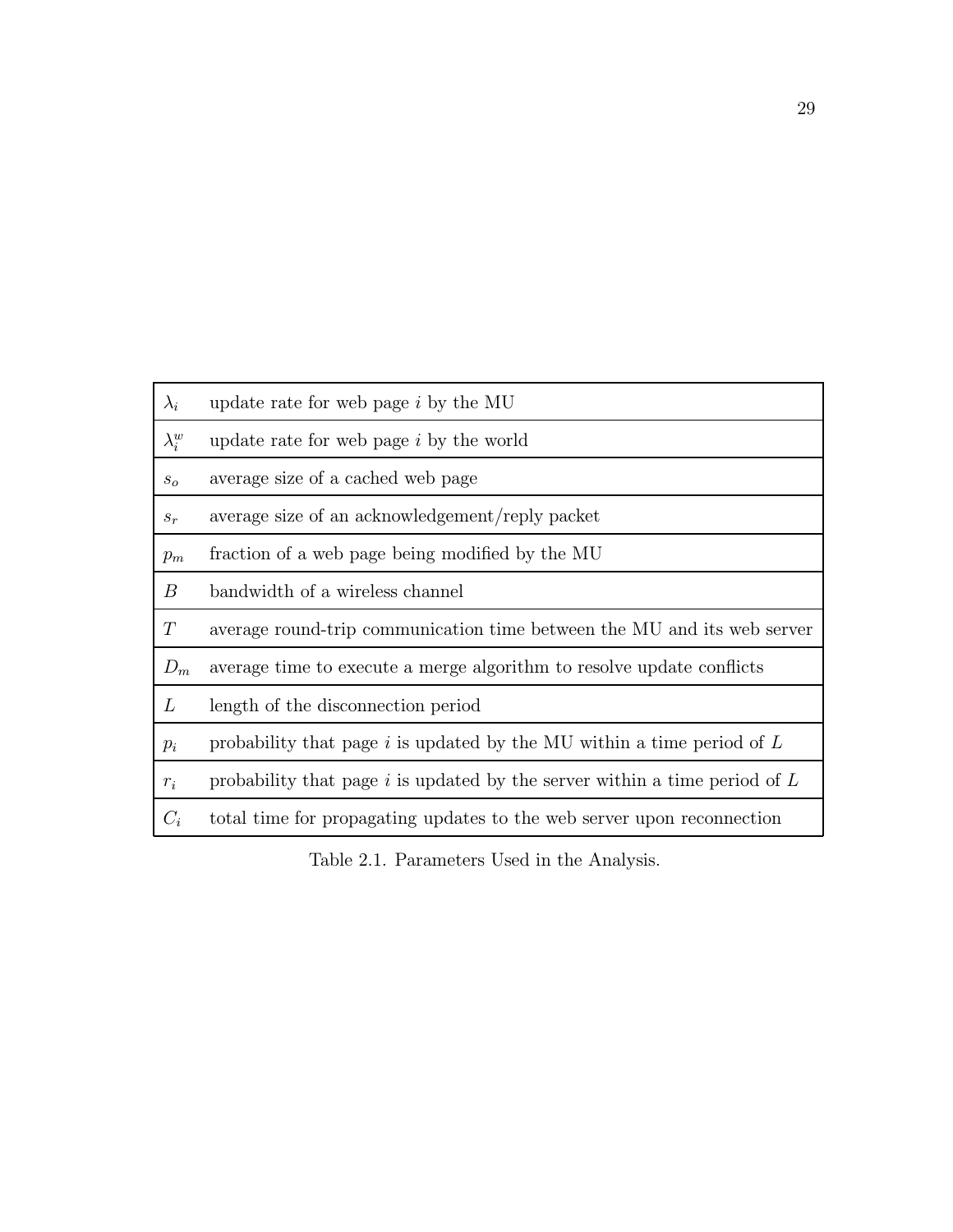| Parameter | Description |
|---|---|
| $\lambda_i$ | update rate for web page $i$ by the MU |
| $\lambda_i^w$ | update rate for web page $i$ by the world |
| $s_o$ | average size of a cached web page |
| $s_r$ | average size of an acknowledgement/reply packet |
| $p_m$ | fraction of a web page being modified by the MU |
| $B$ | bandwidth of a wireless channel |
| $T$ | average round-trip communication time between the MU and its web server |
| $D_m$ | average time to execute a merge algorithm to resolve update conflicts |
| $L$ | length of the disconnection period |
| $p_i$ | probability that page $i$ is updated by the MU within a time period of $L$ |
| $r_i$ | probability that page $i$ is updated by the server within a time period of $L$ |
| $C_i$ | total time for propagating updates to the web server upon reconnection |

Table 2.1. Parameters Used in the Analysis.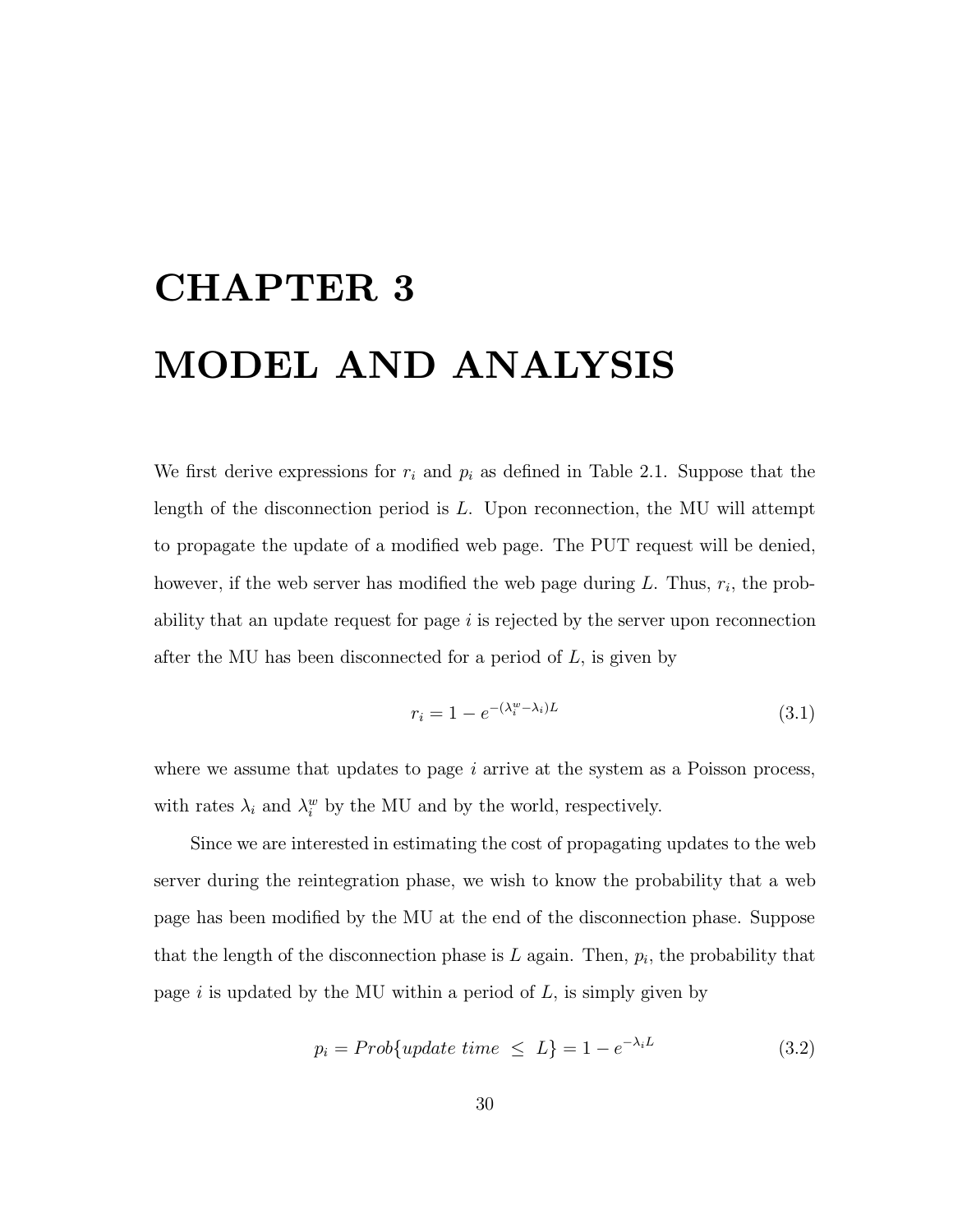# CHAPTER 3

# MODEL AND ANALYSIS

We first derive expressions for $r_i$ and $p_i$ as defined in Table 2.1. Suppose that the length of the disconnection period is $L$. Upon reconnection, the MU will attempt to propagate the update of a modified web page. The PUT request will be denied, however, if the web server has modified the web page during $L$. Thus, $r_i$, the probability that an update request for page $i$ is rejected by the server upon reconnection after the MU has been disconnected for a period of $L$, is given by

$$r_i = 1 - e^{-(\lambda_i^w - \lambda_i)L} \tag{3.1}$$

where we assume that updates to page $i$ arrive at the system as a Poisson process, with rates $\lambda_i$ and $\lambda_i^w$ by the MU and by the world, respectively.

Since we are interested in estimating the cost of propagating updates to the web server during the reintegration phase, we wish to know the probability that a web page has been modified by the MU at the end of the disconnection phase. Suppose that the length of the disconnection phase is $L$ again. Then, $p_i$, the probability that page $i$ is updated by the MU within a period of $L$, is simply given by

$$p_i = Prob\{update\ time\ \leq\ L\} = 1 - e^{-\lambda_i L} \tag{3.2}$$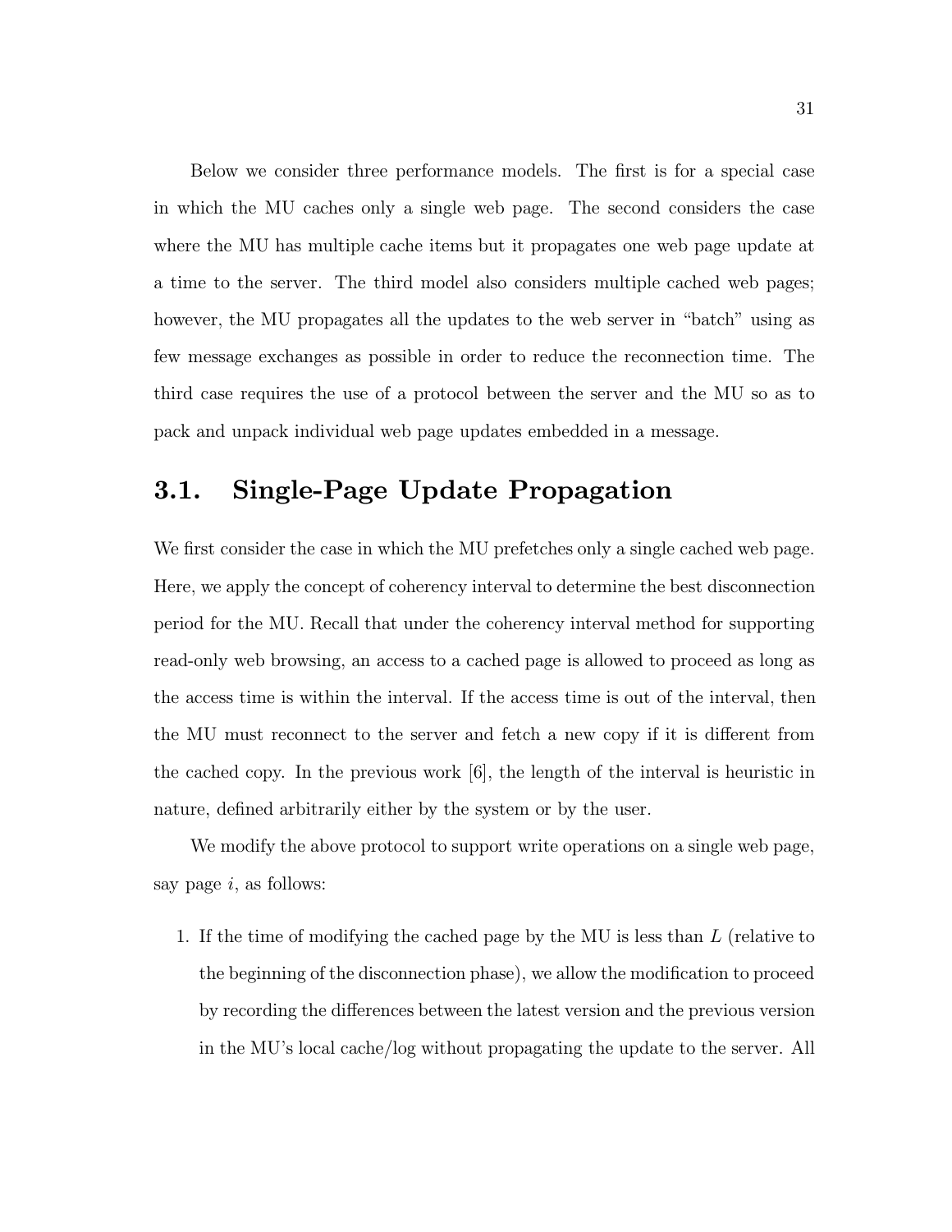Below we consider three performance models. The first is for a special case in which the MU caches only a single web page. The second considers the case where the MU has multiple cache items but it propagates one web page update at a time to the server. The third model also considers multiple cached web pages; however, the MU propagates all the updates to the web server in "batch" using as few message exchanges as possible in order to reduce the reconnection time. The third case requires the use of a protocol between the server and the MU so as to pack and unpack individual web page updates embedded in a message.

## 3.1. Single-Page Update Propagation

We first consider the case in which the MU prefetches only a single cached web page. Here, we apply the concept of coherency interval to determine the best disconnection period for the MU. Recall that under the coherency interval method for supporting read-only web browsing, an access to a cached page is allowed to proceed as long as the access time is within the interval. If the access time is out of the interval, then the MU must reconnect to the server and fetch a new copy if it is different from the cached copy. In the previous work [6], the length of the interval is heuristic in nature, defined arbitrarily either by the system or by the user.

We modify the above protocol to support write operations on a single web page, say page $i$, as follows:

1. If the time of modifying the cached page by the MU is less than $L$ (relative to the beginning of the disconnection phase), we allow the modification to proceed by recording the differences between the latest version and the previous version in the MU's local cache/log without propagating the update to the server. All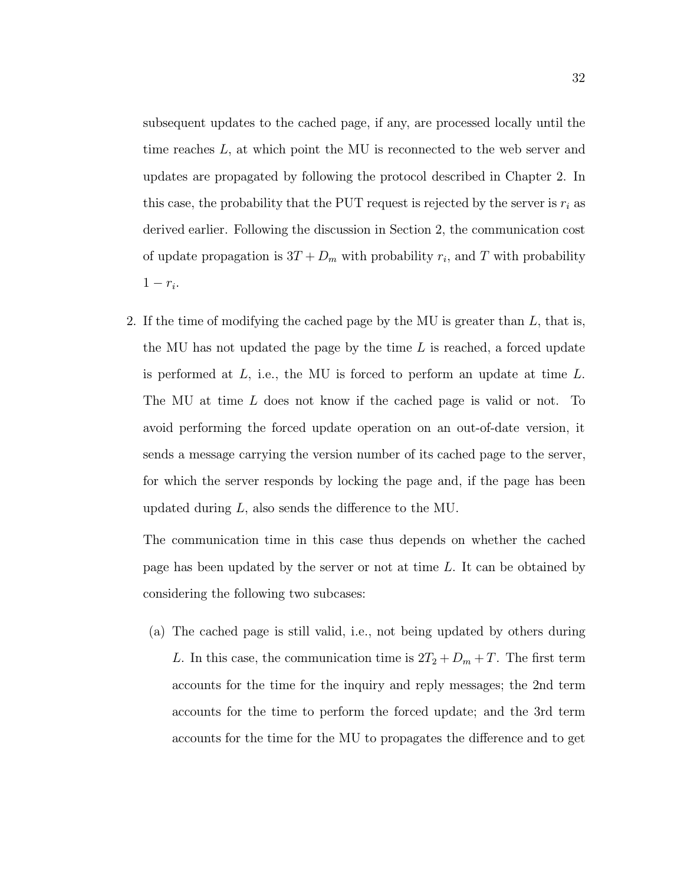subsequent updates to the cached page, if any, are processed locally until the time reaches $L$, at which point the MU is reconnected to the web server and updates are propagated by following the protocol described in Chapter 2. In this case, the probability that the PUT request is rejected by the server is $r_i$ as derived earlier. Following the discussion in Section 2, the communication cost of update propagation is $3T + D_m$ with probability $r_i$, and $T$ with probability $1 - r_i$.

2. If the time of modifying the cached page by the MU is greater than $L$, that is, the MU has not updated the page by the time $L$ is reached, a forced update is performed at $L$, i.e., the MU is forced to perform an update at time $L$. The MU at time $L$ does not know if the cached page is valid or not. To avoid performing the forced update operation on an out-of-date version, it sends a message carrying the version number of its cached page to the server, for which the server responds by locking the page and, if the page has been updated during $L$, also sends the difference to the MU.

   The communication time in this case thus depends on whether the cached page has been updated by the server or not at time $L$. It can be obtained by considering the following two subcases:

   (a) The cached page is still valid, i.e., not being updated by others during $L$. In this case, the communication time is $2T_2 + D_m + T$. The first term accounts for the time for the inquiry and reply messages; the 2nd term accounts for the time to perform the forced update; and the 3rd term accounts for the time for the MU to propagates the difference and to get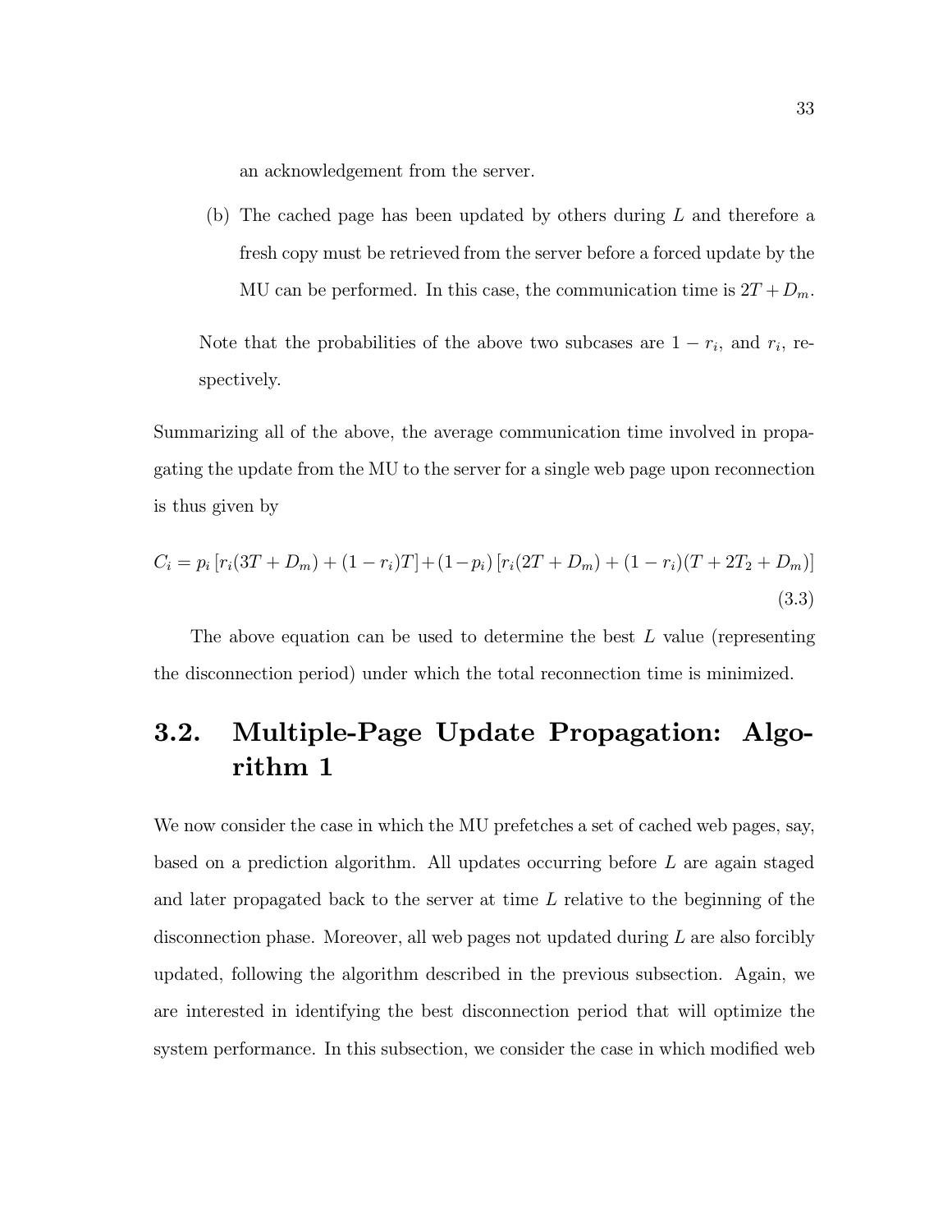an acknowledgement from the server.

(b) The cached page has been updated by others during $L$ and therefore a fresh copy must be retrieved from the server before a forced update by the MU can be performed. In this case, the communication time is $2T + D_m$.

Note that the probabilities of the above two subcases are $1 - r_i$, and $r_i$, respectively.

Summarizing all of the above, the average communication time involved in propagating the update from the MU to the server for a single web page upon reconnection is thus given by

$$C_i = p_i \left[ r_i(3T + D_m) + (1 - r_i)T \right] + (1 - p_i) \left[ r_i(2T + D_m) + (1 - r_i)(T + 2T_2 + D_m) \right] \tag{3.3}$$

The above equation can be used to determine the best $L$ value (representing the disconnection period) under which the total reconnection time is minimized.

## 3.2. Multiple-Page Update Propagation: Algorithm 1

We now consider the case in which the MU prefetches a set of cached web pages, say, based on a prediction algorithm. All updates occurring before $L$ are again staged and later propagated back to the server at time $L$ relative to the beginning of the disconnection phase. Moreover, all web pages not updated during $L$ are also forcibly updated, following the algorithm described in the previous subsection. Again, we are interested in identifying the best disconnection period that will optimize the system performance. In this subsection, we consider the case in which modified web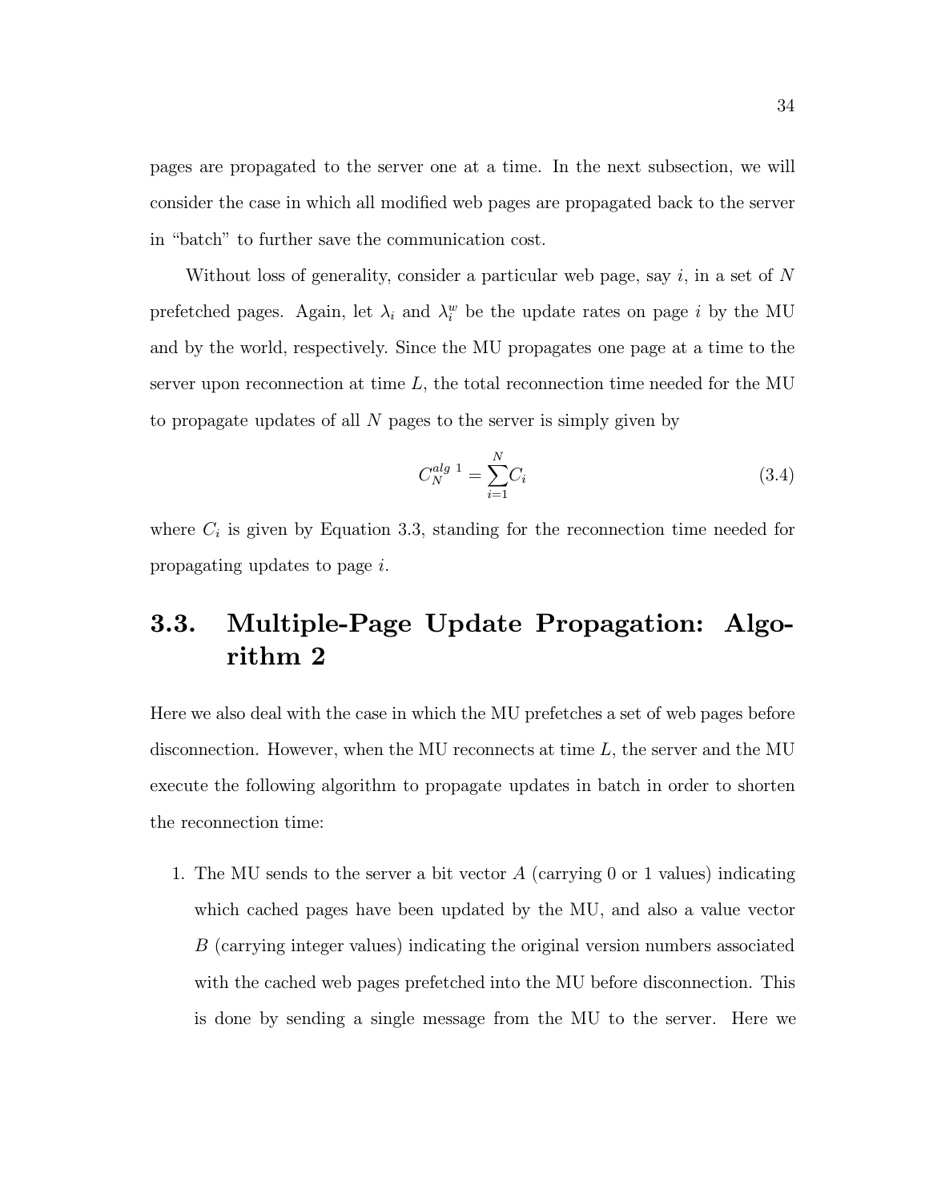pages are propagated to the server one at a time. In the next subsection, we will consider the case in which all modified web pages are propagated back to the server in "batch" to further save the communication cost.

Without loss of generality, consider a particular web page, say $i$, in a set of $N$ prefetched pages. Again, let $\lambda_i$ and $\lambda_i^w$ be the update rates on page $i$ by the MU and by the world, respectively. Since the MU propagates one page at a time to the server upon reconnection at time $L$, the total reconnection time needed for the MU to propagate updates of all $N$ pages to the server is simply given by

$$C_N^{alg\ 1} = \sum_{i=1}^{N} C_i \tag{3.4}$$

where $C_i$ is given by Equation 3.3, standing for the reconnection time needed for propagating updates to page $i$.

## 3.3. Multiple-Page Update Propagation: Algorithm 2

Here we also deal with the case in which the MU prefetches a set of web pages before disconnection. However, when the MU reconnects at time $L$, the server and the MU execute the following algorithm to propagate updates in batch in order to shorten the reconnection time:

1. The MU sends to the server a bit vector $A$ (carrying 0 or 1 values) indicating which cached pages have been updated by the MU, and also a value vector $B$ (carrying integer values) indicating the original version numbers associated with the cached web pages prefetched into the MU before disconnection. This is done by sending a single message from the MU to the server. Here we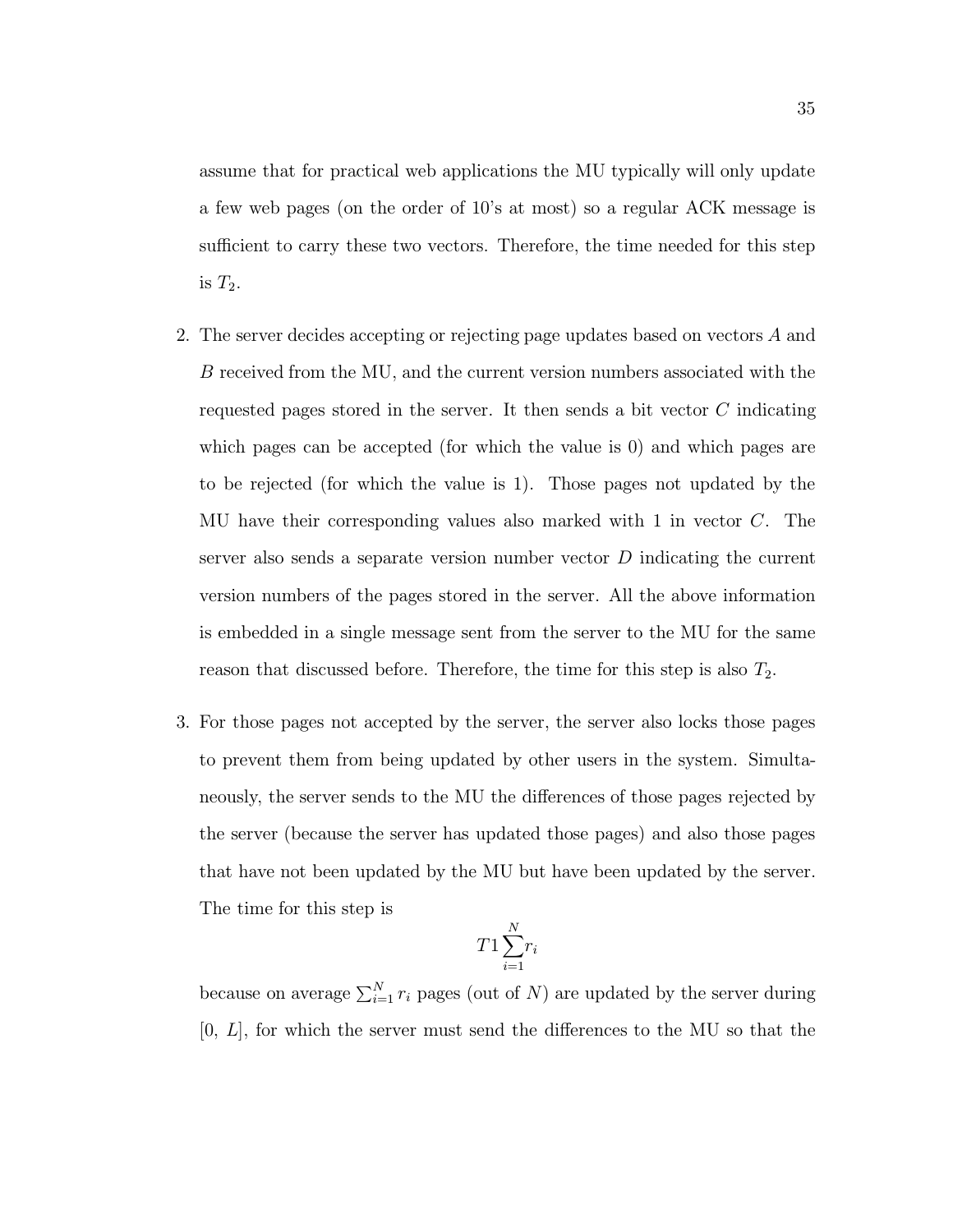assume that for practical web applications the MU typically will only update a few web pages (on the order of 10's at most) so a regular ACK message is sufficient to carry these two vectors. Therefore, the time needed for this step is $T_2$.

2. The server decides accepting or rejecting page updates based on vectors $A$ and $B$ received from the MU, and the current version numbers associated with the requested pages stored in the server. It then sends a bit vector $C$ indicating which pages can be accepted (for which the value is 0) and which pages are to be rejected (for which the value is 1). Those pages not updated by the MU have their corresponding values also marked with 1 in vector $C$. The server also sends a separate version number vector $D$ indicating the current version numbers of the pages stored in the server. All the above information is embedded in a single message sent from the server to the MU for the same reason that discussed before. Therefore, the time for this step is also $T_2$.

3. For those pages not accepted by the server, the server also locks those pages to prevent them from being updated by other users in the system. Simultaneously, the server sends to the MU the differences of those pages rejected by the server (because the server has updated those pages) and also those pages that have not been updated by the MU but have been updated by the server. The time for this step is

$$T1 \sum_{i=1}^{N} r_i$$

because on average $\sum_{i=1}^{N} r_i$ pages (out of $N$) are updated by the server during $[0,\ L]$, for which the server must send the differences to the MU so that the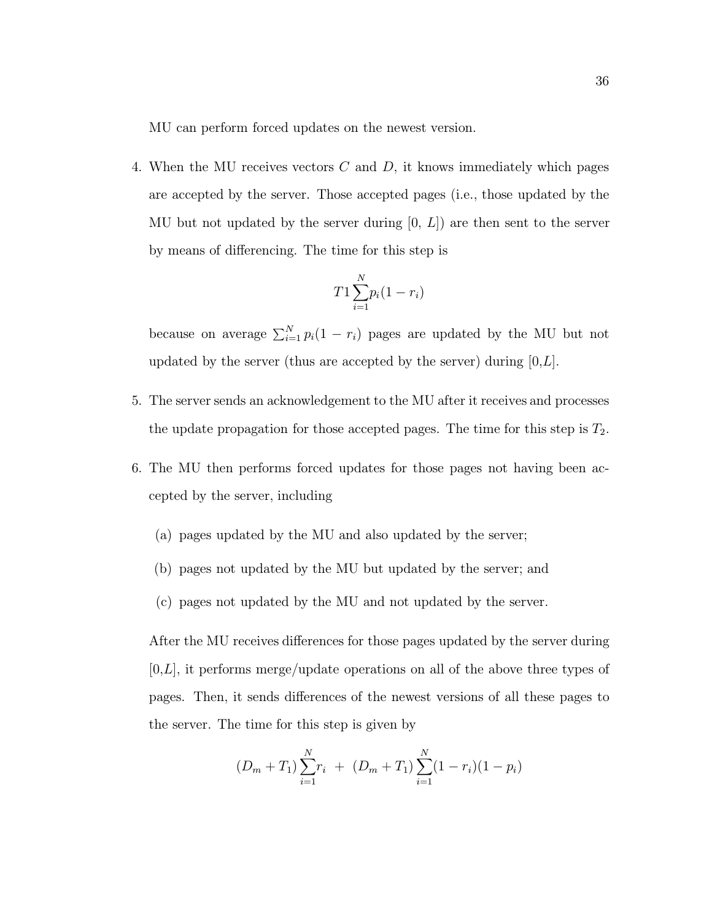MU can perform forced updates on the newest version.

4. When the MU receives vectors $C$ and $D$, it knows immediately which pages are accepted by the server. Those accepted pages (i.e., those updated by the MU but not updated by the server during [0, $L$]) are then sent to the server by means of differencing. The time for this step is

$$T1\sum_{i=1}^{N} p_i(1 - r_i)$$

   because on average $\sum_{i=1}^{N} p_i(1 - r_i)$ pages are updated by the MU but not updated by the server (thus are accepted by the server) during [0,$L$].

5. The server sends an acknowledgement to the MU after it receives and processes the update propagation for those accepted pages. The time for this step is $T_2$.

6. The MU then performs forced updates for those pages not having been accepted by the server, including

   (a) pages updated by the MU and also updated by the server;

   (b) pages not updated by the MU but updated by the server; and

   (c) pages not updated by the MU and not updated by the server.

   After the MU receives differences for those pages updated by the server during [0,$L$], it performs merge/update operations on all of the above three types of pages. Then, it sends differences of the newest versions of all these pages to the server. The time for this step is given by

$$(D_m + T_1)\sum_{i=1}^{N} r_i \ + \ (D_m + T_1)\sum_{i=1}^{N}(1 - r_i)(1 - p_i)$$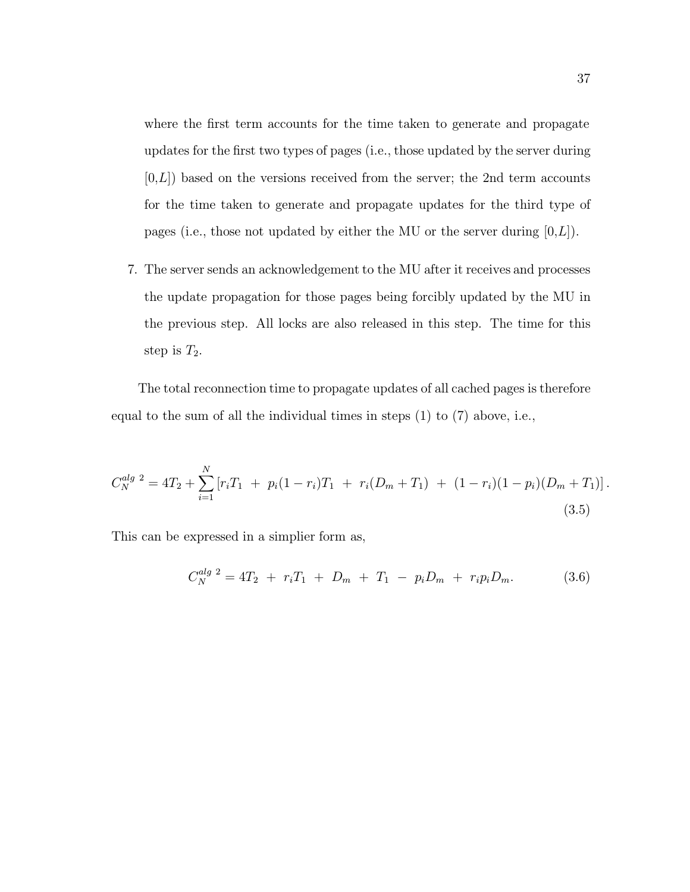where the first term accounts for the time taken to generate and propagate updates for the first two types of pages (i.e., those updated by the server during [0,$L$]) based on the versions received from the server; the 2nd term accounts for the time taken to generate and propagate updates for the third type of pages (i.e., those not updated by either the MU or the server during [0,$L$]).

7. The server sends an acknowledgement to the MU after it receives and processes the update propagation for those pages being forcibly updated by the MU in the previous step. All locks are also released in this step. The time for this step is $T_2$.

The total reconnection time to propagate updates of all cached pages is therefore equal to the sum of all the individual times in steps (1) to (7) above, i.e.,

$$C_N^{alg\ 2} = 4T_2 + \sum_{i=1}^{N} \left[ r_i T_1 \ + \ p_i(1-r_i)T_1 \ + \ r_i(D_m + T_1) \ + \ (1-r_i)(1-p_i)(D_m + T_1) \right]. \tag{3.5}$$

This can be expressed in a simplier form as,

$$C_N^{alg\ 2} = 4T_2 \ + \ r_i T_1 \ + \ D_m \ + \ T_1 \ - \ p_i D_m \ + \ r_i p_i D_m. \tag{3.6}$$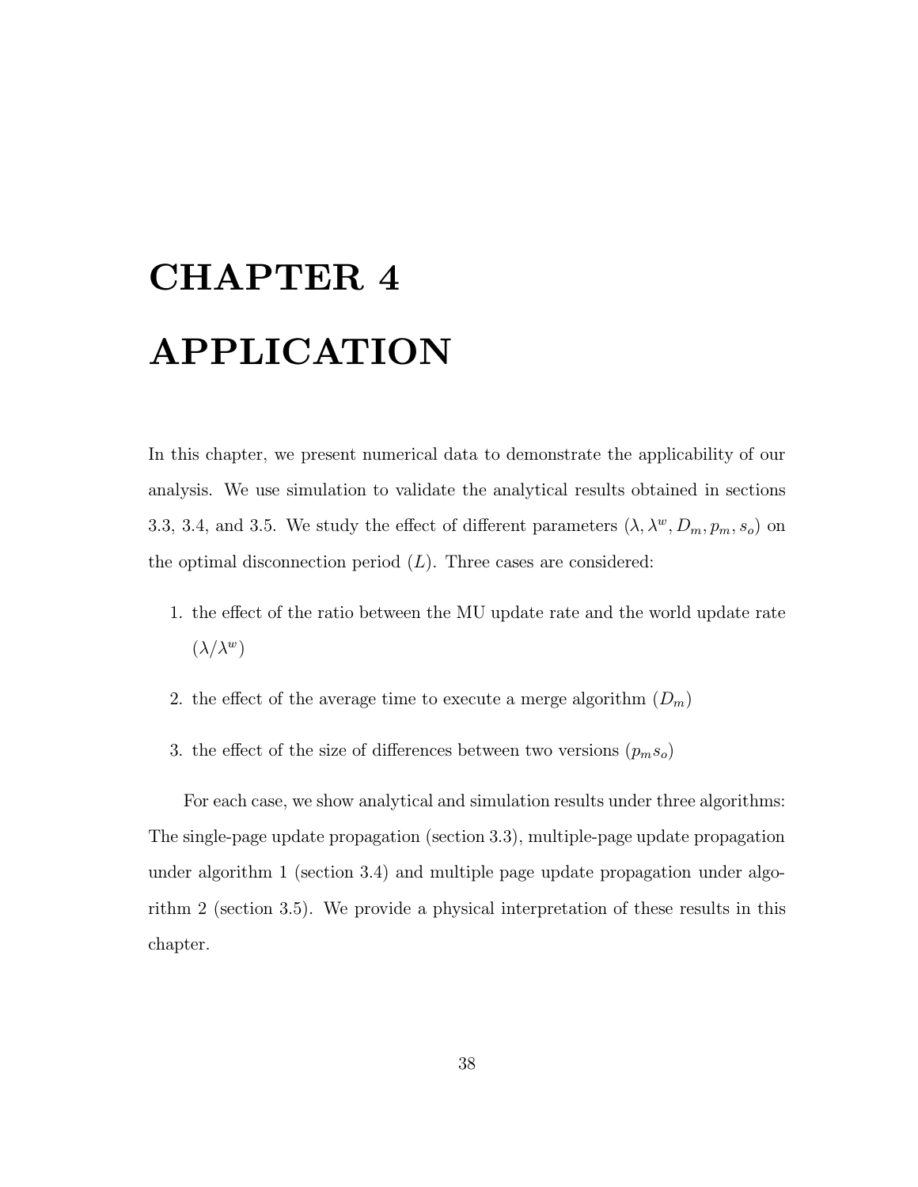# CHAPTER 4

# APPLICATION

In this chapter, we present numerical data to demonstrate the applicability of our analysis. We use simulation to validate the analytical results obtained in sections 3.3, 3.4, and 3.5. We study the effect of different parameters ($\lambda, \lambda^w, D_m, p_m, s_o$) on the optimal disconnection period ($L$). Three cases are considered:

1. the effect of the ratio between the MU update rate and the world update rate ($\lambda/\lambda^w$)
2. the effect of the average time to execute a merge algorithm ($D_m$)
3. the effect of the size of differences between two versions ($p_m s_o$)

For each case, we show analytical and simulation results under three algorithms: The single-page update propagation (section 3.3), multiple-page update propagation under algorithm 1 (section 3.4) and multiple page update propagation under algorithm 2 (section 3.5). We provide a physical interpretation of these results in this chapter.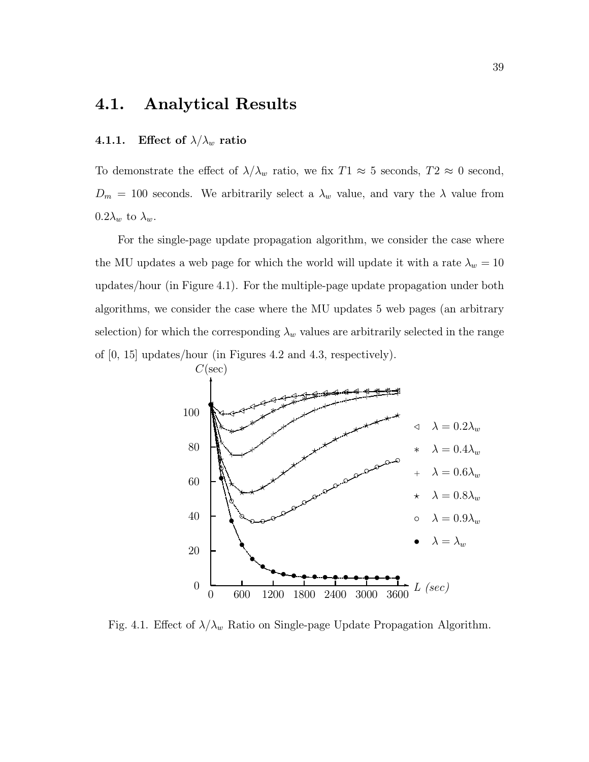## 4.1. Analytical Results

### 4.1.1. Effect of $\lambda/\lambda_w$ ratio

To demonstrate the effect of $\lambda/\lambda_w$ ratio, we fix $T1 \approx 5$ seconds, $T2 \approx 0$ second, $D_m = 100$ seconds. We arbitrarily select a $\lambda_w$ value, and vary the $\lambda$ value from $0.2\lambda_w$ to $\lambda_w$.

For the single-page update propagation algorithm, we consider the case where the MU updates a web page for which the world will update it with a rate $\lambda_w = 10$ updates/hour (in Figure 4.1). For the multiple-page update propagation under both algorithms, we consider the case where the MU updates 5 web pages (an arbitrary selection) for which the corresponding $\lambda_w$ values are arbitrarily selected in the range of [0, 15] updates/hour (in Figures 4.2 and 4.3, respectively).

Fig. 4.1. Effect of $\lambda/\lambda_w$ Ratio on Single-page Update Propagation Algorithm.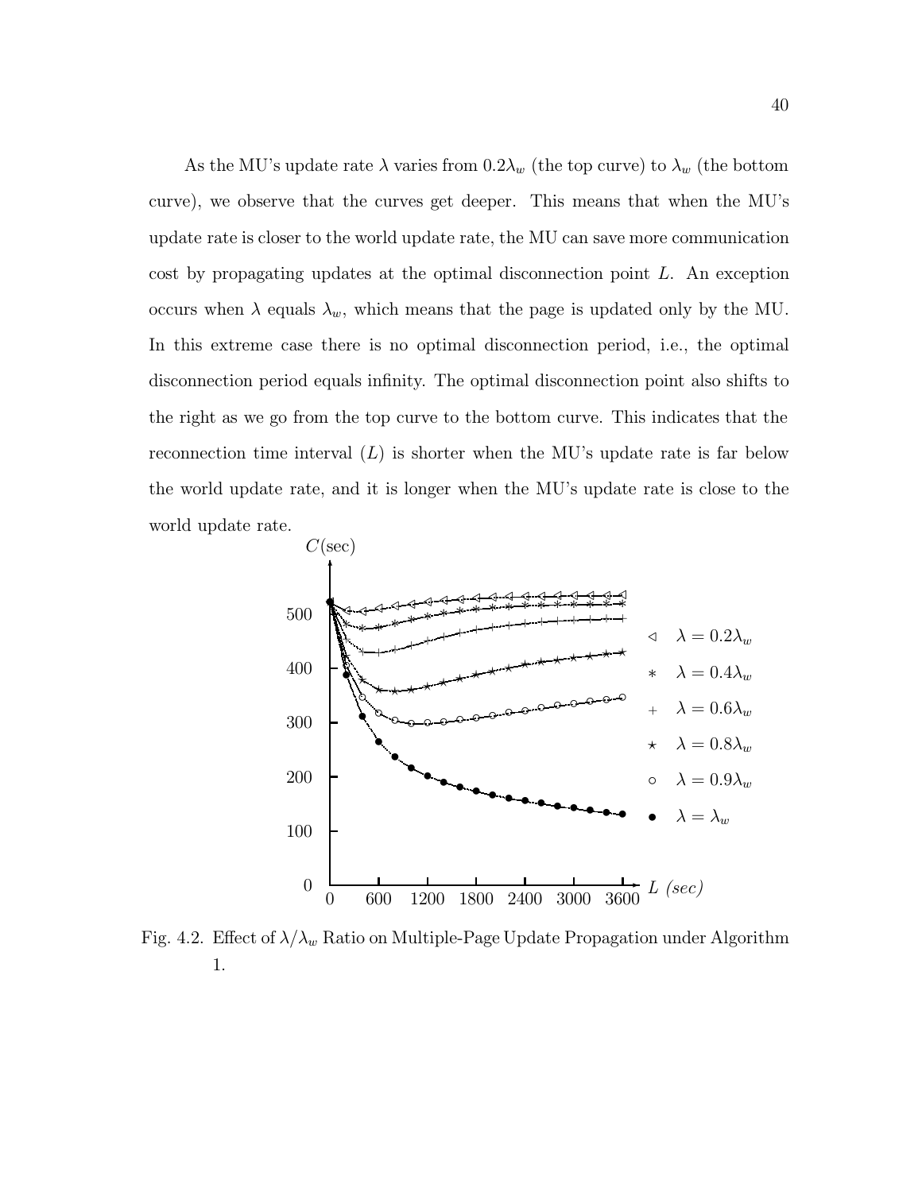As the MU's update rate $\lambda$ varies from $0.2\lambda_w$ (the top curve) to $\lambda_w$ (the bottom curve), we observe that the curves get deeper. This means that when the MU's update rate is closer to the world update rate, the MU can save more communication cost by propagating updates at the optimal disconnection point $L$. An exception occurs when $\lambda$ equals $\lambda_w$, which means that the page is updated only by the MU. In this extreme case there is no optimal disconnection period, i.e., the optimal disconnection period equals infinity. The optimal disconnection point also shifts to the right as we go from the top curve to the bottom curve. This indicates that the reconnection time interval ($L$) is shorter when the MU's update rate is far below the world update rate, and it is longer when the MU's update rate is close to the world update rate.

Fig. 4.2. Effect of $\lambda/\lambda_w$ Ratio on Multiple-Page Update Propagation under Algorithm 1.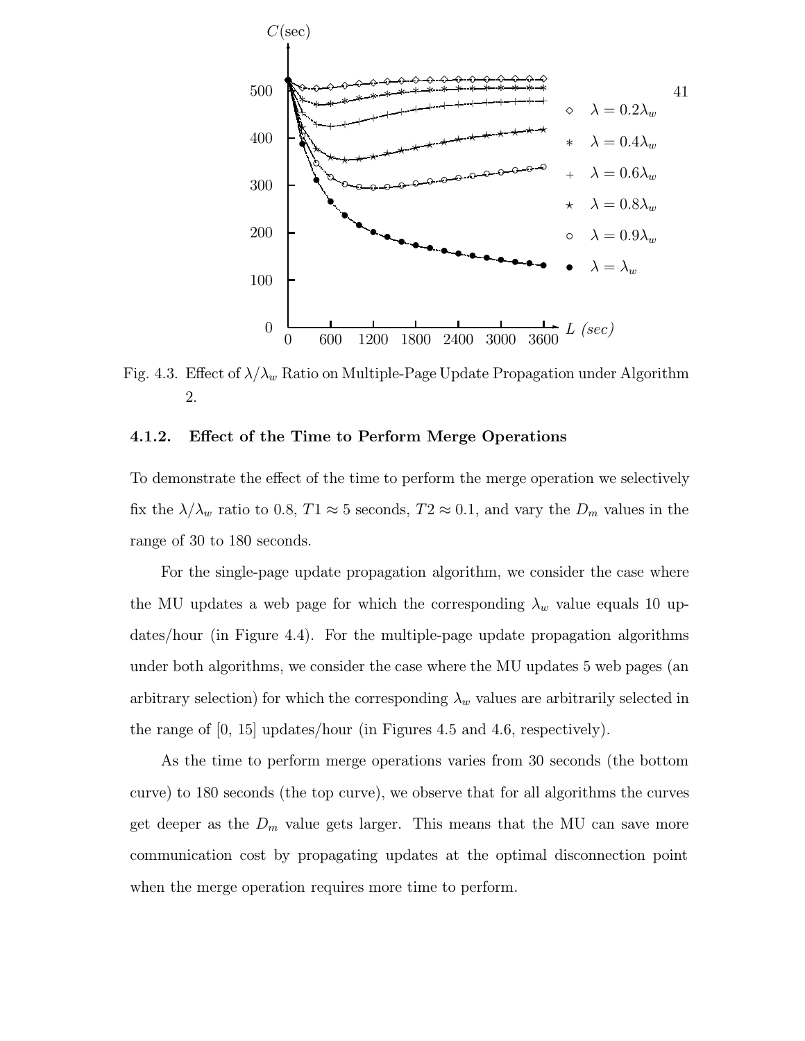Fig. 4.3. Effect of $\lambda/\lambda_w$ Ratio on Multiple-Page Update Propagation under Algorithm 2.

### 4.1.2. Effect of the Time to Perform Merge Operations

To demonstrate the effect of the time to perform the merge operation we selectively fix the $\lambda/\lambda_w$ ratio to 0.8, $T1 \approx 5$ seconds, $T2 \approx 0.1$, and vary the $D_m$ values in the range of 30 to 180 seconds.

For the single-page update propagation algorithm, we consider the case where the MU updates a web page for which the corresponding $\lambda_w$ value equals 10 updates/hour (in Figure 4.4). For the multiple-page update propagation algorithms under both algorithms, we consider the case where the MU updates 5 web pages (an arbitrary selection) for which the corresponding $\lambda_w$ values are arbitrarily selected in the range of [0, 15] updates/hour (in Figures 4.5 and 4.6, respectively).

As the time to perform merge operations varies from 30 seconds (the bottom curve) to 180 seconds (the top curve), we observe that for all algorithms the curves get deeper as the $D_m$ value gets larger. This means that the MU can save more communication cost by propagating updates at the optimal disconnection point when the merge operation requires more time to perform.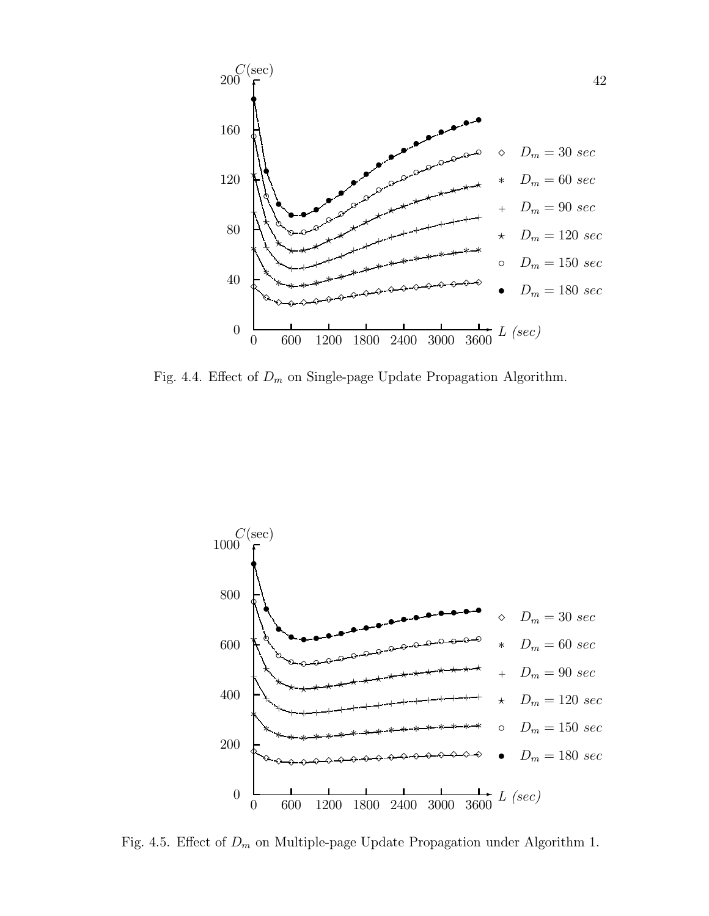Fig. 4.4. Effect of $D_m$ on Single-page Update Propagation Algorithm.

Fig. 4.5. Effect of $D_m$ on Multiple-page Update Propagation under Algorithm 1.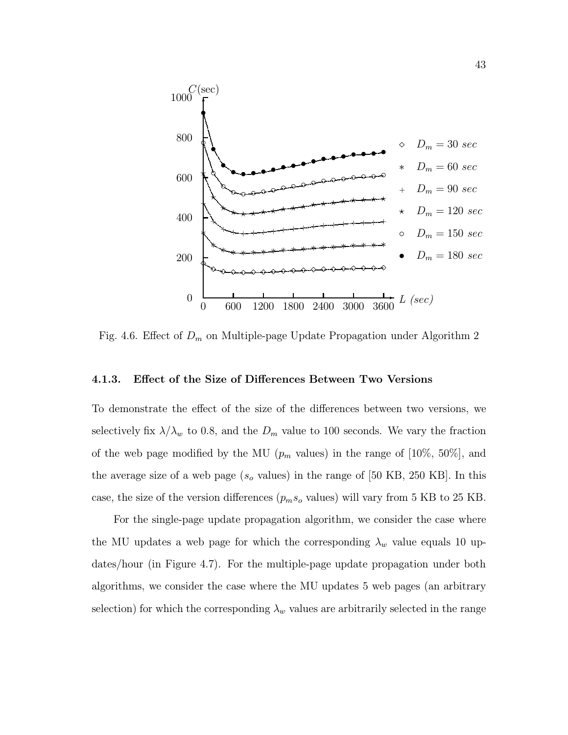Fig. 4.6. Effect of $D_m$ on Multiple-page Update Propagation under Algorithm 2

### 4.1.3. Effect of the Size of Differences Between Two Versions

To demonstrate the effect of the size of the differences between two versions, we selectively fix $\lambda/\lambda_w$ to 0.8, and the $D_m$ value to 100 seconds. We vary the fraction of the web page modified by the MU ($p_m$ values) in the range of [10%, 50%], and the average size of a web page ($s_o$ values) in the range of [50 KB, 250 KB]. In this case, the size of the version differences ($p_m s_o$ values) will vary from 5 KB to 25 KB.

For the single-page update propagation algorithm, we consider the case where the MU updates a web page for which the corresponding $\lambda_w$ value equals 10 updates/hour (in Figure 4.7). For the multiple-page update propagation under both algorithms, we consider the case where the MU updates 5 web pages (an arbitrary selection) for which the corresponding $\lambda_w$ values are arbitrarily selected in the range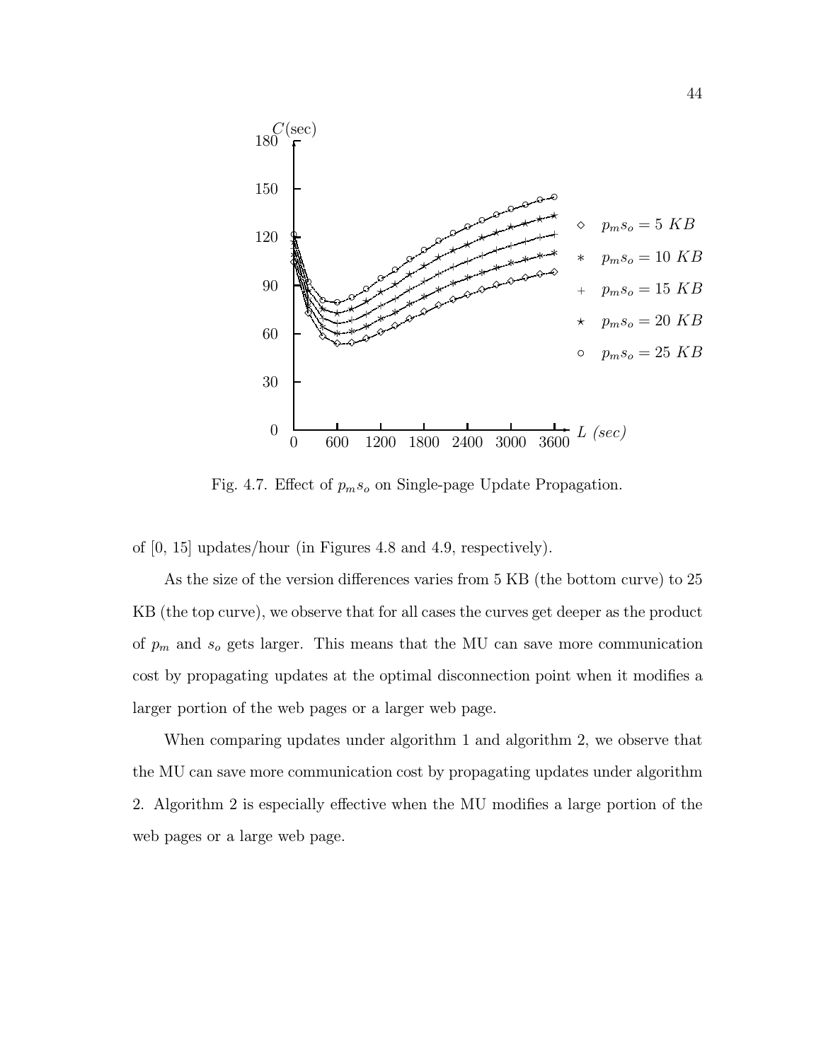Fig. 4.7. Effect of $p_m s_o$ on Single-page Update Propagation.

of [0, 15] updates/hour (in Figures 4.8 and 4.9, respectively).

As the size of the version differences varies from 5 KB (the bottom curve) to 25 KB (the top curve), we observe that for all cases the curves get deeper as the product of $p_m$ and $s_o$ gets larger. This means that the MU can save more communication cost by propagating updates at the optimal disconnection point when it modifies a larger portion of the web pages or a larger web page.

When comparing updates under algorithm 1 and algorithm 2, we observe that the MU can save more communication cost by propagating updates under algorithm 2. Algorithm 2 is especially effective when the MU modifies a large portion of the web pages or a large web page.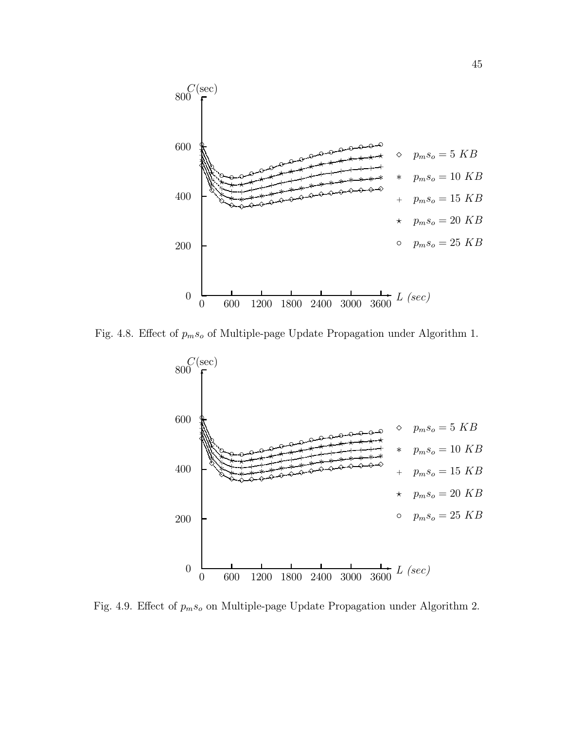Fig. 4.8. Effect of $p_m s_o$ of Multiple-page Update Propagation under Algorithm 1.

Fig. 4.9. Effect of $p_m s_o$ on Multiple-page Update Propagation under Algorithm 2.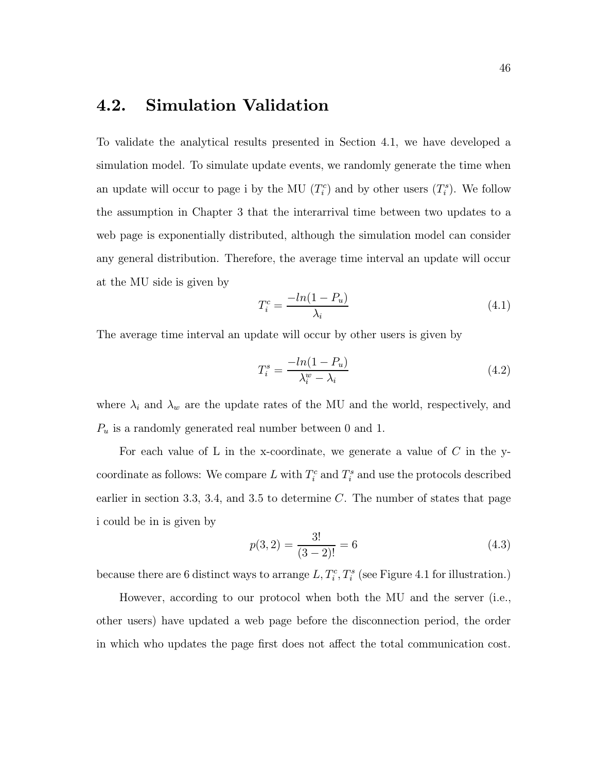## 4.2. Simulation Validation

To validate the analytical results presented in Section 4.1, we have developed a simulation model. To simulate update events, we randomly generate the time when an update will occur to page i by the MU ($T_i^c$) and by other users ($T_i^s$). We follow the assumption in Chapter 3 that the interarrival time between two updates to a web page is exponentially distributed, although the simulation model can consider any general distribution. Therefore, the average time interval an update will occur at the MU side is given by

$$T_i^c = \frac{-ln(1 - P_u)}{\lambda_i} \tag{4.1}$$

The average time interval an update will occur by other users is given by

$$T_i^s = \frac{-ln(1 - P_u)}{\lambda_i^w - \lambda_i} \tag{4.2}$$

where $\lambda_i$ and $\lambda_w$ are the update rates of the MU and the world, respectively, and $P_u$ is a randomly generated real number between 0 and 1.

For each value of L in the x-coordinate, we generate a value of $C$ in the y-coordinate as follows: We compare $L$ with $T_i^c$ and $T_i^s$ and use the protocols described earlier in section 3.3, 3.4, and 3.5 to determine $C$. The number of states that page i could be in is given by

$$p(3, 2) = \frac{3!}{(3 - 2)!} = 6 \tag{4.3}$$

because there are 6 distinct ways to arrange $L, T_i^c, T_i^s$ (see Figure 4.1 for illustration.)

However, according to our protocol when both the MU and the server (i.e., other users) have updated a web page before the disconnection period, the order in which who updates the page first does not affect the total communication cost.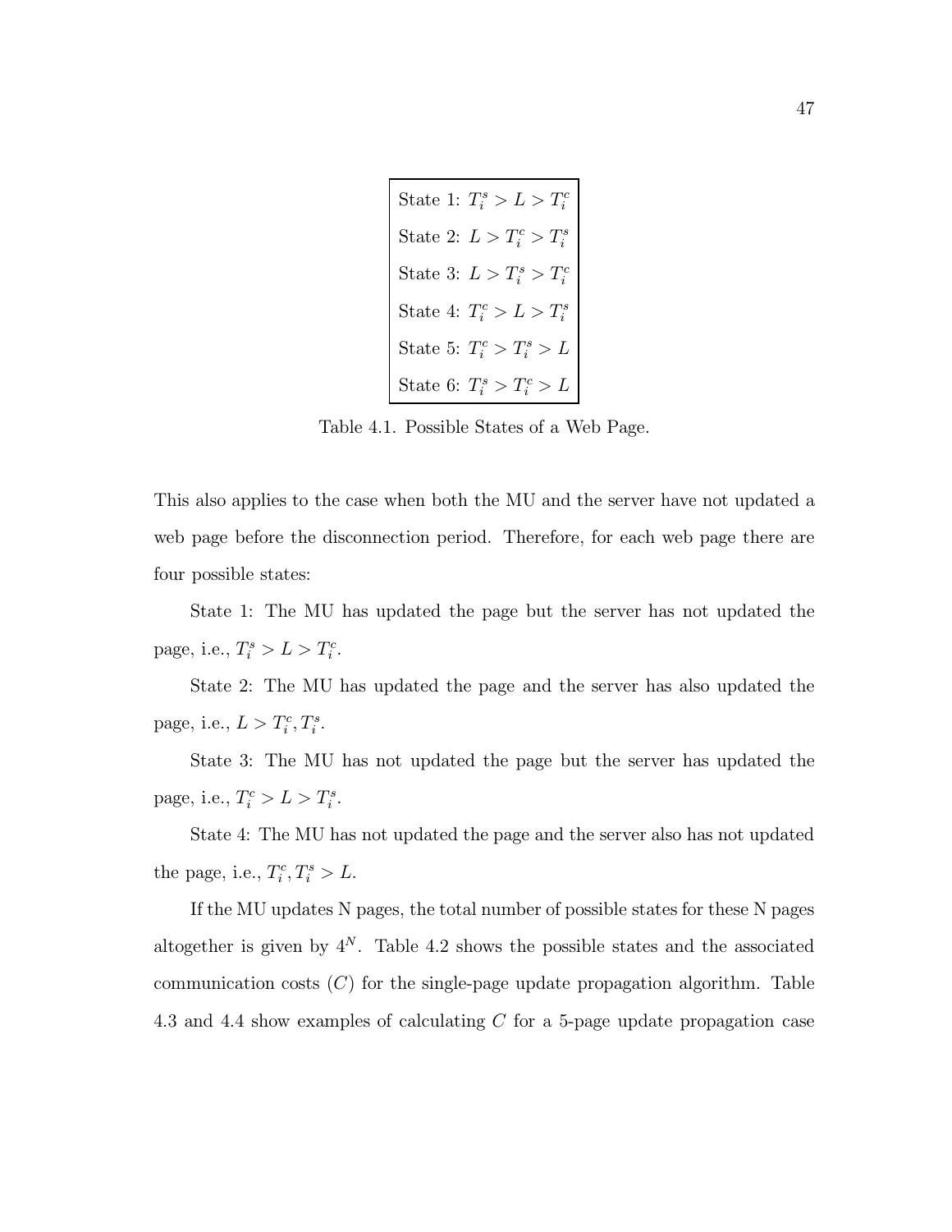| State 1: $T_i^s > L > T_i^c$ |
|---|
| State 2: $L > T_i^c > T_i^s$ |
| State 3: $L > T_i^s > T_i^c$ |
| State 4: $T_i^c > L > T_i^s$ |
| State 5: $T_i^c > T_i^s > L$ |
| State 6: $T_i^s > T_i^c > L$ |

Table 4.1. Possible States of a Web Page.

This also applies to the case when both the MU and the server have not updated a web page before the disconnection period. Therefore, for each web page there are four possible states:

State 1: The MU has updated the page but the server has not updated the page, i.e., $T_i^s > L > T_i^c$.

State 2: The MU has updated the page and the server has also updated the page, i.e., $L > T_i^c, T_i^s$.

State 3: The MU has not updated the page but the server has updated the page, i.e., $T_i^c > L > T_i^s$.

State 4: The MU has not updated the page and the server also has not updated the page, i.e., $T_i^c, T_i^s > L$.

If the MU updates N pages, the total number of possible states for these N pages altogether is given by $4^N$. Table 4.2 shows the possible states and the associated communication costs ($C$) for the single-page update propagation algorithm. Table 4.3 and 4.4 show examples of calculating $C$ for a 5-page update propagation case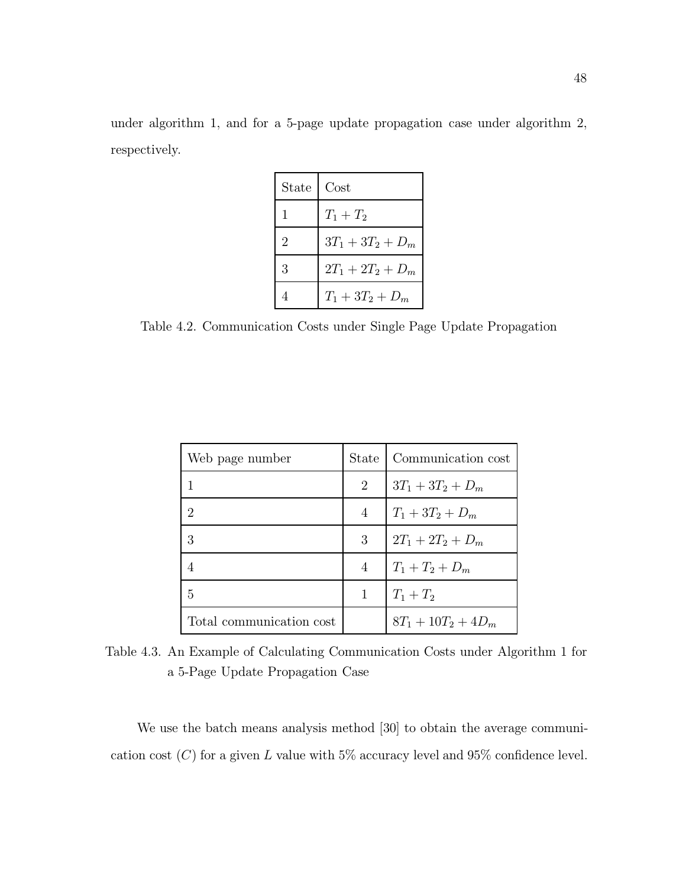under algorithm 1, and for a 5-page update propagation case under algorithm 2, respectively.

| State | Cost |
| --- | --- |
| 1 | $T_1 + T_2$ |
| 2 | $3T_1 + 3T_2 + D_m$ |
| 3 | $2T_1 + 2T_2 + D_m$ |
| 4 | $T_1 + 3T_2 + D_m$ |

Table 4.2. Communication Costs under Single Page Update Propagation

| Web page number | State | Communication cost |
| --- | --- | --- |
| 1 | 2 | $3T_1 + 3T_2 + D_m$ |
| 2 | 4 | $T_1 + 3T_2 + D_m$ |
| 3 | 3 | $2T_1 + 2T_2 + D_m$ |
| 4 | 4 | $T_1 + T_2 + D_m$ |
| 5 | 1 | $T_1 + T_2$ |
| Total communication cost | | $8T_1 + 10T_2 + 4D_m$ |

Table 4.3. An Example of Calculating Communication Costs under Algorithm 1 for a 5-Page Update Propagation Case

We use the batch means analysis method [30] to obtain the average communication cost ($C$) for a given $L$ value with 5% accuracy level and 95% confidence level.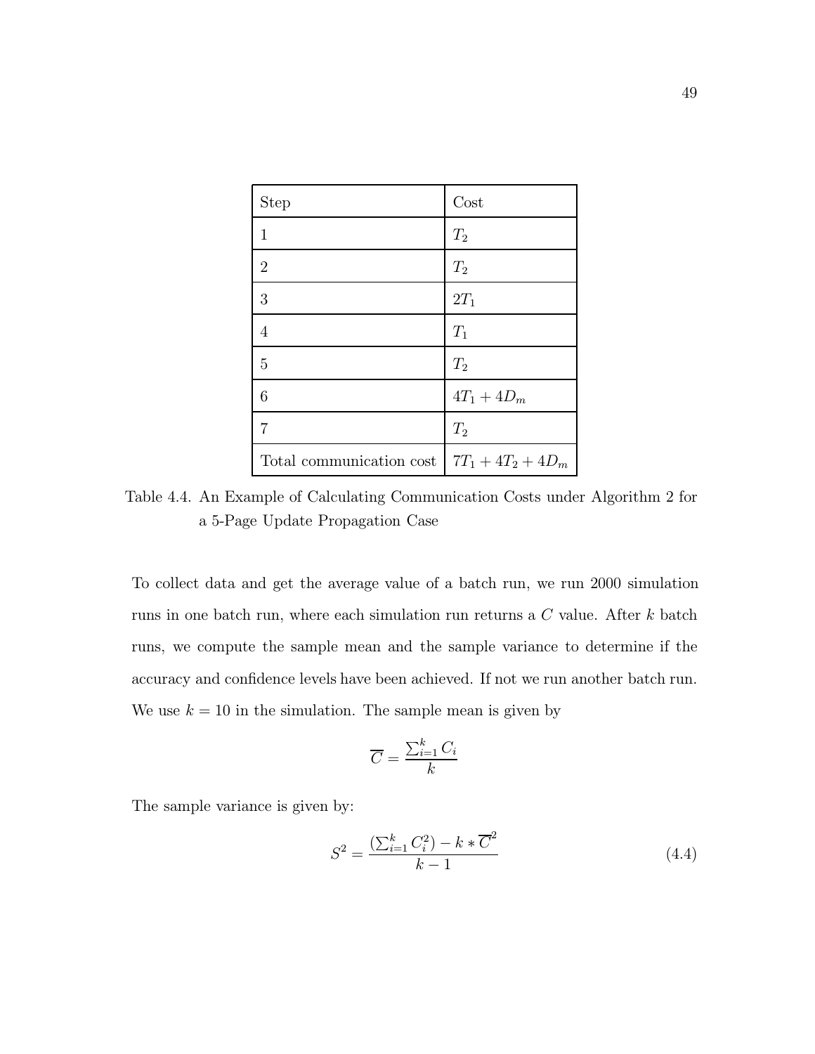| Step | Cost |
| --- | --- |
| 1 | $T_2$ |
| 2 | $T_2$ |
| 3 | $2T_1$ |
| 4 | $T_1$ |
| 5 | $T_2$ |
| 6 | $4T_1 + 4D_m$ |
| 7 | $T_2$ |
| Total communication cost | $7T_1 + 4T_2 + 4D_m$ |

Table 4.4. An Example of Calculating Communication Costs under Algorithm 2 for a 5-Page Update Propagation Case

To collect data and get the average value of a batch run, we run 2000 simulation runs in one batch run, where each simulation run returns a $C$ value. After $k$ batch runs, we compute the sample mean and the sample variance to determine if the accuracy and confidence levels have been achieved. If not we run another batch run. We use $k = 10$ in the simulation. The sample mean is given by

$$\overline{C} = \frac{\sum_{i=1}^{k} C_i}{k}$$

The sample variance is given by:

$$S^2 = \frac{(\sum_{i=1}^{k} C_i^2) - k * \overline{C}^2}{k - 1} \tag{4.4}$$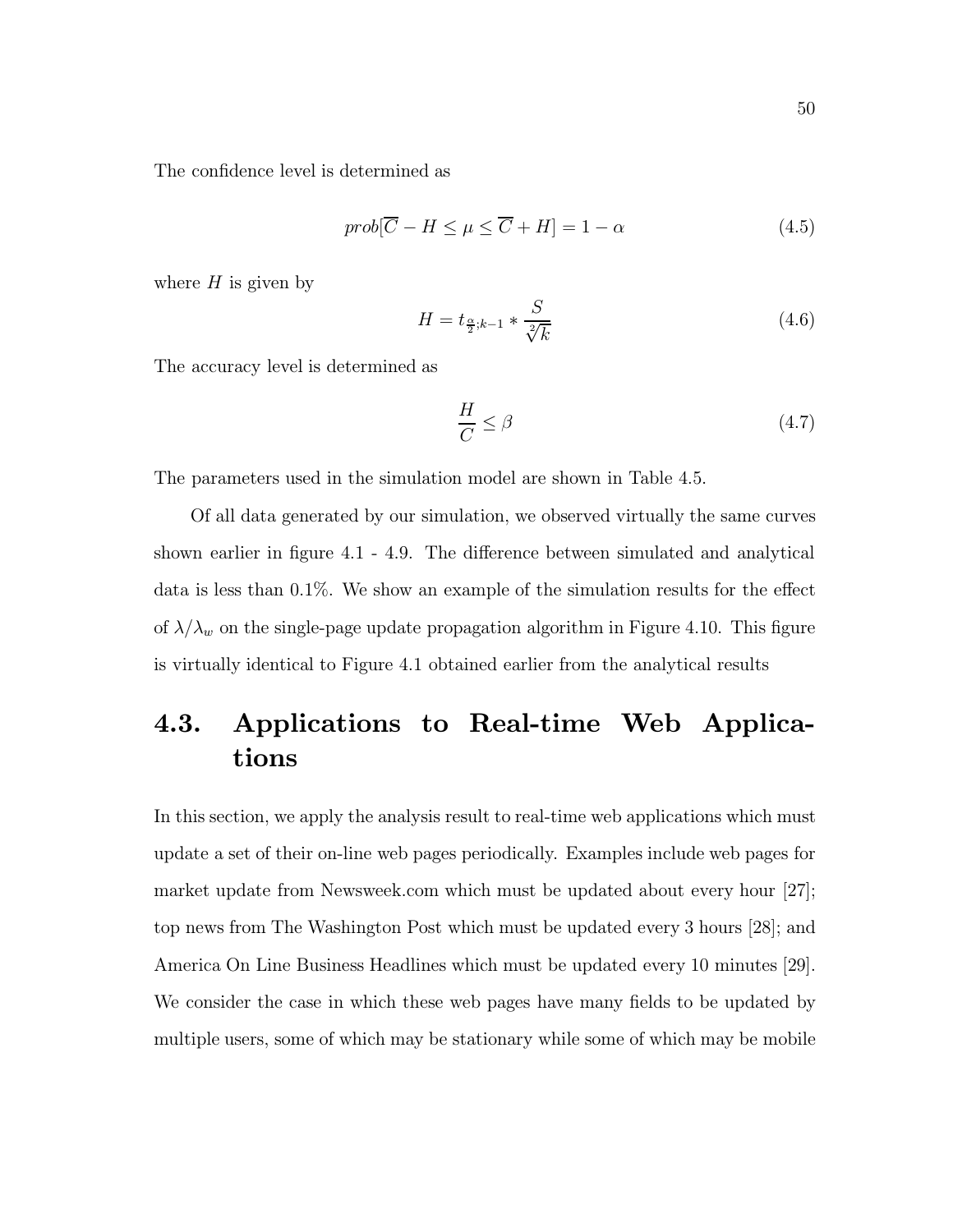The confidence level is determined as

$$prob[\overline{C} - H \leq \mu \leq \overline{C} + H] = 1 - \alpha \tag{4.5}$$

where $H$ is given by

$$H = t_{\frac{\alpha}{2};k-1} * \frac{S}{\sqrt[2]{k}} \tag{4.6}$$

The accuracy level is determined as

$$\frac{H}{C} \leq \beta \tag{4.7}$$

The parameters used in the simulation model are shown in Table 4.5.

Of all data generated by our simulation, we observed virtually the same curves shown earlier in figure 4.1 - 4.9. The difference between simulated and analytical data is less than 0.1%. We show an example of the simulation results for the effect of $\lambda/\lambda_w$ on the single-page update propagation algorithm in Figure 4.10. This figure is virtually identical to Figure 4.1 obtained earlier from the analytical results

## 4.3. Applications to Real-time Web Applications

In this section, we apply the analysis result to real-time web applications which must update a set of their on-line web pages periodically. Examples include web pages for market update from Newsweek.com which must be updated about every hour [27]; top news from The Washington Post which must be updated every 3 hours [28]; and America On Line Business Headlines which must be updated every 10 minutes [29]. We consider the case in which these web pages have many fields to be updated by multiple users, some of which may be stationary while some of which may be mobile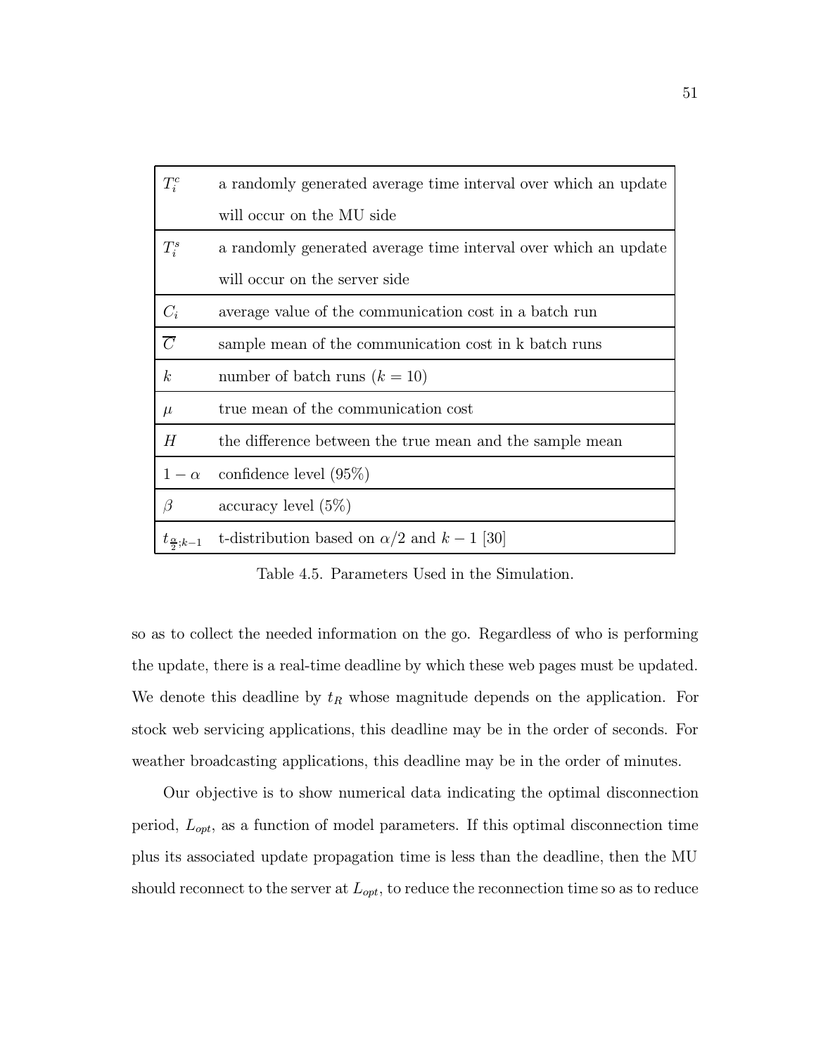| | |
|---|---|
| $T_i^c$ | a randomly generated average time interval over which an update will occur on the MU side |
| $T_i^s$ | a randomly generated average time interval over which an update will occur on the server side |
| $C_i$ | average value of the communication cost in a batch run |
| $\overline{C}$ | sample mean of the communication cost in k batch runs |
| $k$ | number of batch runs ($k = 10$) |
| $\mu$ | true mean of the communication cost |
| $H$ | the difference between the true mean and the sample mean |
| $1 - \alpha$ | confidence level (95%) |
| $\beta$ | accuracy level (5%) |
| $t_{\frac{\alpha}{2};k-1}$ | t-distribution based on $\alpha/2$ and $k - 1$ [30] |

Table 4.5. Parameters Used in the Simulation.

so as to collect the needed information on the go. Regardless of who is performing the update, there is a real-time deadline by which these web pages must be updated. We denote this deadline by $t_R$ whose magnitude depends on the application. For stock web servicing applications, this deadline may be in the order of seconds. For weather broadcasting applications, this deadline may be in the order of minutes.

Our objective is to show numerical data indicating the optimal disconnection period, $L_{opt}$, as a function of model parameters. If this optimal disconnection time plus its associated update propagation time is less than the deadline, then the MU should reconnect to the server at $L_{opt}$, to reduce the reconnection time so as to reduce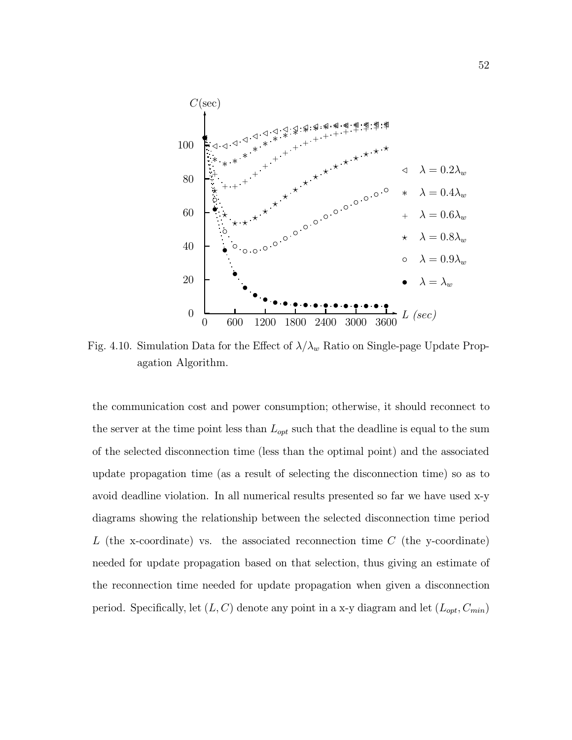Fig. 4.10. Simulation Data for the Effect of $\lambda/\lambda_w$ Ratio on Single-page Update Propagation Algorithm.

the communication cost and power consumption; otherwise, it should reconnect to the server at the time point less than $L_{opt}$ such that the deadline is equal to the sum of the selected disconnection time (less than the optimal point) and the associated update propagation time (as a result of selecting the disconnection time) so as to avoid deadline violation. In all numerical results presented so far we have used x-y diagrams showing the relationship between the selected disconnection time period $L$ (the x-coordinate) vs. the associated reconnection time $C$ (the y-coordinate) needed for update propagation based on that selection, thus giving an estimate of the reconnection time needed for update propagation when given a disconnection period. Specifically, let $(L, C)$ denote any point in a x-y diagram and let $(L_{opt}, C_{min})$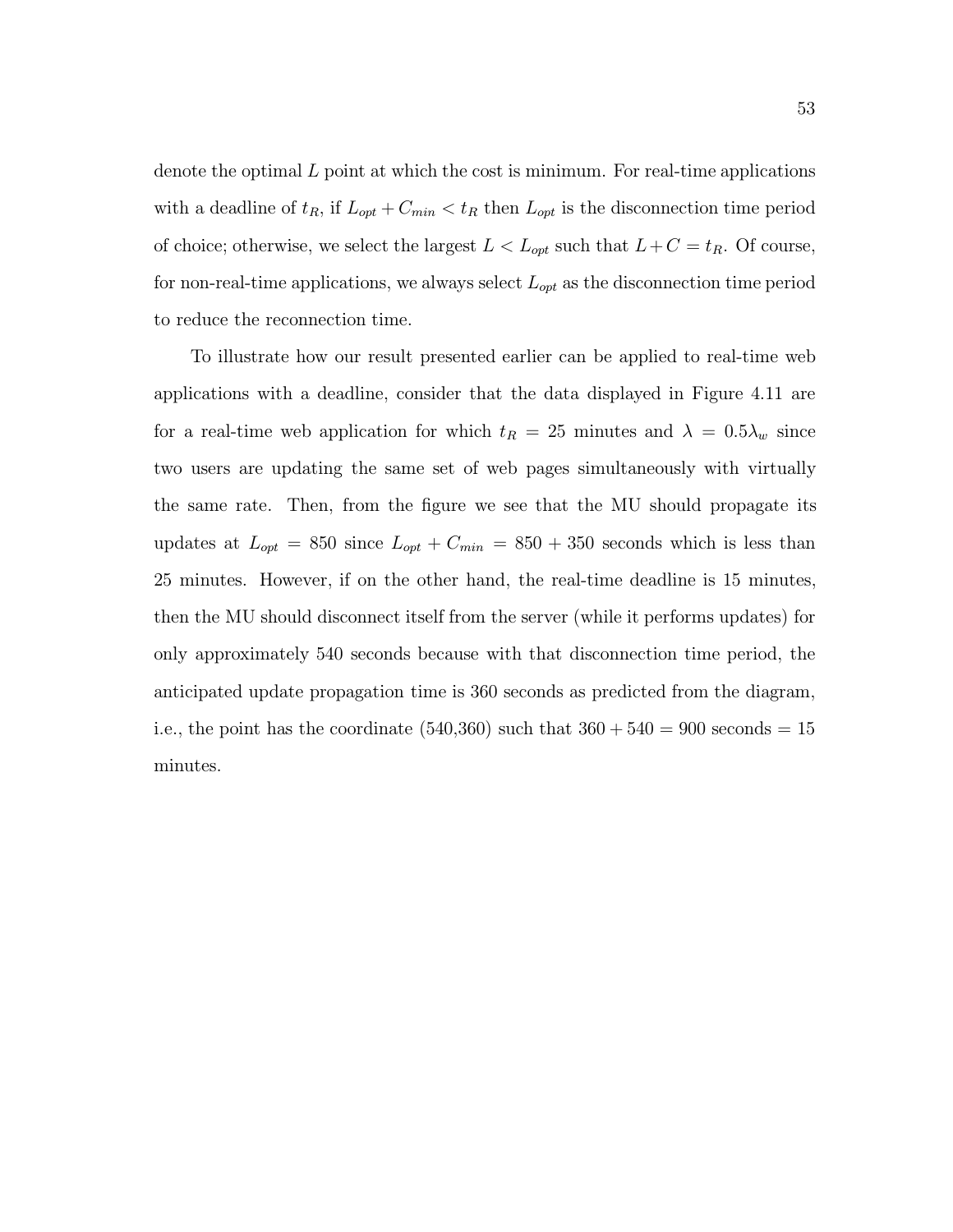denote the optimal $L$ point at which the cost is minimum. For real-time applications with a deadline of $t_R$, if $L_{opt} + C_{min} < t_R$ then $L_{opt}$ is the disconnection time period of choice; otherwise, we select the largest $L < L_{opt}$ such that $L + C = t_R$. Of course, for non-real-time applications, we always select $L_{opt}$ as the disconnection time period to reduce the reconnection time.

To illustrate how our result presented earlier can be applied to real-time web applications with a deadline, consider that the data displayed in Figure 4.11 are for a real-time web application for which $t_R = 25$ minutes and $\lambda = 0.5\lambda_w$ since two users are updating the same set of web pages simultaneously with virtually the same rate. Then, from the figure we see that the MU should propagate its updates at $L_{opt} = 850$ since $L_{opt} + C_{min} = 850 + 350$ seconds which is less than 25 minutes. However, if on the other hand, the real-time deadline is 15 minutes, then the MU should disconnect itself from the server (while it performs updates) for only approximately 540 seconds because with that disconnection time period, the anticipated update propagation time is 360 seconds as predicted from the diagram, i.e., the point has the coordinate (540,360) such that $360 + 540 = 900$ seconds $= 15$ minutes.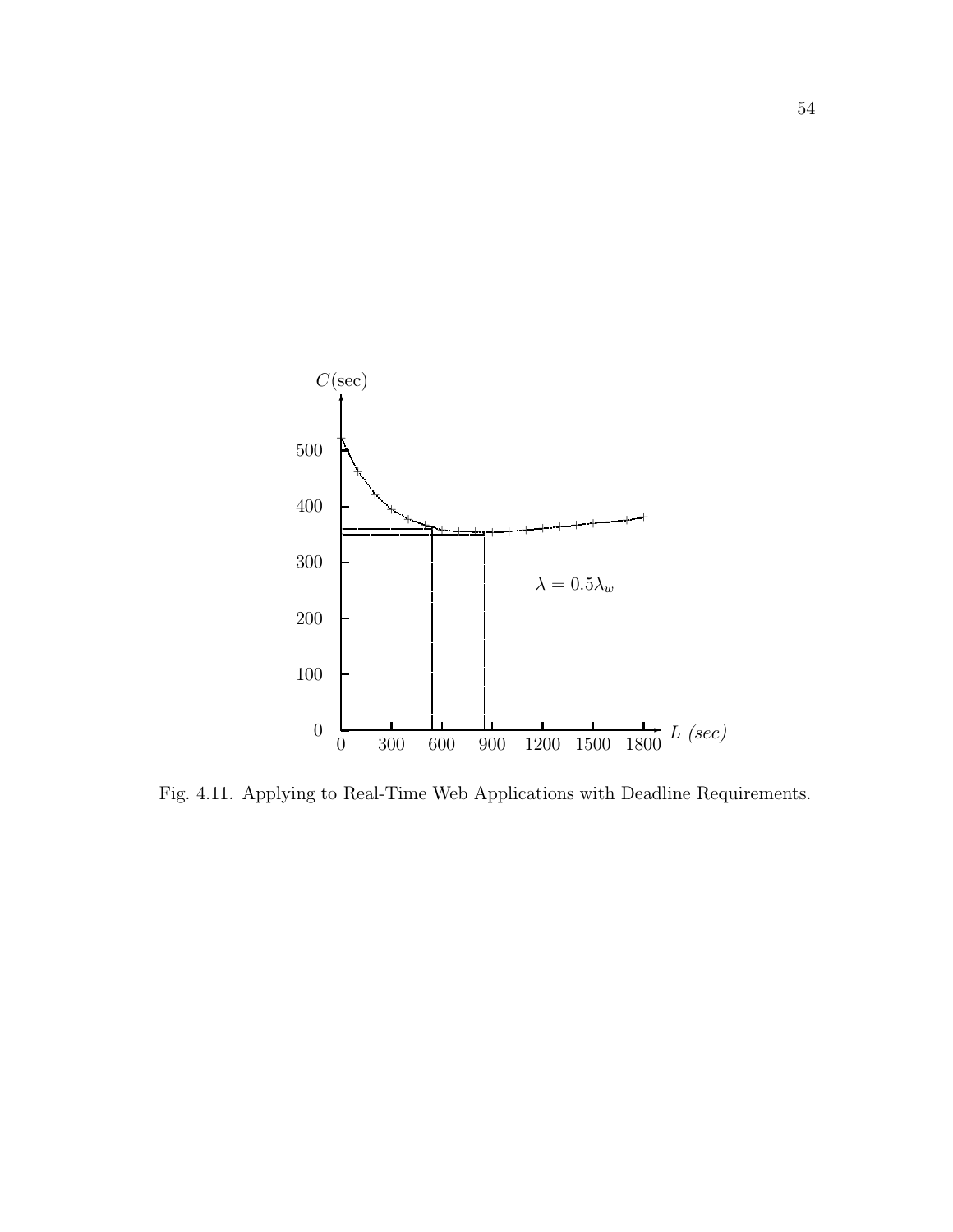Fig. 4.11. Applying to Real-Time Web Applications with Deadline Requirements.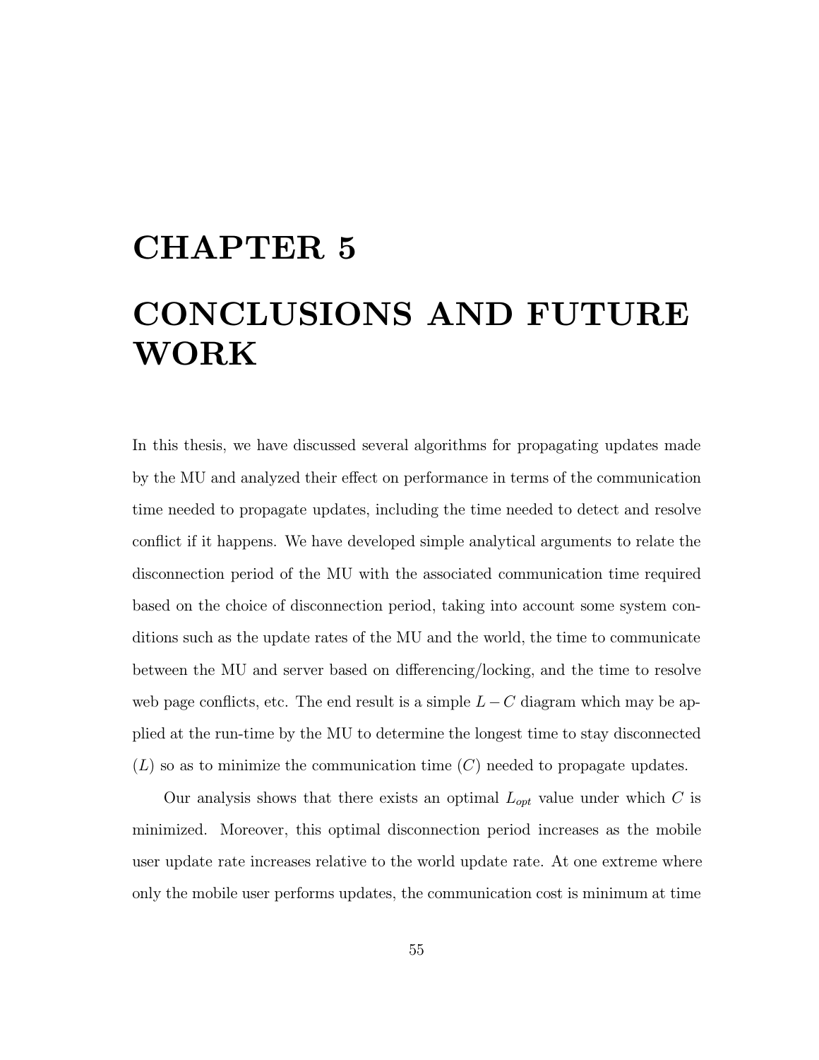# CHAPTER 5

# CONCLUSIONS AND FUTURE WORK

In this thesis, we have discussed several algorithms for propagating updates made by the MU and analyzed their effect on performance in terms of the communication time needed to propagate updates, including the time needed to detect and resolve conflict if it happens. We have developed simple analytical arguments to relate the disconnection period of the MU with the associated communication time required based on the choice of disconnection period, taking into account some system conditions such as the update rates of the MU and the world, the time to communicate between the MU and server based on differencing/locking, and the time to resolve web page conflicts, etc. The end result is a simple $L - C$ diagram which may be applied at the run-time by the MU to determine the longest time to stay disconnected ($L$) so as to minimize the communication time ($C$) needed to propagate updates.

Our analysis shows that there exists an optimal $L_{opt}$ value under which $C$ is minimized. Moreover, this optimal disconnection period increases as the mobile user update rate increases relative to the world update rate. At one extreme where only the mobile user performs updates, the communication cost is minimum at time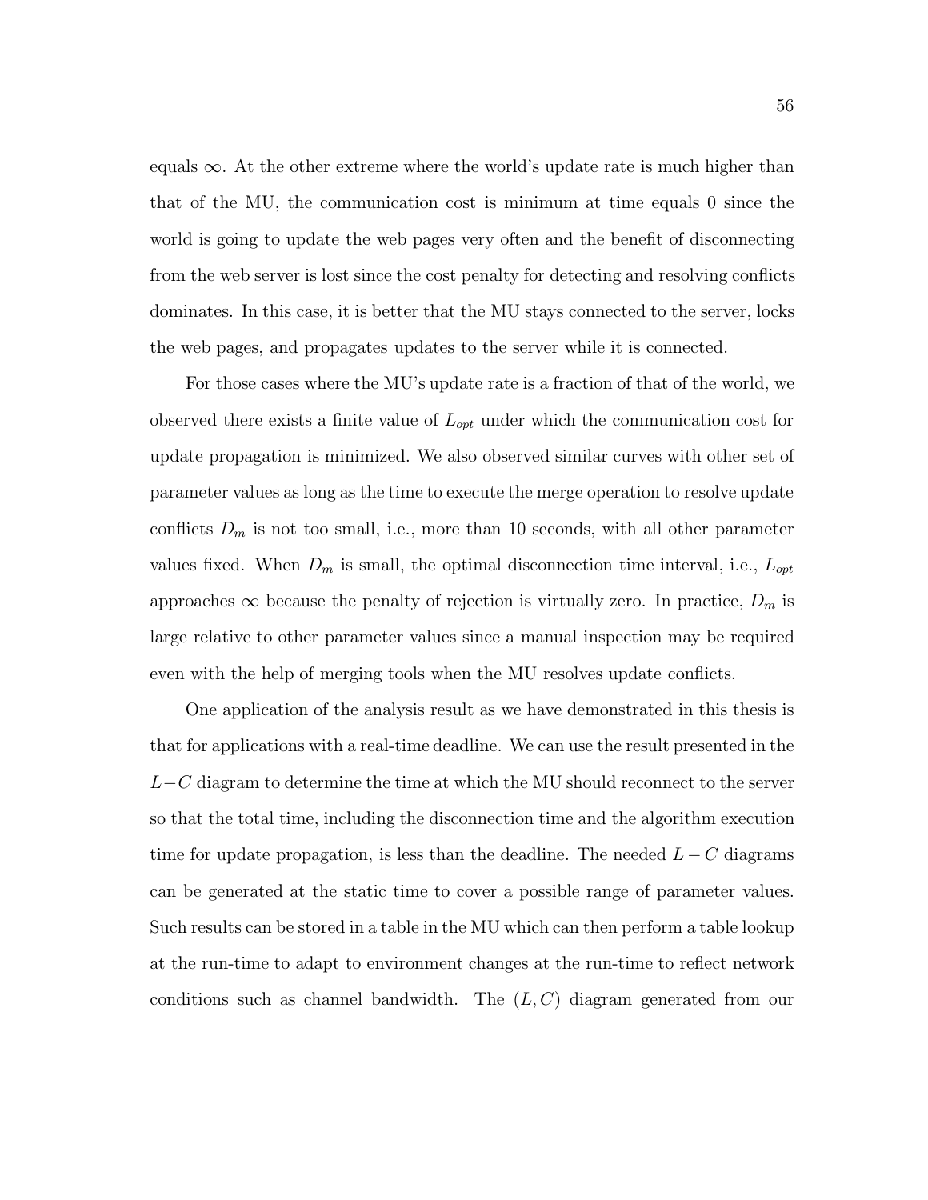equals $\infty$. At the other extreme where the world's update rate is much higher than that of the MU, the communication cost is minimum at time equals 0 since the world is going to update the web pages very often and the benefit of disconnecting from the web server is lost since the cost penalty for detecting and resolving conflicts dominates. In this case, it is better that the MU stays connected to the server, locks the web pages, and propagates updates to the server while it is connected.

For those cases where the MU's update rate is a fraction of that of the world, we observed there exists a finite value of $L_{opt}$ under which the communication cost for update propagation is minimized. We also observed similar curves with other set of parameter values as long as the time to execute the merge operation to resolve update conflicts $D_m$ is not too small, i.e., more than 10 seconds, with all other parameter values fixed. When $D_m$ is small, the optimal disconnection time interval, i.e., $L_{opt}$ approaches $\infty$ because the penalty of rejection is virtually zero. In practice, $D_m$ is large relative to other parameter values since a manual inspection may be required even with the help of merging tools when the MU resolves update conflicts.

One application of the analysis result as we have demonstrated in this thesis is that for applications with a real-time deadline. We can use the result presented in the $L-C$ diagram to determine the time at which the MU should reconnect to the server so that the total time, including the disconnection time and the algorithm execution time for update propagation, is less than the deadline. The needed $L-C$ diagrams can be generated at the static time to cover a possible range of parameter values. Such results can be stored in a table in the MU which can then perform a table lookup at the run-time to adapt to environment changes at the run-time to reflect network conditions such as channel bandwidth. The $(L, C)$ diagram generated from our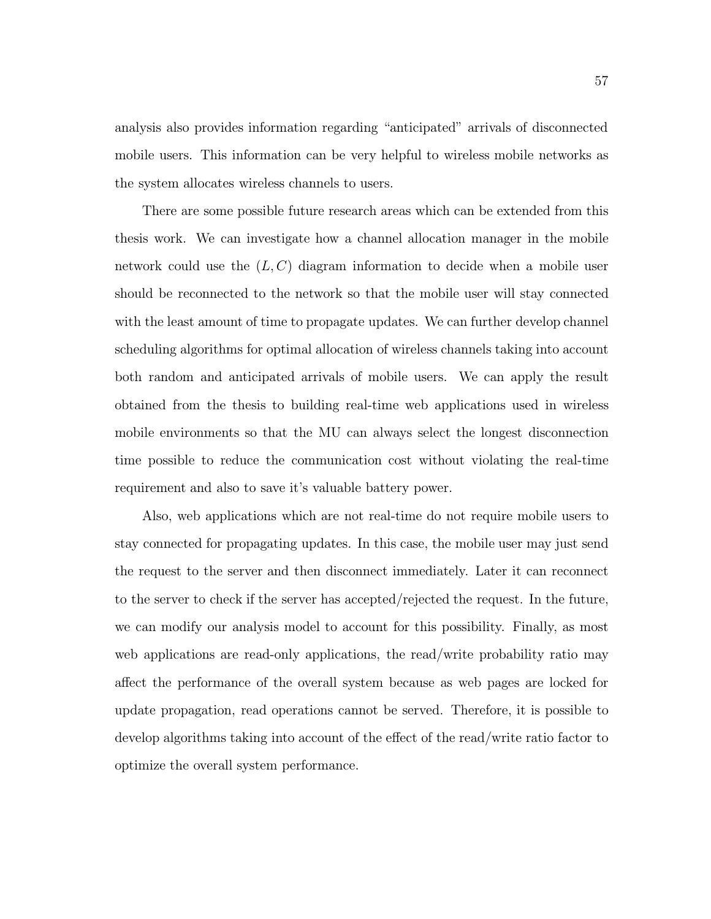analysis also provides information regarding "anticipated" arrivals of disconnected mobile users. This information can be very helpful to wireless mobile networks as the system allocates wireless channels to users.

There are some possible future research areas which can be extended from this thesis work. We can investigate how a channel allocation manager in the mobile network could use the $(L, C)$ diagram information to decide when a mobile user should be reconnected to the network so that the mobile user will stay connected with the least amount of time to propagate updates. We can further develop channel scheduling algorithms for optimal allocation of wireless channels taking into account both random and anticipated arrivals of mobile users. We can apply the result obtained from the thesis to building real-time web applications used in wireless mobile environments so that the MU can always select the longest disconnection time possible to reduce the communication cost without violating the real-time requirement and also to save it's valuable battery power.

Also, web applications which are not real-time do not require mobile users to stay connected for propagating updates. In this case, the mobile user may just send the request to the server and then disconnect immediately. Later it can reconnect to the server to check if the server has accepted/rejected the request. In the future, we can modify our analysis model to account for this possibility. Finally, as most web applications are read-only applications, the read/write probability ratio may affect the performance of the overall system because as web pages are locked for update propagation, read operations cannot be served. Therefore, it is possible to develop algorithms taking into account of the effect of the read/write ratio factor to optimize the overall system performance.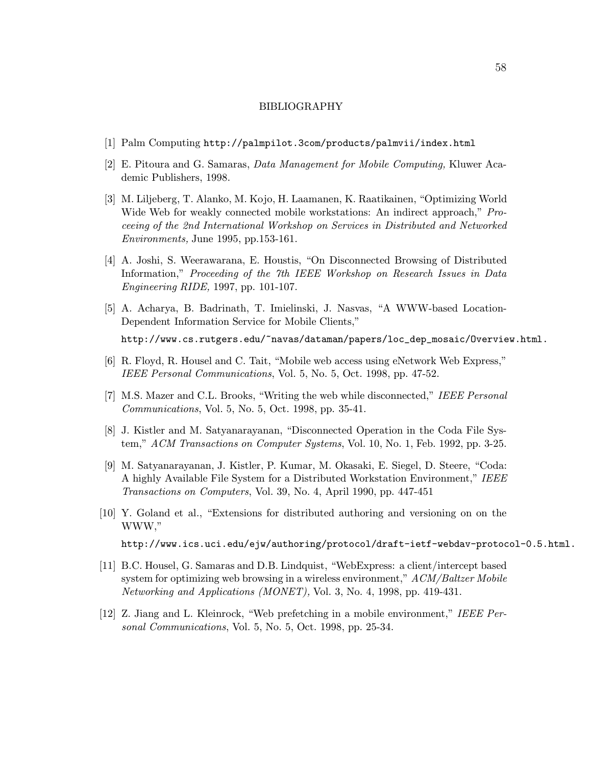# BIBLIOGRAPHY

[1] Palm Computing `http://palmpilot.3com/products/palmvii/index.html`

[2] E. Pitoura and G. Samaras, *Data Management for Mobile Computing,* Kluwer Academic Publishers, 1998.

[3] M. Liljeberg, T. Alanko, M. Kojo, H. Laamanen, K. Raatikainen, "Optimizing World Wide Web for weakly connected mobile workstations: An indirect approach," *Proceeing of the 2nd International Workshop on Services in Distributed and Networked Environments,* June 1995, pp.153-161.

[4] A. Joshi, S. Weerawarana, E. Houstis, "On Disconnected Browsing of Distributed Information," *Proceeding of the 7th IEEE Workshop on Research Issues in Data Engineering RIDE,* 1997, pp. 101-107.

[5] A. Acharya, B. Badrinath, T. Imielinski, J. Nasvas, "A WWW-based Location-Dependent Information Service for Mobile Clients,"

`http://www.cs.rutgers.edu/~navas/dataman/papers/loc_dep_mosaic/Overview.html.`

[6] R. Floyd, R. Housel and C. Tait, "Mobile web access using eNetwork Web Express," *IEEE Personal Communications*, Vol. 5, No. 5, Oct. 1998, pp. 47-52.

[7] M.S. Mazer and C.L. Brooks, "Writing the web while disconnected," *IEEE Personal Communications*, Vol. 5, No. 5, Oct. 1998, pp. 35-41.

[8] J. Kistler and M. Satyanarayanan, "Disconnected Operation in the Coda File System," *ACM Transactions on Computer Systems*, Vol. 10, No. 1, Feb. 1992, pp. 3-25.

[9] M. Satyanarayanan, J. Kistler, P. Kumar, M. Okasaki, E. Siegel, D. Steere, "Coda: A highly Available File System for a Distributed Workstation Environment," *IEEE Transactions on Computers*, Vol. 39, No. 4, April 1990, pp. 447-451

[10] Y. Goland et al., "Extensions for distributed authoring and versioning on on the WWW,"

`http://www.ics.uci.edu/ejw/authoring/protocol/draft-ietf-webdav-protocol-0.5.html.`

[11] B.C. Housel, G. Samaras and D.B. Lindquist, "WebExpress: a client/intercept based system for optimizing web browsing in a wireless environment," *ACM/Baltzer Mobile Networking and Applications (MONET),* Vol. 3, No. 4, 1998, pp. 419-431.

[12] Z. Jiang and L. Kleinrock, "Web prefetching in a mobile environment," *IEEE Personal Communications*, Vol. 5, No. 5, Oct. 1998, pp. 25-34.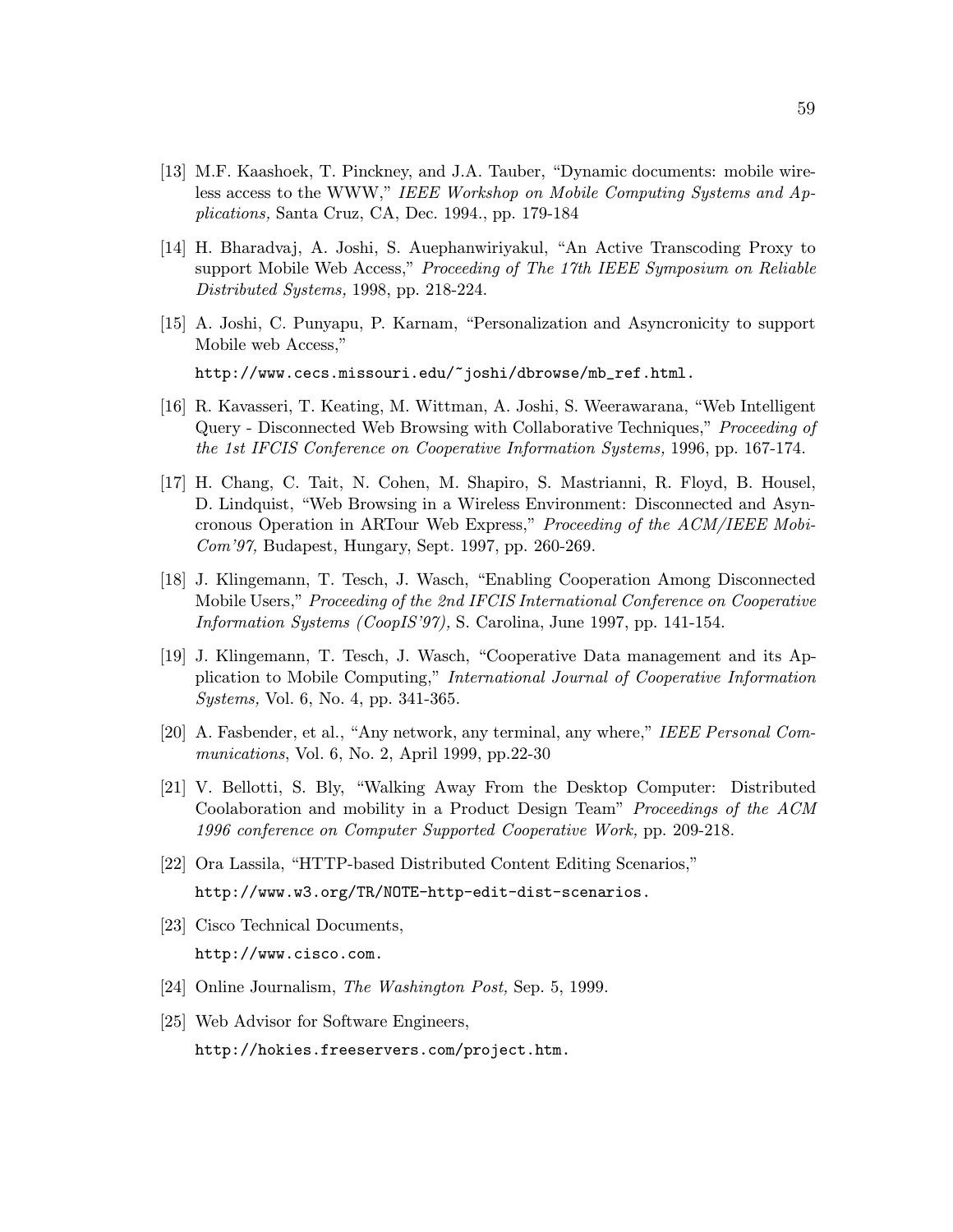[13] M.F. Kaashoek, T. Pinckney, and J.A. Tauber, "Dynamic documents: mobile wireless access to the WWW," *IEEE Workshop on Mobile Computing Systems and Applications,* Santa Cruz, CA, Dec. 1994., pp. 179-184

[14] H. Bharadvaj, A. Joshi, S. Auephanwiriyakul, "An Active Transcoding Proxy to support Mobile Web Access," *Proceeding of The 17th IEEE Symposium on Reliable Distributed Systems,* 1998, pp. 218-224.

[15] A. Joshi, C. Punyapu, P. Karnam, "Personalization and Asyncronicity to support Mobile web Access,"

`http://www.cecs.missouri.edu/~joshi/dbrowse/mb_ref.html.`

[16] R. Kavasseri, T. Keating, M. Wittman, A. Joshi, S. Weerawarana, "Web Intelligent Query - Disconnected Web Browsing with Collaborative Techniques," *Proceeding of the 1st IFCIS Conference on Cooperative Information Systems,* 1996, pp. 167-174.

[17] H. Chang, C. Tait, N. Cohen, M. Shapiro, S. Mastrianni, R. Floyd, B. Housel, D. Lindquist, "Web Browsing in a Wireless Environment: Disconnected and Asyncronous Operation in ARTour Web Express," *Proceeding of the ACM/IEEE MobiCom'97,* Budapest, Hungary, Sept. 1997, pp. 260-269.

[18] J. Klingemann, T. Tesch, J. Wasch, "Enabling Cooperation Among Disconnected Mobile Users," *Proceeding of the 2nd IFCIS International Conference on Cooperative Information Systems (CoopIS'97),* S. Carolina, June 1997, pp. 141-154.

[19] J. Klingemann, T. Tesch, J. Wasch, "Cooperative Data management and its Application to Mobile Computing," *International Journal of Cooperative Information Systems,* Vol. 6, No. 4, pp. 341-365.

[20] A. Fasbender, et al., "Any network, any terminal, any where," *IEEE Personal Communications*, Vol. 6, No. 2, April 1999, pp.22-30

[21] V. Bellotti, S. Bly, "Walking Away From the Desktop Computer: Distributed Coolaboration and mobility in a Product Design Team" *Proceedings of the ACM 1996 conference on Computer Supported Cooperative Work,* pp. 209-218.

[22] Ora Lassila, "HTTP-based Distributed Content Editing Scenarios,"

`http://www.w3.org/TR/NOTE-http-edit-dist-scenarios.`

[23] Cisco Technical Documents,

`http://www.cisco.com.`

[24] Online Journalism, *The Washington Post,* Sep. 5, 1999.

[25] Web Advisor for Software Engineers,

`http://hokies.freeservers.com/project.htm.`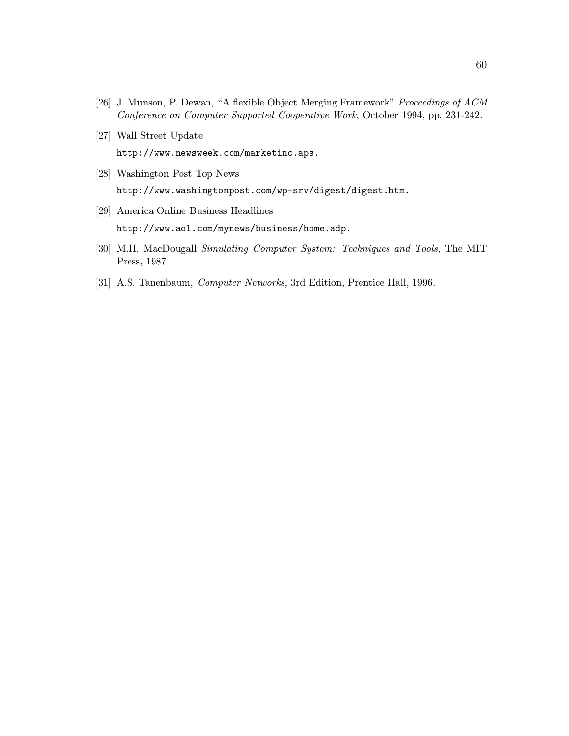[26] J. Munson, P. Dewan, "A flexible Object Merging Framework" *Proceedings of ACM Conference on Computer Supported Cooperative Work*, October 1994, pp. 231-242.

[27] Wall Street Update
`http://www.newsweek.com/marketinc.aps.`

[28] Washington Post Top News
`http://www.washingtonpost.com/wp-srv/digest/digest.htm.`

[29] America Online Business Headlines
`http://www.aol.com/mynews/business/home.adp.`

[30] M.H. MacDougall *Simulating Computer System: Techniques and Tools,* The MIT Press, 1987

[31] A.S. Tanenbaum, *Computer Networks*, 3rd Edition, Prentice Hall, 1996.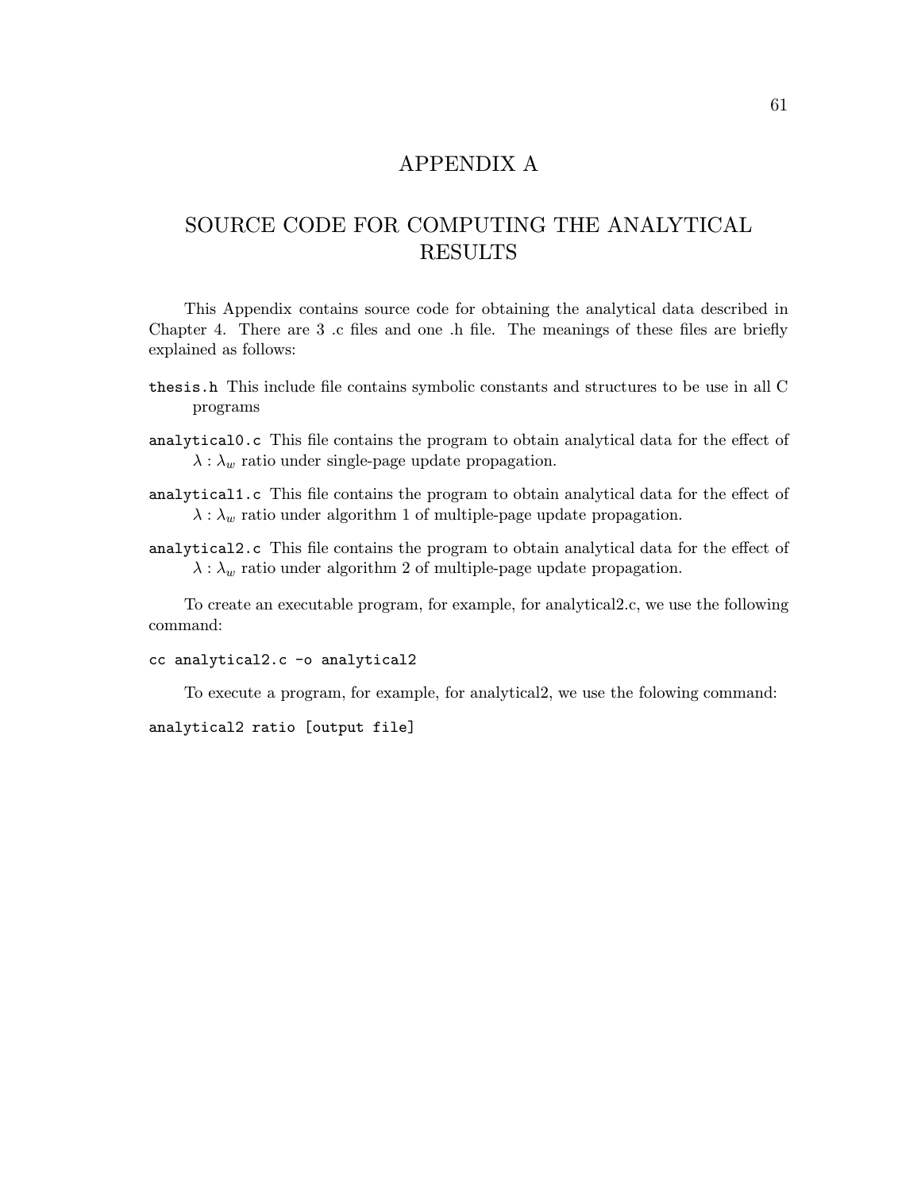# APPENDIX A

# SOURCE CODE FOR COMPUTING THE ANALYTICAL RESULTS

This Appendix contains source code for obtaining the analytical data described in Chapter 4. There are 3 .c files and one .h file. The meanings of these files are briefly explained as follows:

`thesis.h` This include file contains symbolic constants and structures to be use in all C programs

`analytical0.c` This file contains the program to obtain analytical data for the effect of $\lambda : \lambda_w$ ratio under single-page update propagation.

`analytical1.c` This file contains the program to obtain analytical data for the effect of $\lambda : \lambda_w$ ratio under algorithm 1 of multiple-page update propagation.

`analytical2.c` This file contains the program to obtain analytical data for the effect of $\lambda : \lambda_w$ ratio under algorithm 2 of multiple-page update propagation.

To create an executable program, for example, for analytical2.c, we use the following command:

```
cc analytical2.c -o analytical2
```

To execute a program, for example, for analytical2, we use the folowing command:

```
analytical2 ratio [output file]
```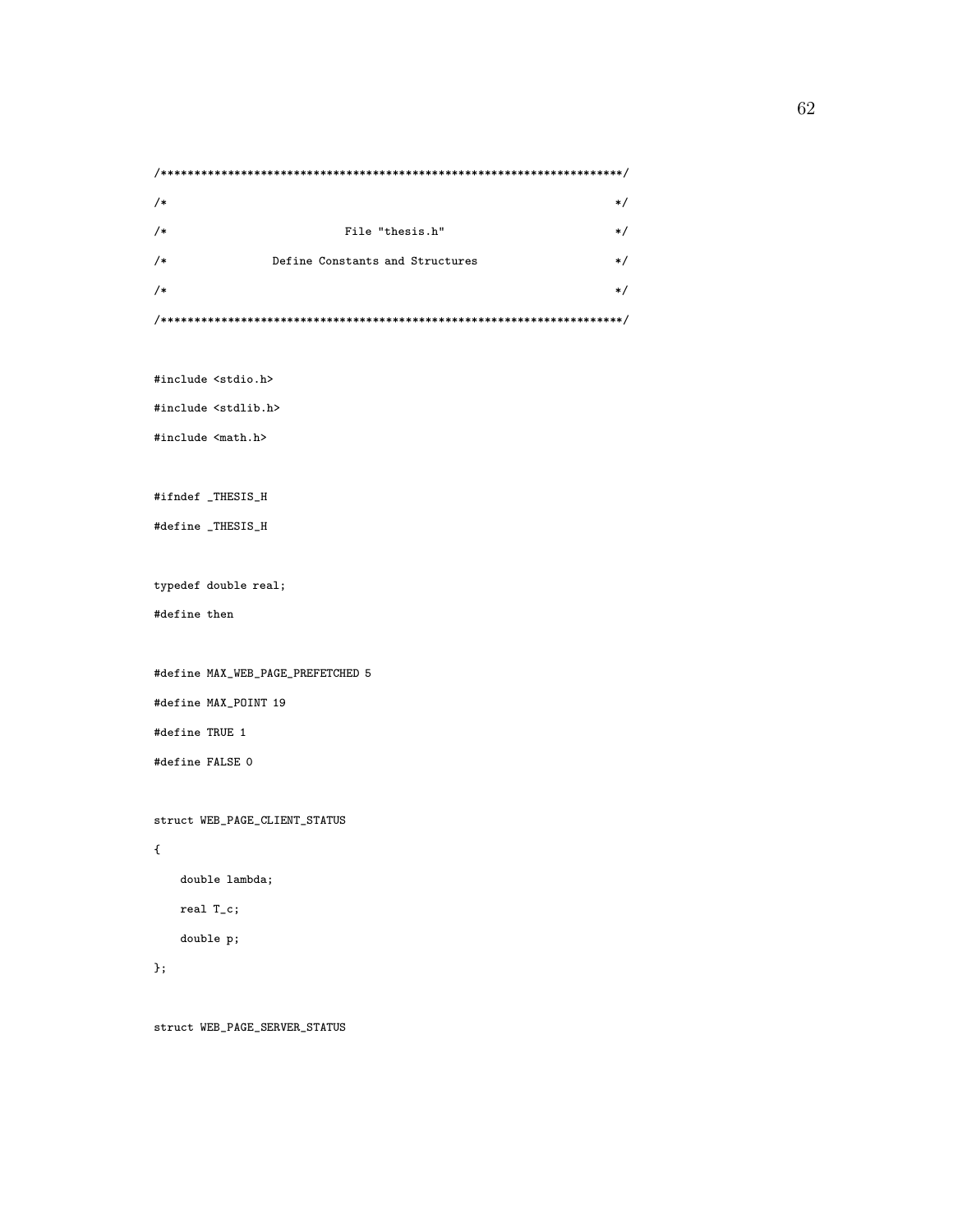```
/**********************************************************************/
/*                                                                    */
/*                         File "thesis.h"                            */
/*                Define Constants and Structures                     */
/*                                                                    */
/**********************************************************************/

#include <stdio.h>
#include <stdlib.h>
#include <math.h>

#ifndef _THESIS_H
#define _THESIS_H

typedef double real;
#define then

#define MAX_WEB_PAGE_PREFETCHED 5
#define MAX_POINT 19
#define TRUE 1
#define FALSE 0

struct WEB_PAGE_CLIENT_STATUS
{
    double lambda;
    real T_c;
    double p;
};

struct WEB_PAGE_SERVER_STATUS
```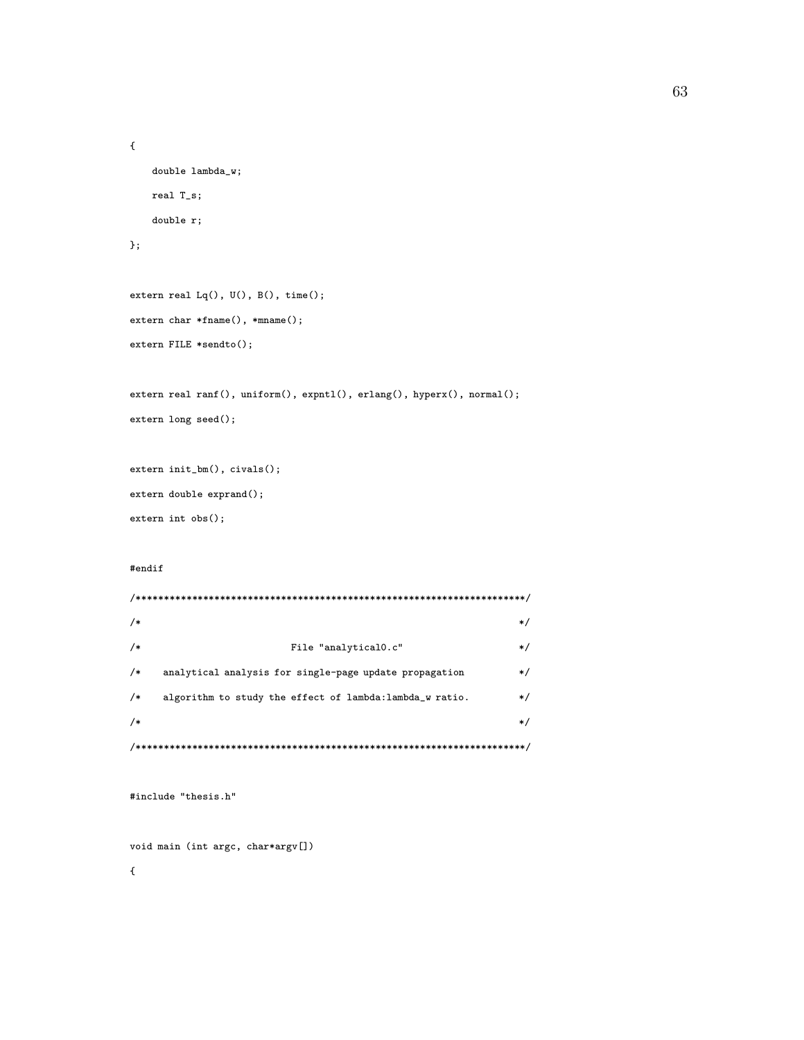```
{
    double lambda_w;
    real T_s;
    double r;
};

extern real Lq(), U(), B(), time();
extern char *fname(), *mname();
extern FILE *sendto();

extern real ranf(), uniform(), expntl(), erlang(), hyperx(), normal();
extern long seed();

extern init_bm(), civals();
extern double exprand();
extern int obs();

#endif
/**********************************************************************/
/*                                                                    */
/*                        File "analytical0.c"                        */
/*    analytical analysis for single-page update propagation          */
/*    algorithm to study the effect of lambda:lambda_w ratio.         */
/*                                                                    */
/**********************************************************************/

#include "thesis.h"

void main (int argc, char*argv[])
{
```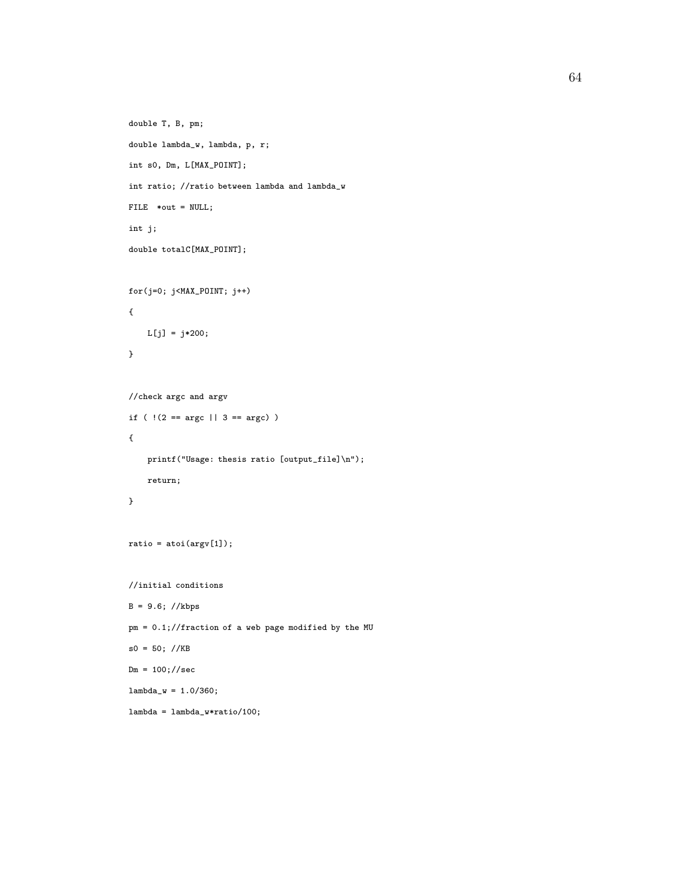```
double T, B, pm;

double lambda_w, lambda, p, r;

int s0, Dm, L[MAX_POINT];

int ratio; //ratio between lambda and lambda_w

FILE  *out = NULL;

int j;

double totalC[MAX_POINT];


for(j=0; j<MAX_POINT; j++)

{

    L[j] = j*200;

}


//check argc and argv

if ( !(2 == argc || 3 == argc) )

{

    printf("Usage: thesis ratio [output_file]\n");

    return;

}


ratio = atoi(argv[1]);


//initial conditions

B = 9.6; //kbps

pm = 0.1;//fraction of a web page modified by the MU

s0 = 50; //KB

Dm = 100;//sec

lambda_w = 1.0/360;

lambda = lambda_w*ratio/100;
```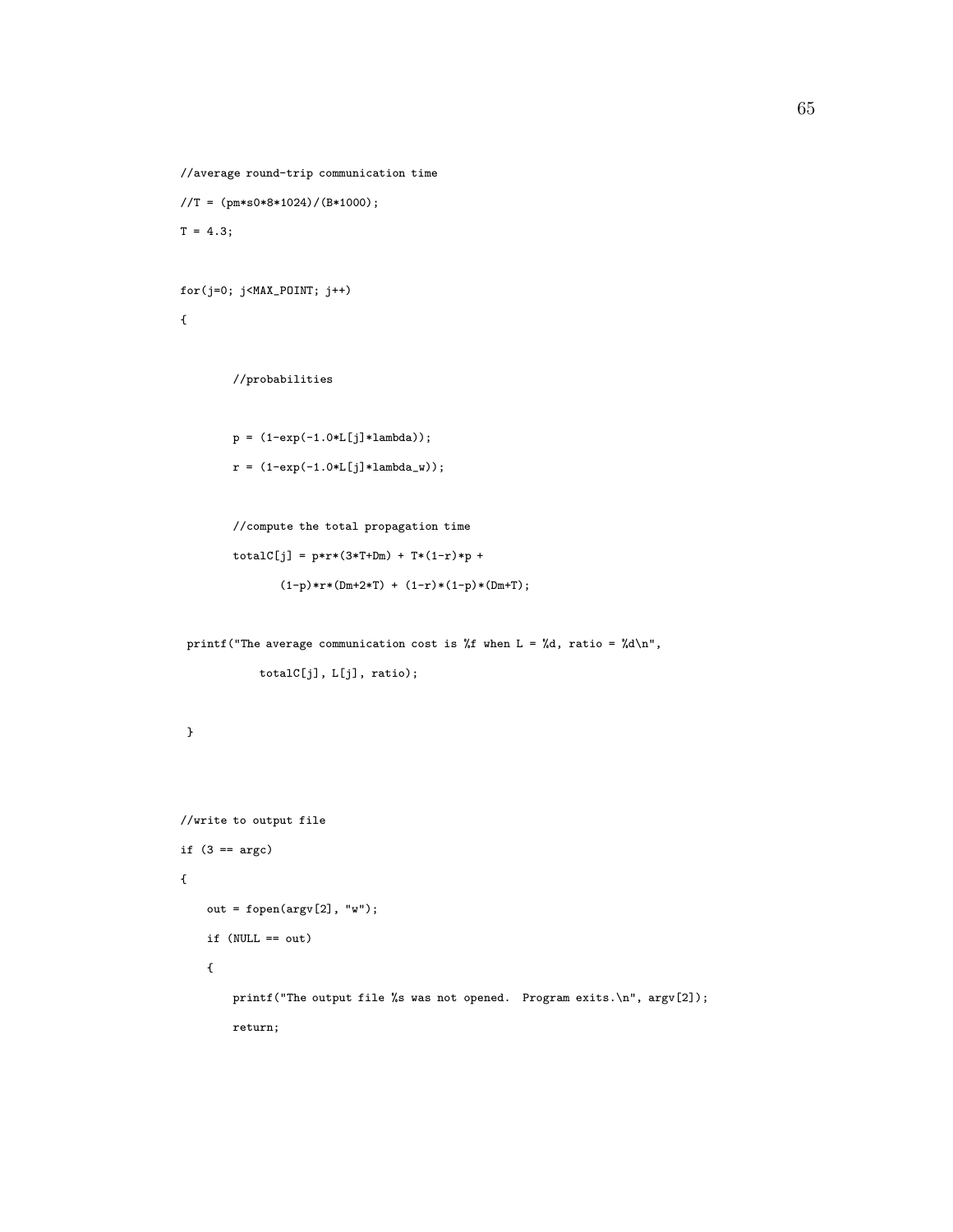```
//average round-trip communication time

//T = (pm*s0*8*1024)/(B*1000);

T = 4.3;


for(j=0; j<MAX_POINT; j++)

{


        //probabilities


        p = (1-exp(-1.0*L[j]*lambda));

        r = (1-exp(-1.0*L[j]*lambda_w));


        //compute the total propagation time

        totalC[j] = p*r*(3*T+Dm) + T*(1-r)*p +

               (1-p)*r*(Dm+2*T) + (1-r)*(1-p)*(Dm+T);


 printf("The average communication cost is %f when L = %d, ratio = %d\n",

            totalC[j], L[j], ratio);


 }




//write to output file

if (3 == argc)

{

    out = fopen(argv[2], "w");

    if (NULL == out)

    {

        printf("The output file %s was not opened.  Program exits.\n", argv[2]);

        return;
```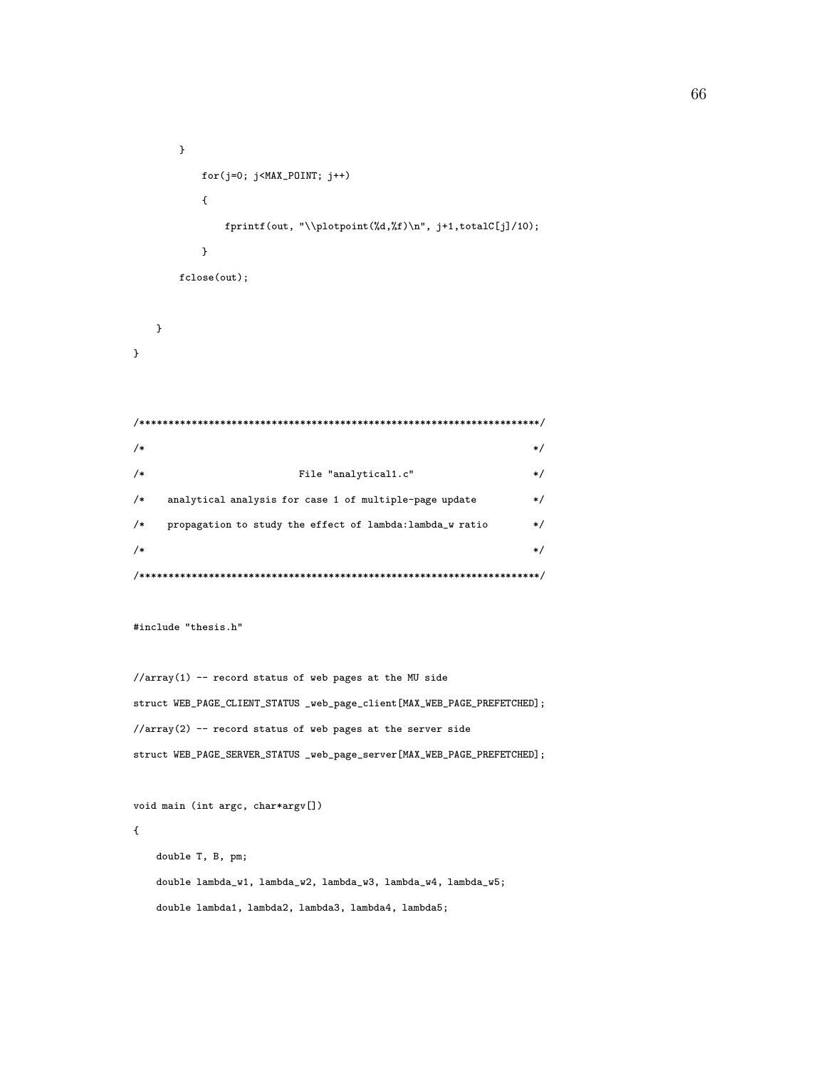```
        }
            for(j=0; j<MAX_POINT; j++)
            {
                fprintf(out, "\\plotpoint(%d,%f)\n", j+1,totalC[j]/10);
            }
        fclose(out);

    }
}



/**********************************************************************/
/*                                                                    */
/*                        File "analytical1.c"                        */
/*    analytical analysis for case 1 of multiple-page update          */
/*    propagation to study the effect of lambda:lambda_w ratio        */
/*                                                                    */
/**********************************************************************/

#include "thesis.h"

//array(1) -- record status of web pages at the MU side
struct WEB_PAGE_CLIENT_STATUS _web_page_client[MAX_WEB_PAGE_PREFETCHED];
//array(2) -- record status of web pages at the server side
struct WEB_PAGE_SERVER_STATUS _web_page_server[MAX_WEB_PAGE_PREFETCHED];

void main (int argc, char*argv[])
{
    double T, B, pm;
    double lambda_w1, lambda_w2, lambda_w3, lambda_w4, lambda_w5;
    double lambda1, lambda2, lambda3, lambda4, lambda5;
```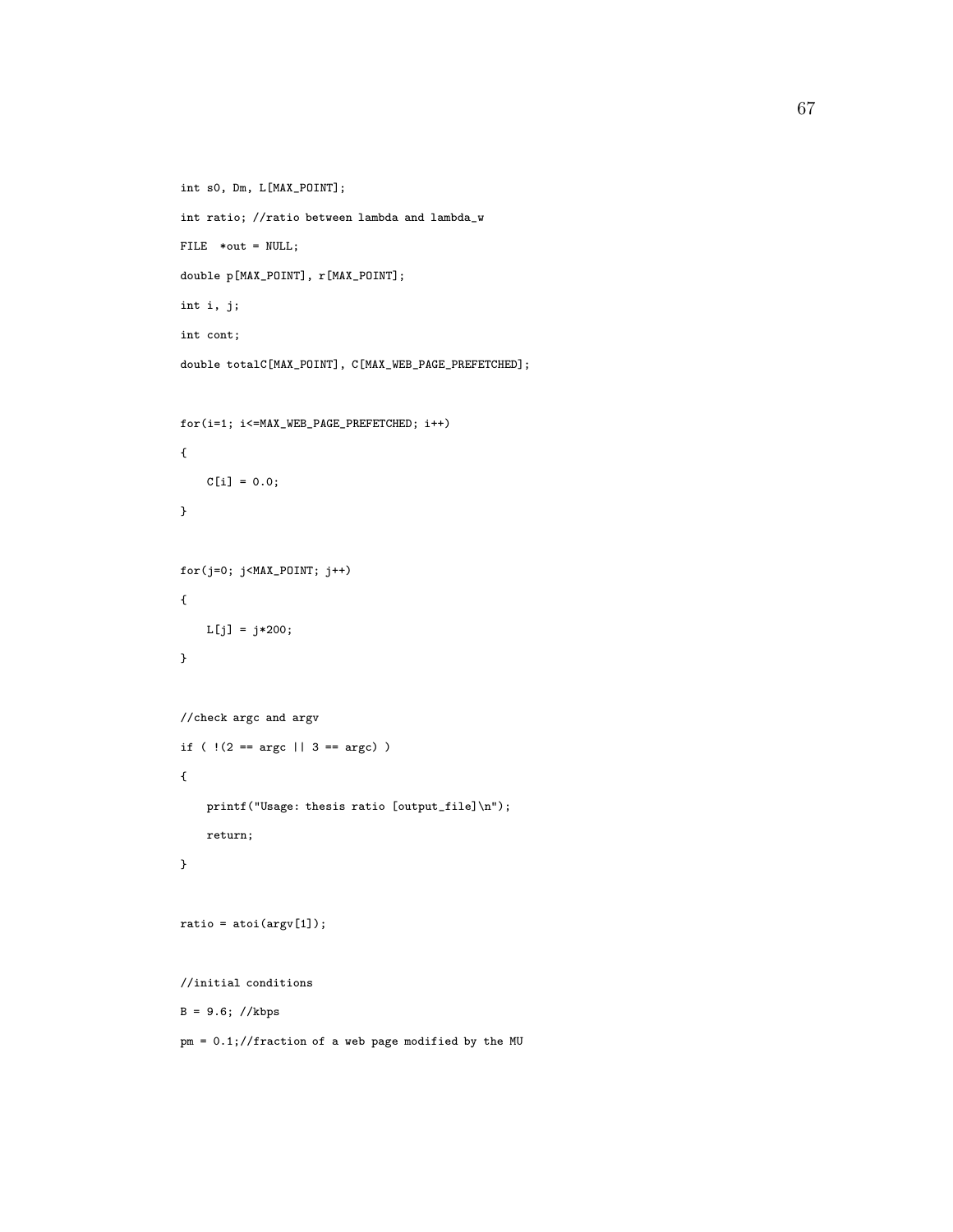```
int s0, Dm, L[MAX_POINT];

int ratio; //ratio between lambda and lambda_w

FILE  *out = NULL;

double p[MAX_POINT], r[MAX_POINT];

int i, j;

int cont;

double totalC[MAX_POINT], C[MAX_WEB_PAGE_PREFETCHED];


for(i=1; i<=MAX_WEB_PAGE_PREFETCHED; i++)

{

    C[i] = 0.0;

}


for(j=0; j<MAX_POINT; j++)

{

    L[j] = j*200;

}


//check argc and argv

if ( !(2 == argc || 3 == argc) )

{

    printf("Usage: thesis ratio [output_file]\n");

    return;

}


ratio = atoi(argv[1]);


//initial conditions

B = 9.6; //kbps

pm = 0.1;//fraction of a web page modified by the MU
```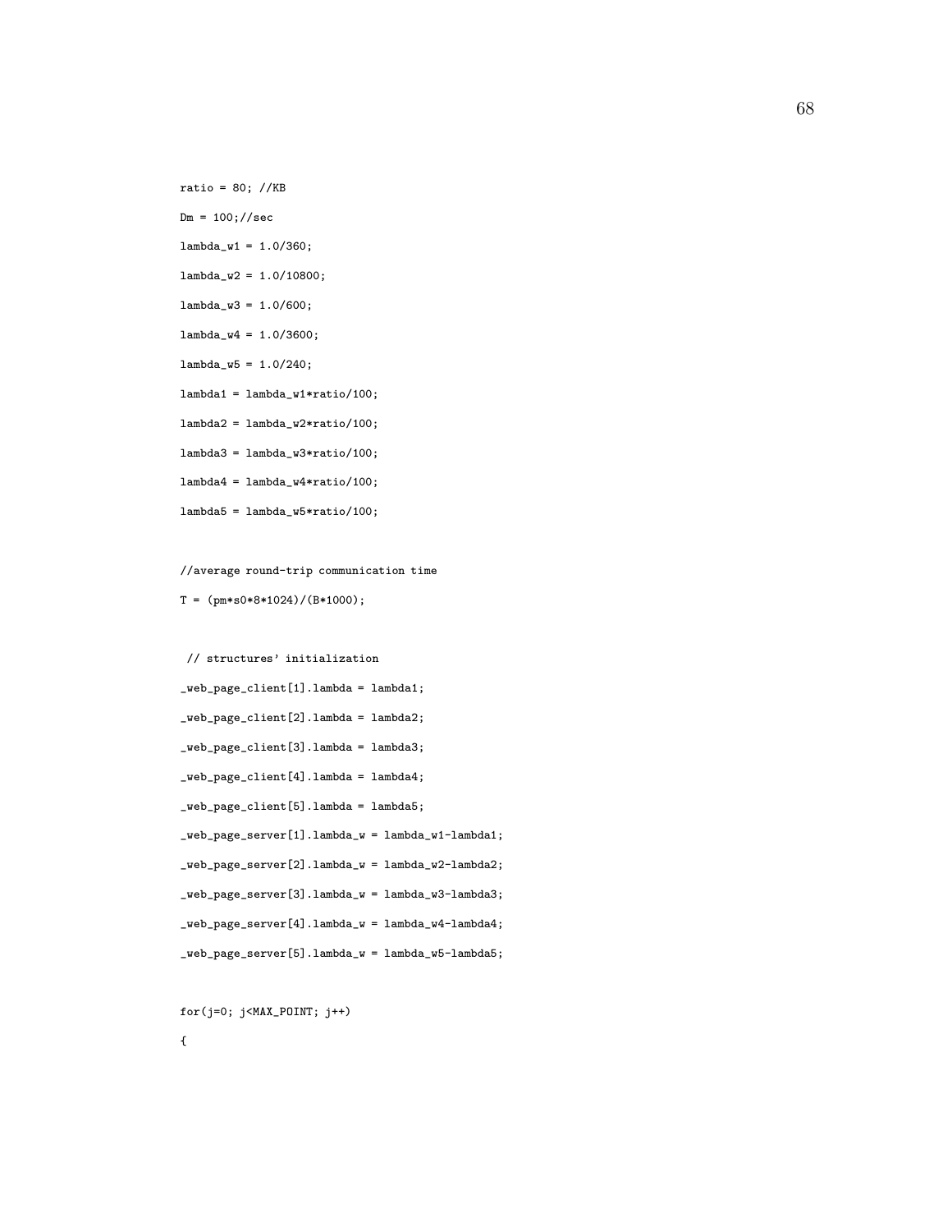```
ratio = 80; //KB

Dm = 100;//sec

lambda_w1 = 1.0/360;

lambda_w2 = 1.0/10800;

lambda_w3 = 1.0/600;

lambda_w4 = 1.0/3600;

lambda_w5 = 1.0/240;

lambda1 = lambda_w1*ratio/100;

lambda2 = lambda_w2*ratio/100;

lambda3 = lambda_w3*ratio/100;

lambda4 = lambda_w4*ratio/100;

lambda5 = lambda_w5*ratio/100;


//average round-trip communication time

T = (pm*s0*8*1024)/(B*1000);


 // structures' initialization

_web_page_client[1].lambda = lambda1;

_web_page_client[2].lambda = lambda2;

_web_page_client[3].lambda = lambda3;

_web_page_client[4].lambda = lambda4;

_web_page_client[5].lambda = lambda5;

_web_page_server[1].lambda_w = lambda_w1-lambda1;

_web_page_server[2].lambda_w = lambda_w2-lambda2;

_web_page_server[3].lambda_w = lambda_w3-lambda3;

_web_page_server[4].lambda_w = lambda_w4-lambda4;

_web_page_server[5].lambda_w = lambda_w5-lambda5;


for(j=0; j<MAX_POINT; j++)

{
```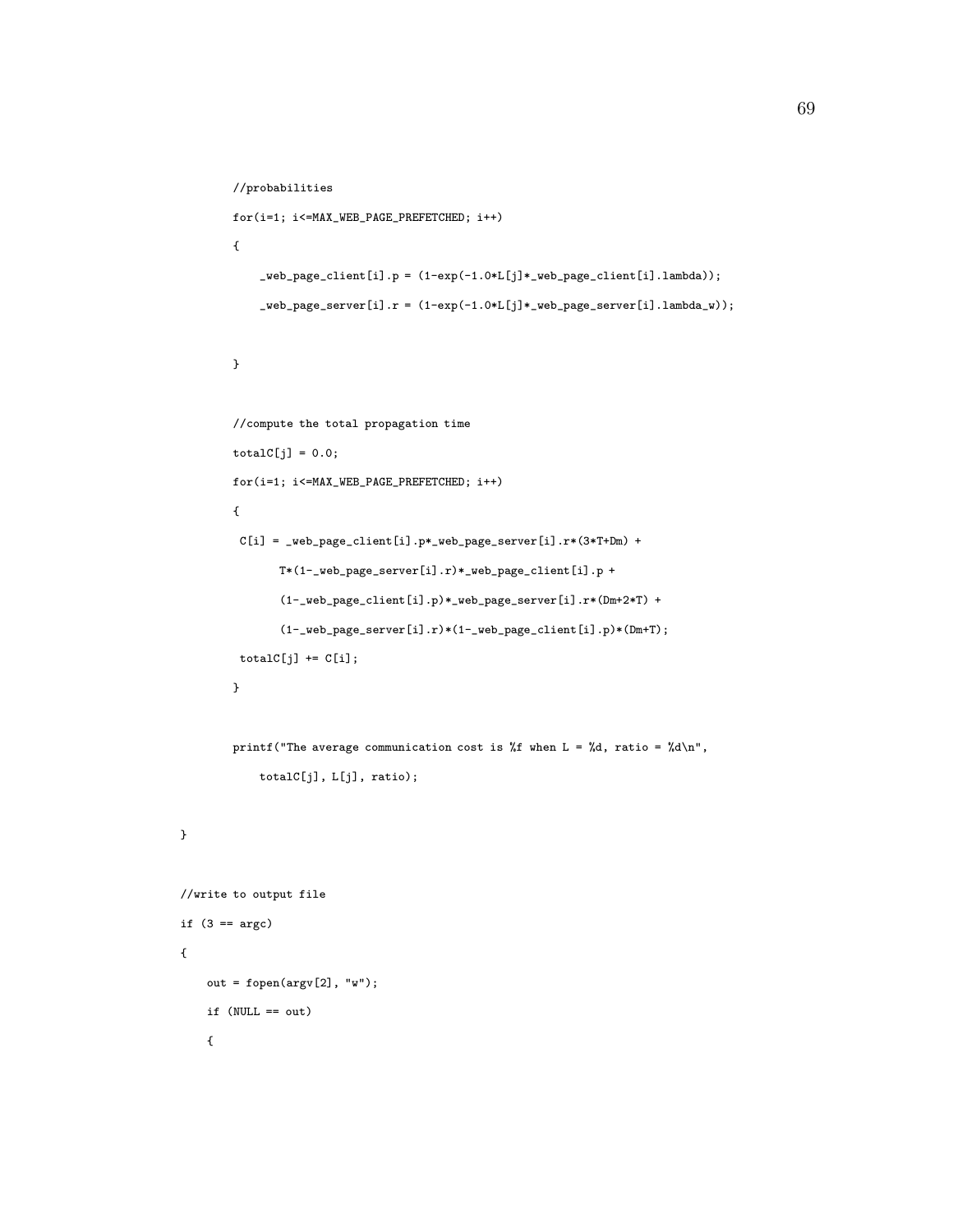```
        //probabilities
        for(i=1; i<=MAX_WEB_PAGE_PREFETCHED; i++)
        {
            _web_page_client[i].p = (1-exp(-1.0*L[j]*_web_page_client[i].lambda));
            _web_page_server[i].r = (1-exp(-1.0*L[j]*_web_page_server[i].lambda_w));

        }

        //compute the total propagation time
        totalC[j] = 0.0;
        for(i=1; i<=MAX_WEB_PAGE_PREFETCHED; i++)
        {
         C[i] = _web_page_client[i].p*_web_page_server[i].r*(3*T+Dm) +
              T*(1-_web_page_server[i].r)*_web_page_client[i].p +
              (1-_web_page_client[i].p)*_web_page_server[i].r*(Dm+2*T) +
              (1-_web_page_server[i].r)*(1-_web_page_client[i].p)*(Dm+T);
         totalC[j] += C[i];
        }

        printf("The average communication cost is %f when L = %d, ratio = %d\n",
            totalC[j], L[j], ratio);

}

//write to output file
if (3 == argc)
{
    out = fopen(argv[2], "w");
    if (NULL == out)
    {
```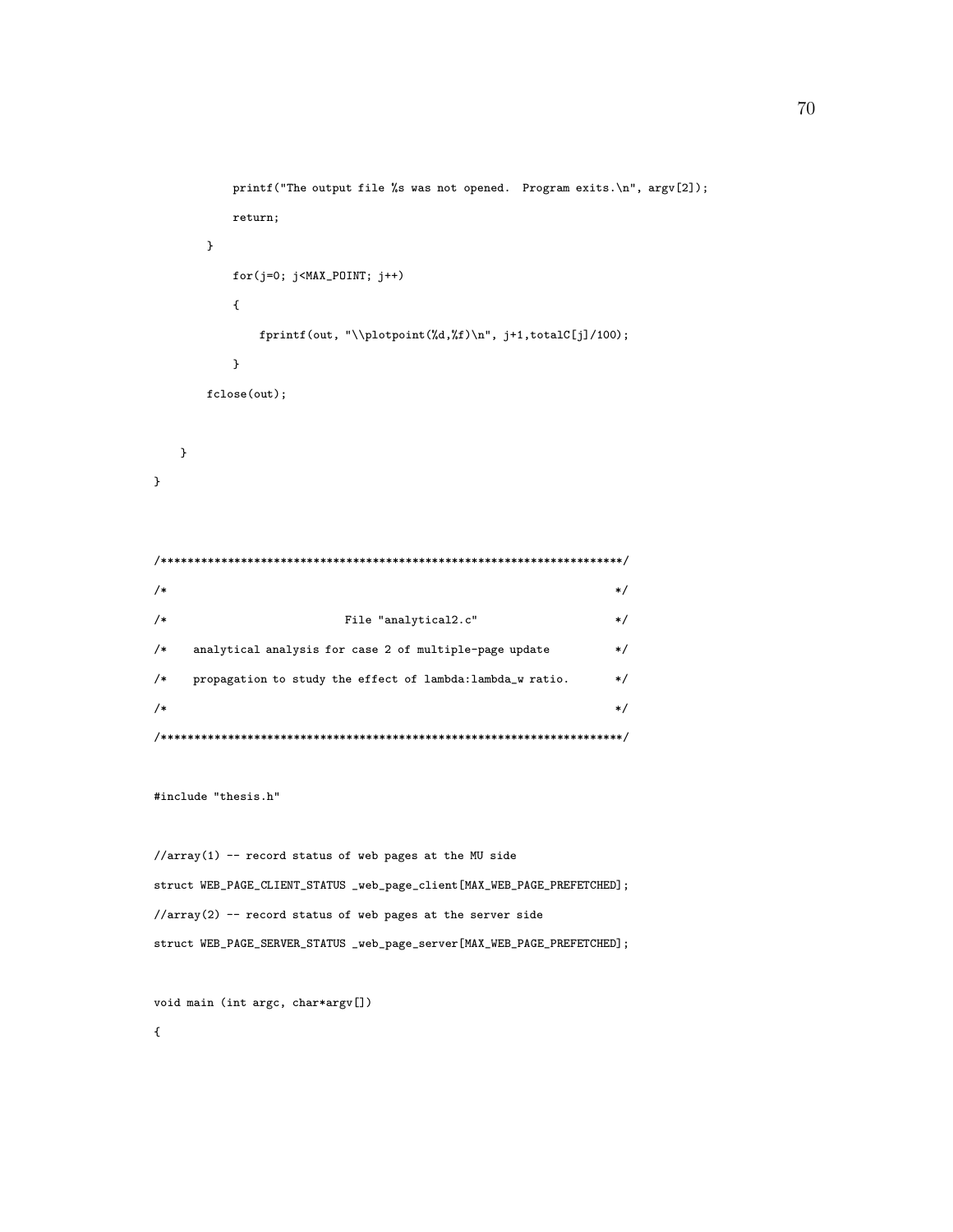```
            printf("The output file %s was not opened.  Program exits.\n", argv[2]);
            return;
        }
            for(j=0; j<MAX_POINT; j++)
            {
                fprintf(out, "\\plotpoint(%d,%f)\n", j+1,totalC[j]/100);
            }
        fclose(out);

    }
}



/*********************************************************************/
/*                                                                   */
/*                          File "analytical2.c"                     */
/*    analytical analysis for case 2 of multiple-page update         */
/*    propagation to study the effect of lambda:lambda_w ratio.      */
/*                                                                   */
/*********************************************************************/

#include "thesis.h"

//array(1) -- record status of web pages at the MU side
struct WEB_PAGE_CLIENT_STATUS _web_page_client[MAX_WEB_PAGE_PREFETCHED];
//array(2) -- record status of web pages at the server side
struct WEB_PAGE_SERVER_STATUS _web_page_server[MAX_WEB_PAGE_PREFETCHED];

void main (int argc, char*argv[])
{
```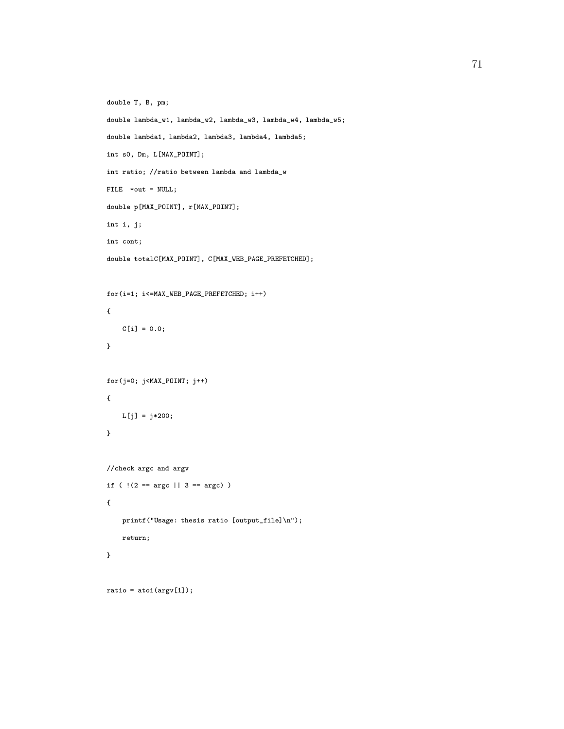```
double T, B, pm;

double lambda_w1, lambda_w2, lambda_w3, lambda_w4, lambda_w5;

double lambda1, lambda2, lambda3, lambda4, lambda5;

int s0, Dm, L[MAX_POINT];

int ratio; //ratio between lambda and lambda_w

FILE  *out = NULL;

double p[MAX_POINT], r[MAX_POINT];

int i, j;

int cont;

double totalC[MAX_POINT], C[MAX_WEB_PAGE_PREFETCHED];


for(i=1; i<=MAX_WEB_PAGE_PREFETCHED; i++)

{

    C[i] = 0.0;

}


for(j=0; j<MAX_POINT; j++)

{

    L[j] = j*200;

}


//check argc and argv

if ( !(2 == argc || 3 == argc) )

{

    printf("Usage: thesis ratio [output_file]\n");

    return;

}


ratio = atoi(argv[1]);
```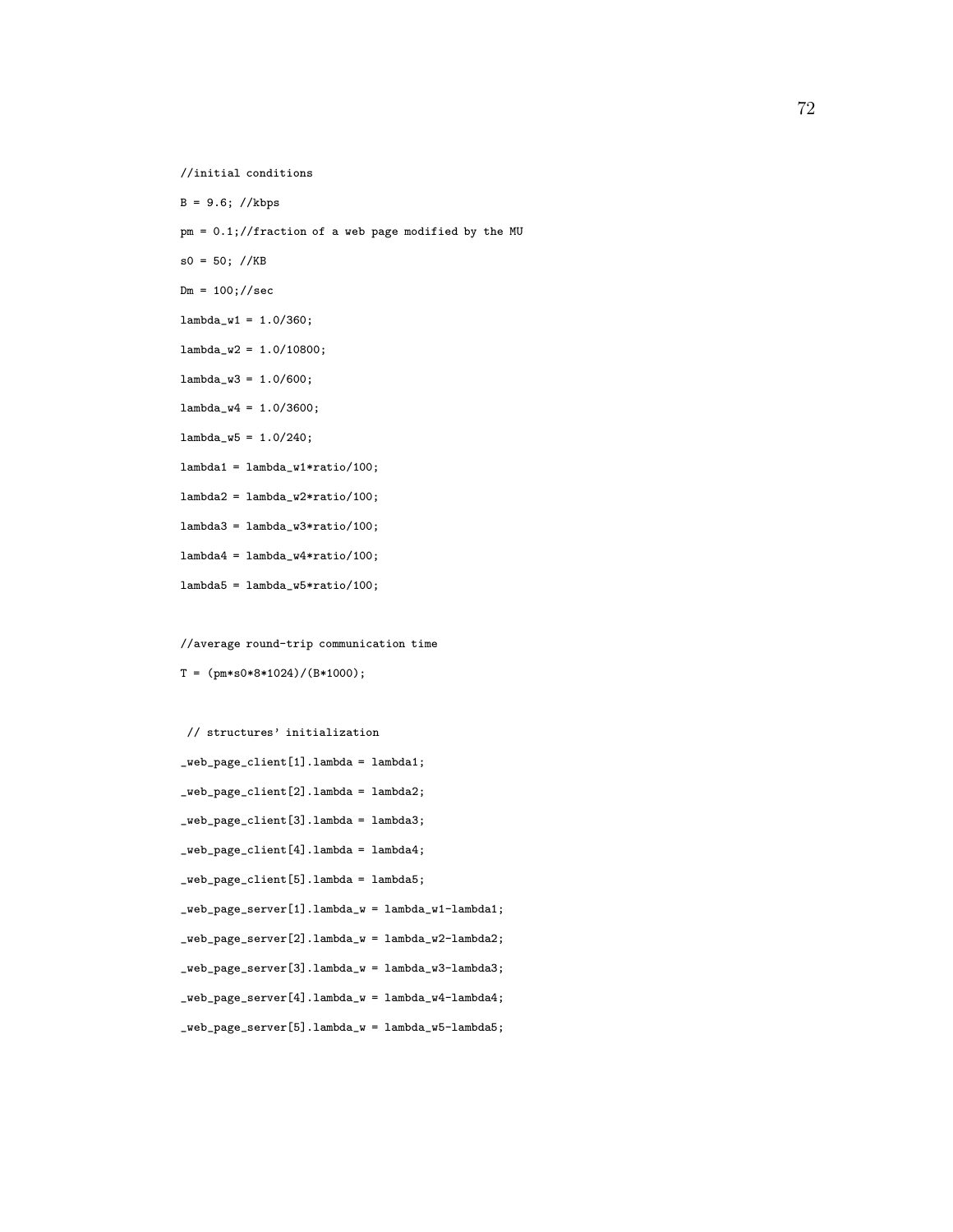```
//initial conditions

B = 9.6; //kbps

pm = 0.1;//fraction of a web page modified by the MU

s0 = 50; //KB

Dm = 100;//sec

lambda_w1 = 1.0/360;

lambda_w2 = 1.0/10800;

lambda_w3 = 1.0/600;

lambda_w4 = 1.0/3600;

lambda_w5 = 1.0/240;

lambda1 = lambda_w1*ratio/100;

lambda2 = lambda_w2*ratio/100;

lambda3 = lambda_w3*ratio/100;

lambda4 = lambda_w4*ratio/100;

lambda5 = lambda_w5*ratio/100;


//average round-trip communication time

T = (pm*s0*8*1024)/(B*1000);


 // structures' initialization

_web_page_client[1].lambda = lambda1;

_web_page_client[2].lambda = lambda2;

_web_page_client[3].lambda = lambda3;

_web_page_client[4].lambda = lambda4;

_web_page_client[5].lambda = lambda5;

_web_page_server[1].lambda_w = lambda_w1-lambda1;

_web_page_server[2].lambda_w = lambda_w2-lambda2;

_web_page_server[3].lambda_w = lambda_w3-lambda3;

_web_page_server[4].lambda_w = lambda_w4-lambda4;

_web_page_server[5].lambda_w = lambda_w5-lambda5;
```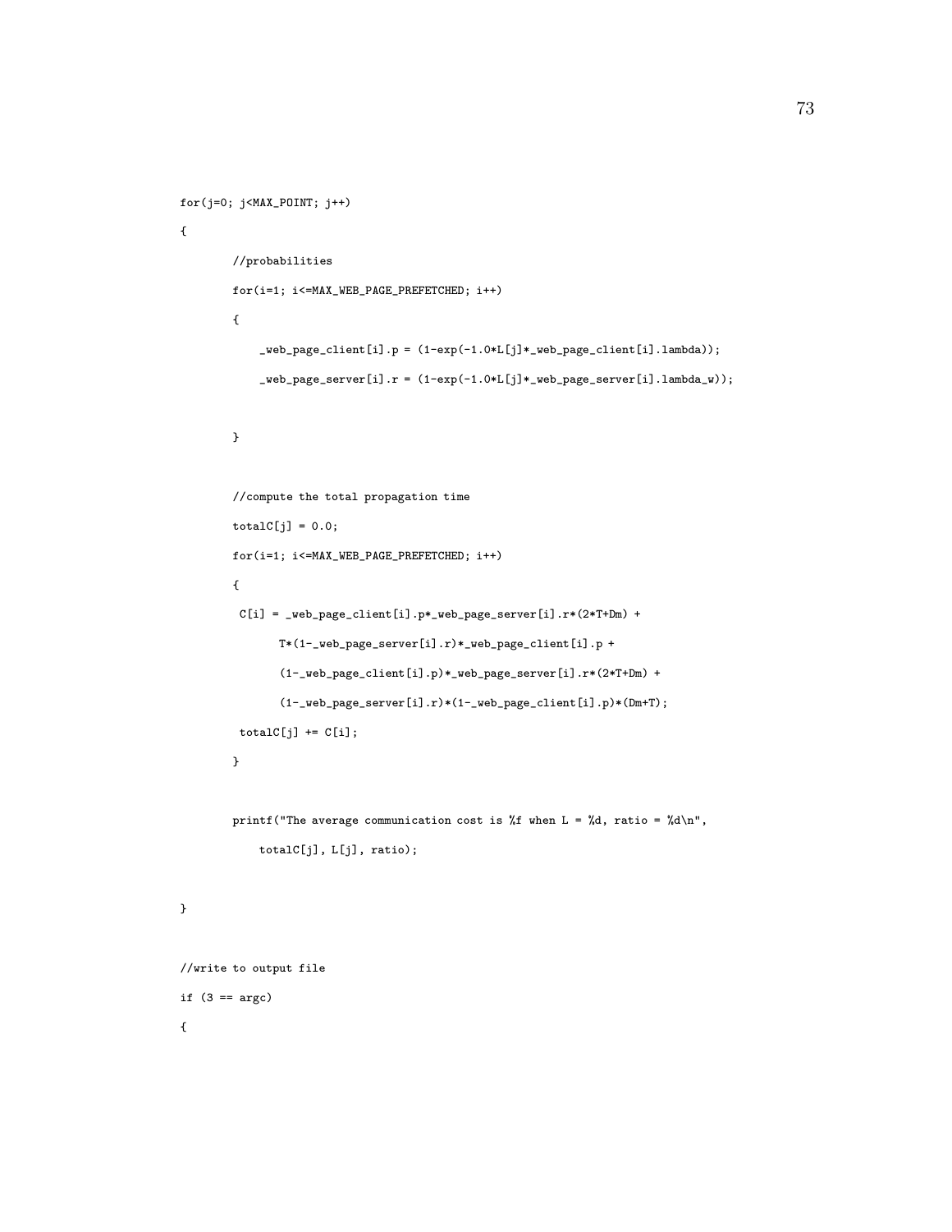```
for(j=0; j<MAX_POINT; j++)

{

        //probabilities

        for(i=1; i<=MAX_WEB_PAGE_PREFETCHED; i++)

        {

            _web_page_client[i].p = (1-exp(-1.0*L[j]*_web_page_client[i].lambda));

            _web_page_server[i].r = (1-exp(-1.0*L[j]*_web_page_server[i].lambda_w));


        }


        //compute the total propagation time

        totalC[j] = 0.0;

        for(i=1; i<=MAX_WEB_PAGE_PREFETCHED; i++)

        {

         C[i] = _web_page_client[i].p*_web_page_server[i].r*(2*T+Dm) +

               T*(1-_web_page_server[i].r)*_web_page_client[i].p +

               (1-_web_page_client[i].p)*_web_page_server[i].r*(2*T+Dm) +

               (1-_web_page_server[i].r)*(1-_web_page_client[i].p)*(Dm+T);

         totalC[j] += C[i];

        }


        printf("The average communication cost is %f when L = %d, ratio = %d\n",

            totalC[j], L[j], ratio);


}


//write to output file

if (3 == argc)

{
```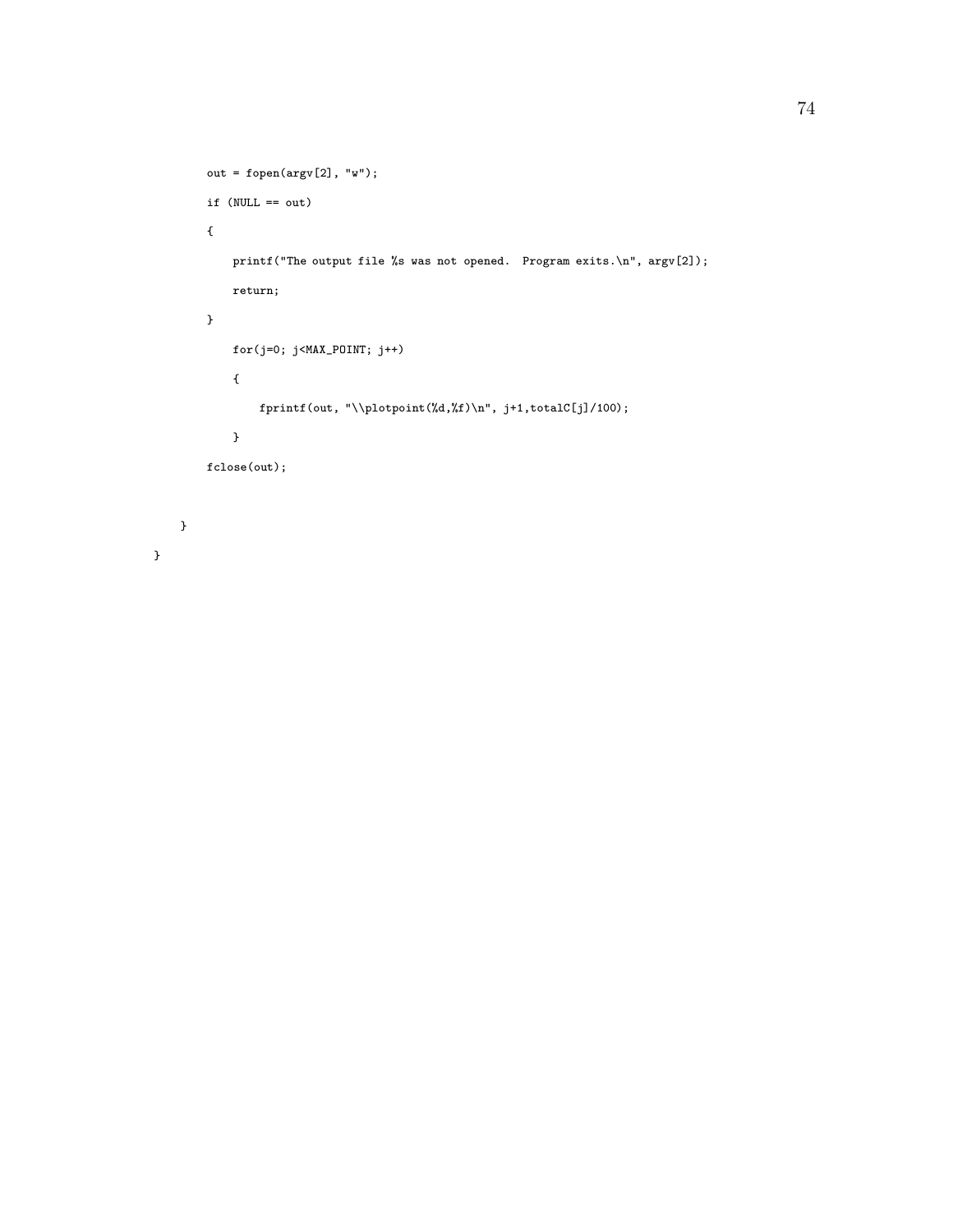```
        out = fopen(argv[2], "w");

        if (NULL == out)

        {

            printf("The output file %s was not opened.  Program exits.\n", argv[2]);

            return;

        }

            for(j=0; j<MAX_POINT; j++)

            {

                fprintf(out, "\\plotpoint(%d,%f)\n", j+1,totalC[j]/100);

            }

        fclose(out);


    }

}
```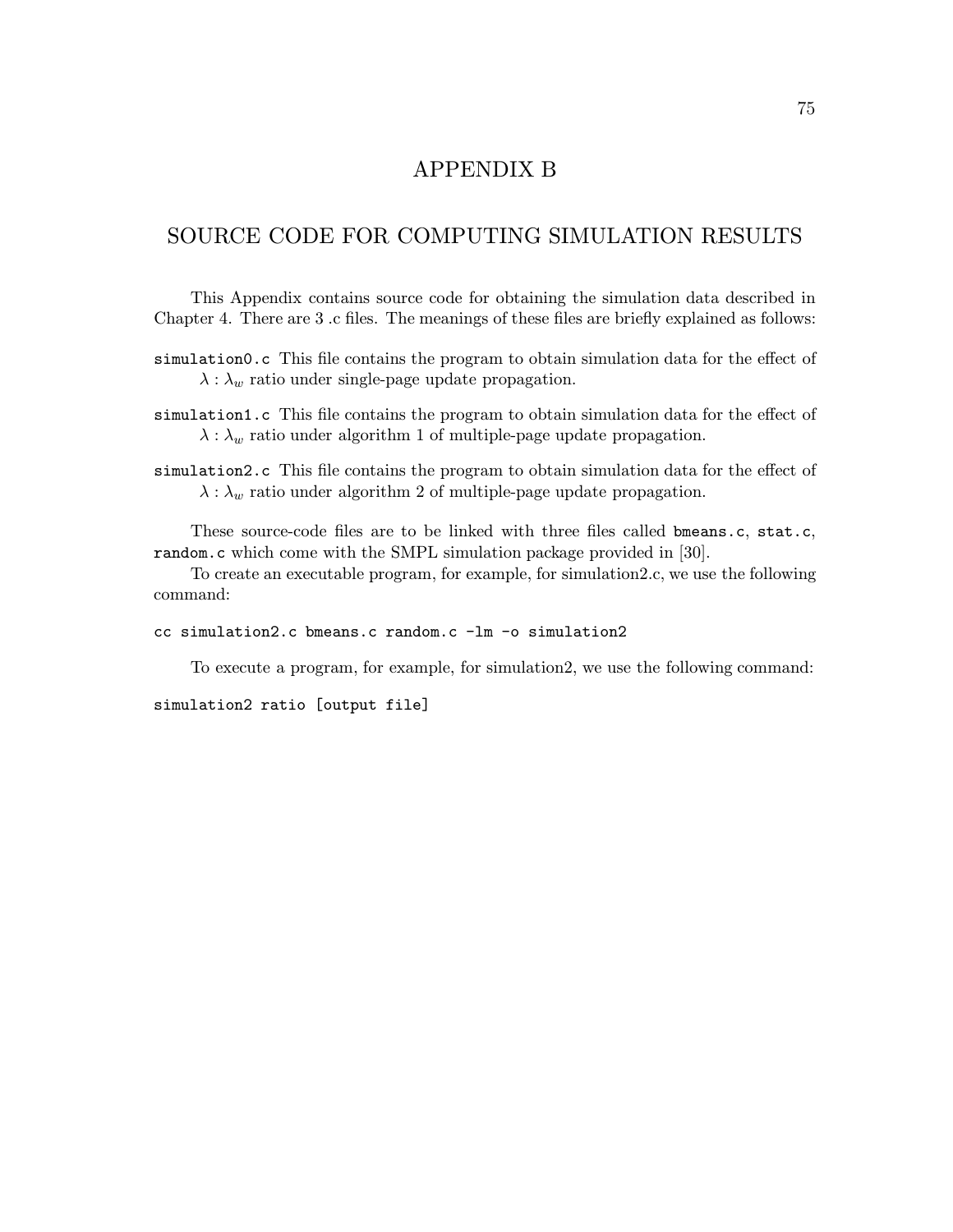# APPENDIX B

# SOURCE CODE FOR COMPUTING SIMULATION RESULTS

This Appendix contains source code for obtaining the simulation data described in Chapter 4. There are 3 .c files. The meanings of these files are briefly explained as follows:

`simulation0.c` This file contains the program to obtain simulation data for the effect of $\lambda : \lambda_w$ ratio under single-page update propagation.

`simulation1.c` This file contains the program to obtain simulation data for the effect of $\lambda : \lambda_w$ ratio under algorithm 1 of multiple-page update propagation.

`simulation2.c` This file contains the program to obtain simulation data for the effect of $\lambda : \lambda_w$ ratio under algorithm 2 of multiple-page update propagation.

These source-code files are to be linked with three files called `bmeans.c`, `stat.c`, `random.c` which come with the SMPL simulation package provided in [30].

To create an executable program, for example, for simulation2.c, we use the following command:

```
cc simulation2.c bmeans.c random.c -lm -o simulation2
```

To execute a program, for example, for simulation2, we use the following command:

```
simulation2 ratio [output file]
```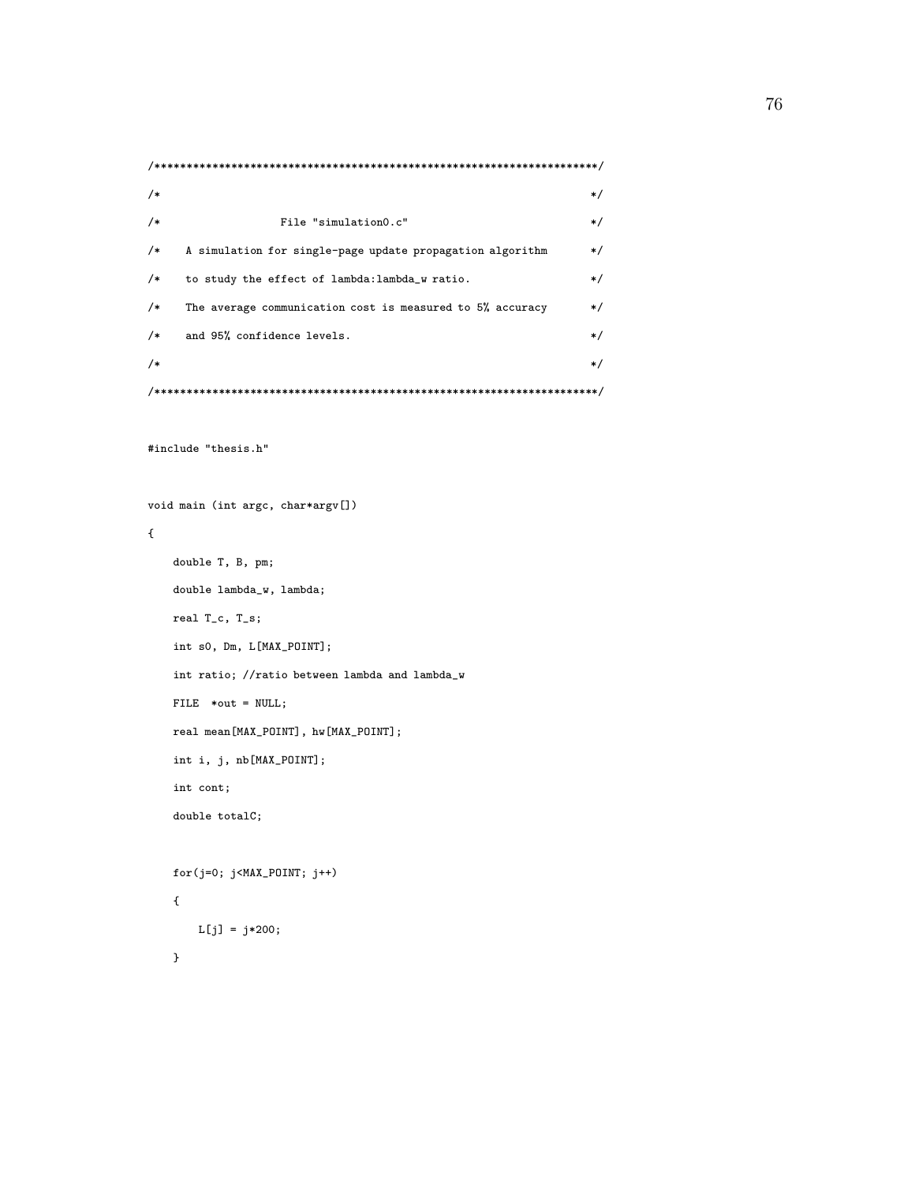```
/**********************************************************************/
/*                                                                    */
/*                    File "simulation0.c"                            */
/*    A simulation for single-page update propagation algorithm      */
/*    to study the effect of lambda:lambda_w ratio.                   */
/*    The average communication cost is measured to 5% accuracy      */
/*    and 95% confidence levels.                                      */
/*                                                                    */
/**********************************************************************/


#include "thesis.h"


void main (int argc, char*argv[])
{
    double T, B, pm;
    double lambda_w, lambda;
    real T_c, T_s;
    int s0, Dm, L[MAX_POINT];
    int ratio; //ratio between lambda and lambda_w
    FILE  *out = NULL;
    real mean[MAX_POINT], hw[MAX_POINT];
    int i, j, nb[MAX_POINT];
    int cont;
    double totalC;


    for(j=0; j<MAX_POINT; j++)
    {
        L[j] = j*200;
    }
```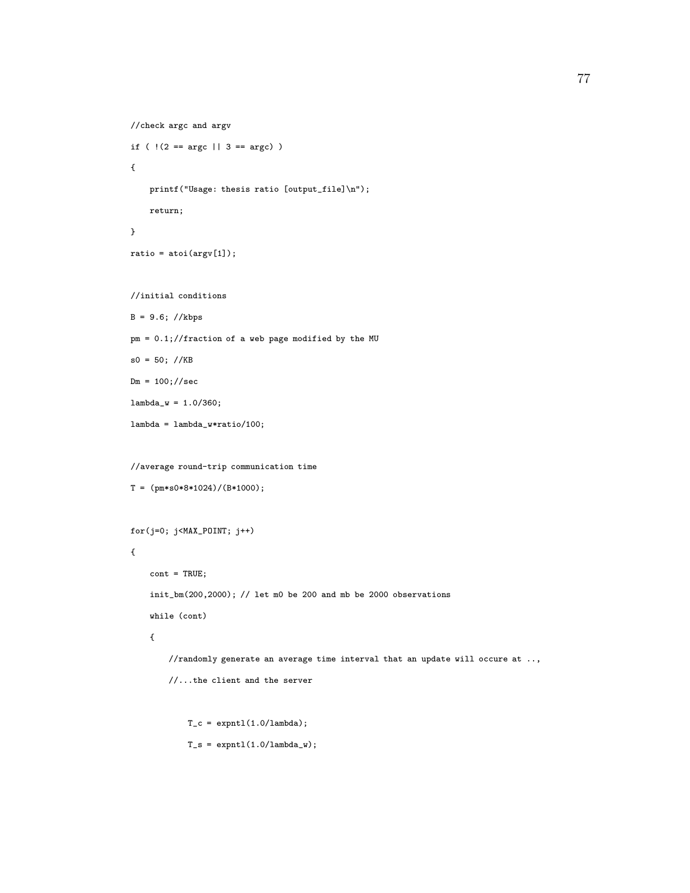```
//check argc and argv
if ( !(2 == argc || 3 == argc) )
{
    printf("Usage: thesis ratio [output_file]\n");
    return;
}
ratio = atoi(argv[1]);

//initial conditions
B = 9.6; //kbps
pm = 0.1;//fraction of a web page modified by the MU
s0 = 50; //KB
Dm = 100;//sec
lambda_w = 1.0/360;
lambda = lambda_w*ratio/100;

//average round-trip communication time
T = (pm*s0*8*1024)/(B*1000);

for(j=0; j<MAX_POINT; j++)
{
    cont = TRUE;
    init_bm(200,2000); // let m0 be 200 and mb be 2000 observations
    while (cont)
    {
        //randomly generate an average time interval that an update will occure at ..,
        //...the client and the server

            T_c = expntl(1.0/lambda);
            T_s = expntl(1.0/lambda_w);
```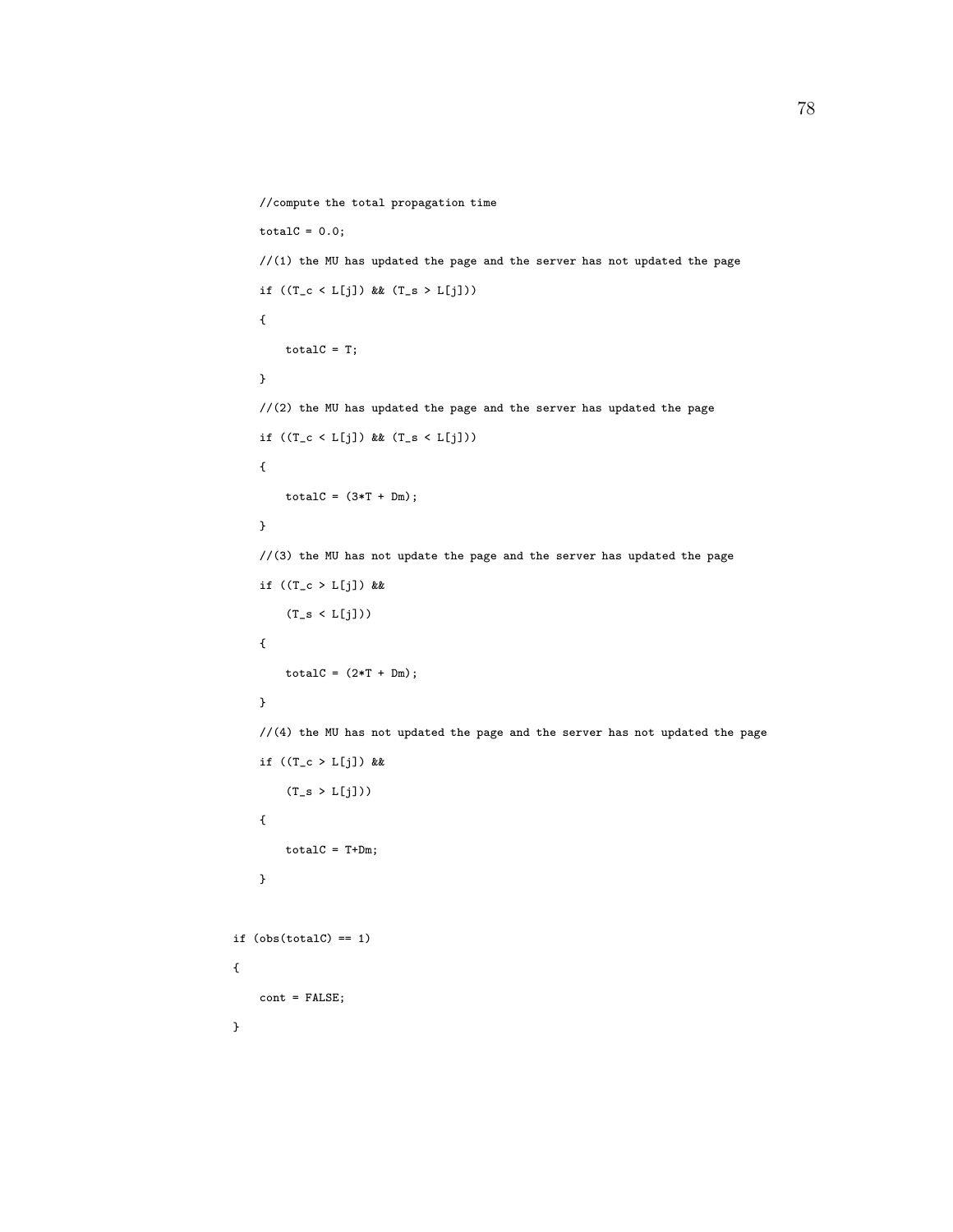```
    //compute the total propagation time

    totalC = 0.0;

    //(1) the MU has updated the page and the server has not updated the page

    if ((T_c < L[j]) && (T_s > L[j]))

    {

        totalC = T;

    }

    //(2) the MU has updated the page and the server has updated the page

    if ((T_c < L[j]) && (T_s < L[j]))

    {

        totalC = (3*T + Dm);

    }

    //(3) the MU has not update the page and the server has updated the page

    if ((T_c > L[j]) &&

        (T_s < L[j]))

    {

        totalC = (2*T + Dm);

    }

    //(4) the MU has not updated the page and the server has not updated the page

    if ((T_c > L[j]) &&

        (T_s > L[j]))

    {

        totalC = T+Dm;

    }


if (obs(totalC) == 1)

{

    cont = FALSE;

}
```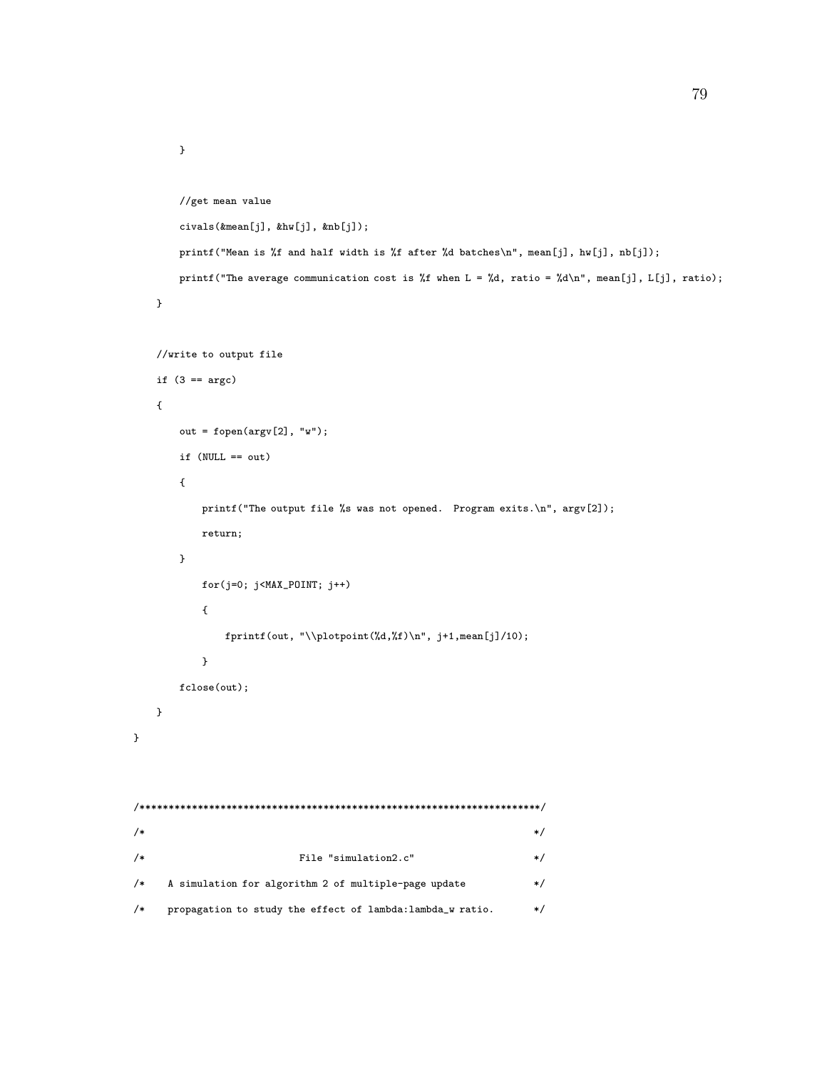```
        }

        //get mean value
        civals(&mean[j], &hw[j], &nb[j]);
        printf("Mean is %f and half width is %f after %d batches\n", mean[j], hw[j], nb[j]);
        printf("The average communication cost is %f when L = %d, ratio = %d\n", mean[j], L[j], ratio);
    }

    //write to output file
    if (3 == argc)
    {
        out = fopen(argv[2], "w");
        if (NULL == out)
        {
            printf("The output file %s was not opened.  Program exits.\n", argv[2]);
            return;
        }
            for(j=0; j<MAX_POINT; j++)
            {
                fprintf(out, "\\plotpoint(%d,%f)\n", j+1,mean[j]/10);
            }
        fclose(out);
    }
}


/*********************************************************************/
/*                                                                   */
/*                        File "simulation2.c"                       */
/*    A simulation for algorithm 2 of multiple-page update           */
/*    propagation to study the effect of lambda:lambda_w ratio.      */
```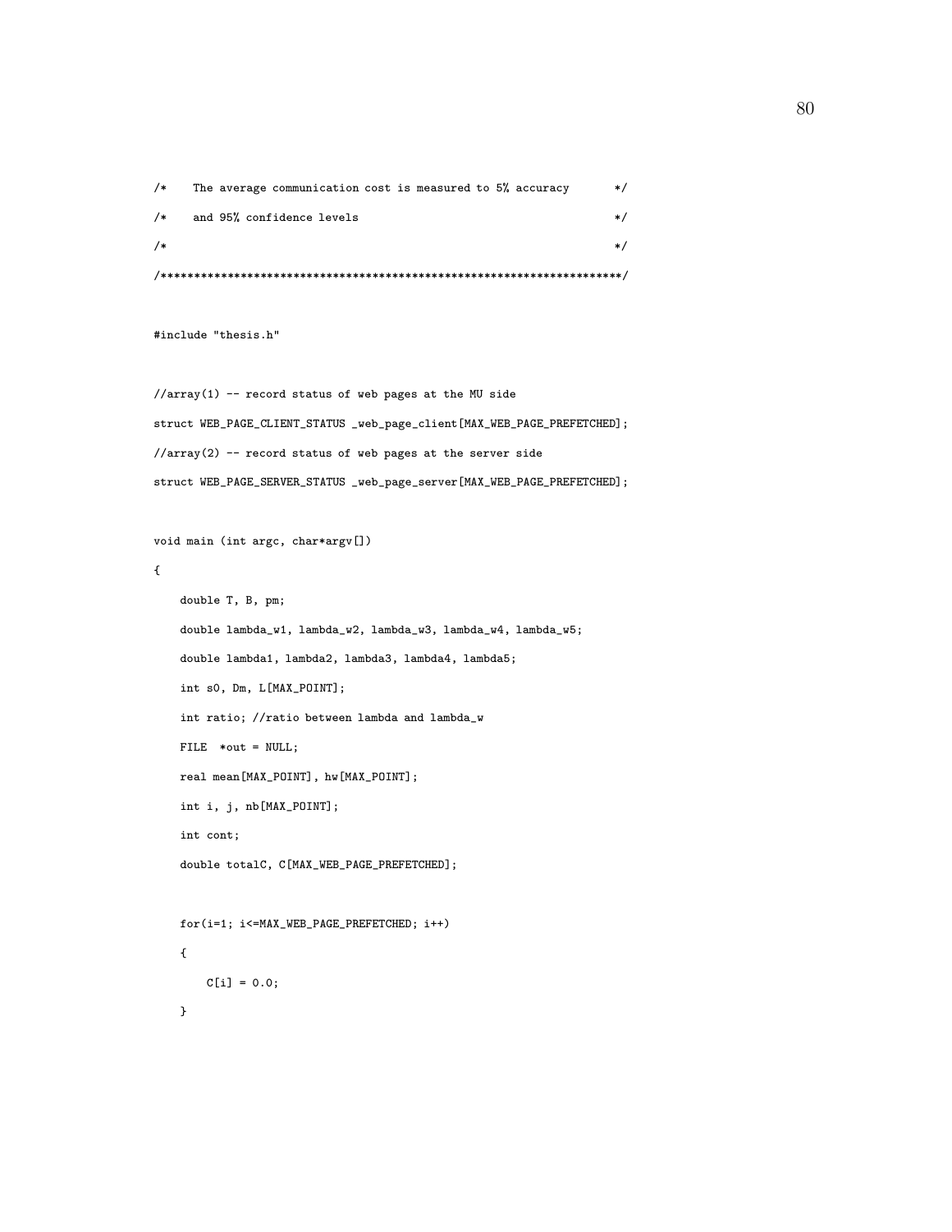```
/*    The average communication cost is measured to 5% accuracy       */
/*    and 95% confidence levels                                       */
/*                                                                    */
/**********************************************************************/

#include "thesis.h"

//array(1) -- record status of web pages at the MU side
struct WEB_PAGE_CLIENT_STATUS _web_page_client[MAX_WEB_PAGE_PREFETCHED];
//array(2) -- record status of web pages at the server side
struct WEB_PAGE_SERVER_STATUS _web_page_server[MAX_WEB_PAGE_PREFETCHED];

void main (int argc, char*argv[])
{
    double T, B, pm;
    double lambda_w1, lambda_w2, lambda_w3, lambda_w4, lambda_w5;
    double lambda1, lambda2, lambda3, lambda4, lambda5;
    int s0, Dm, L[MAX_POINT];
    int ratio; //ratio between lambda and lambda_w
    FILE  *out = NULL;
    real mean[MAX_POINT], hw[MAX_POINT];
    int i, j, nb[MAX_POINT];
    int cont;
    double totalC, C[MAX_WEB_PAGE_PREFETCHED];

    for(i=1; i<=MAX_WEB_PAGE_PREFETCHED; i++)
    {
        C[i] = 0.0;
    }
```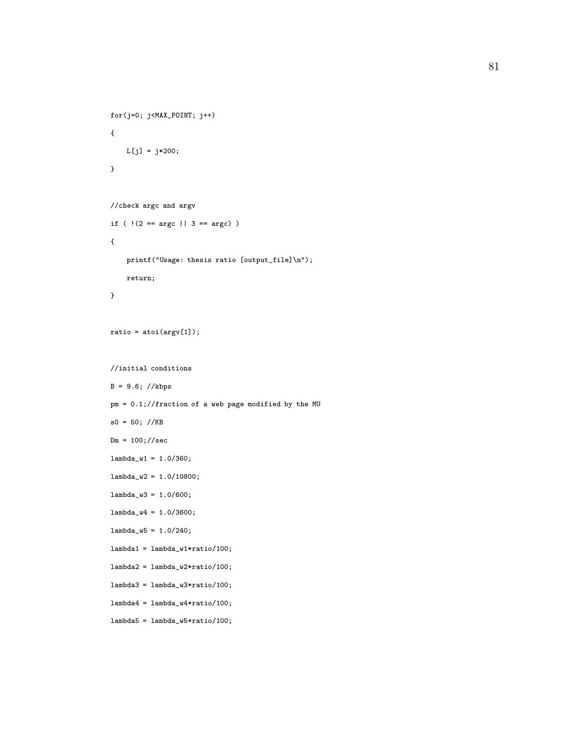```
for(j=0; j<MAX_POINT; j++)
{
    L[j] = j*200;
}

//check argc and argv
if ( !(2 == argc || 3 == argc) )
{
    printf("Usage: thesis ratio [output_file]\n");
    return;
}

ratio = atoi(argv[1]);

//initial conditions
B = 9.6; //kbps
pm = 0.1;//fraction of a web page modified by the MU
s0 = 50; //KB
Dm = 100;//sec
lambda_w1 = 1.0/360;
lambda_w2 = 1.0/10800;
lambda_w3 = 1.0/600;
lambda_w4 = 1.0/3600;
lambda_w5 = 1.0/240;
lambda1 = lambda_w1*ratio/100;
lambda2 = lambda_w2*ratio/100;
lambda3 = lambda_w3*ratio/100;
lambda4 = lambda_w4*ratio/100;
lambda5 = lambda_w5*ratio/100;
```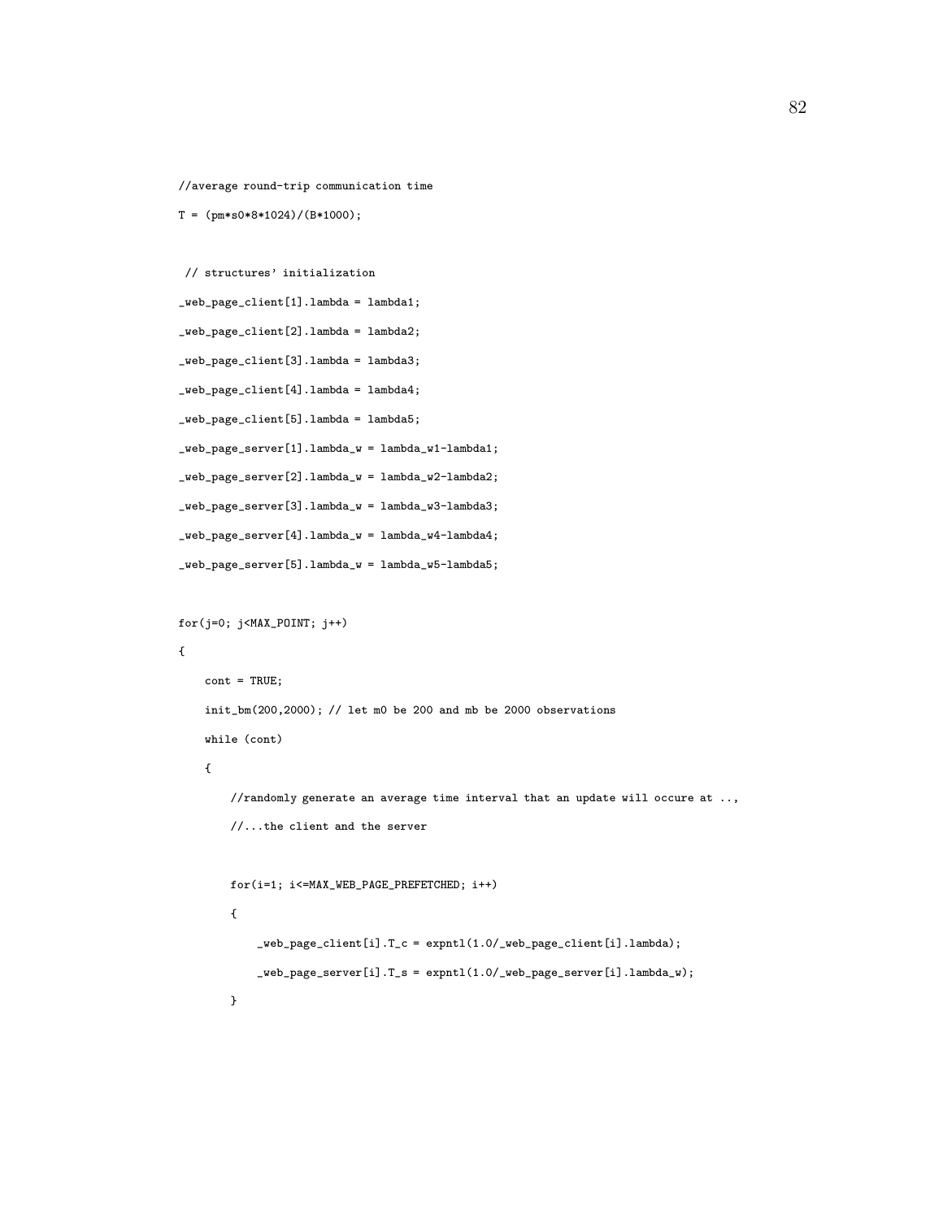```
//average round-trip communication time
T = (pm*s0*8*1024)/(B*1000);

 // structures' initialization
_web_page_client[1].lambda = lambda1;
_web_page_client[2].lambda = lambda2;
_web_page_client[3].lambda = lambda3;
_web_page_client[4].lambda = lambda4;
_web_page_client[5].lambda = lambda5;
_web_page_server[1].lambda_w = lambda_w1-lambda1;
_web_page_server[2].lambda_w = lambda_w2-lambda2;
_web_page_server[3].lambda_w = lambda_w3-lambda3;
_web_page_server[4].lambda_w = lambda_w4-lambda4;
_web_page_server[5].lambda_w = lambda_w5-lambda5;

for(j=0; j<MAX_POINT; j++)
{
    cont = TRUE;
    init_bm(200,2000); // let m0 be 200 and mb be 2000 observations
    while (cont)
    {
        //randomly generate an average time interval that an update will occure at ..,
        //...the client and the server

        for(i=1; i<=MAX_WEB_PAGE_PREFETCHED; i++)
        {
            _web_page_client[i].T_c = expntl(1.0/_web_page_client[i].lambda);
            _web_page_server[i].T_s = expntl(1.0/_web_page_server[i].lambda_w);
        }
```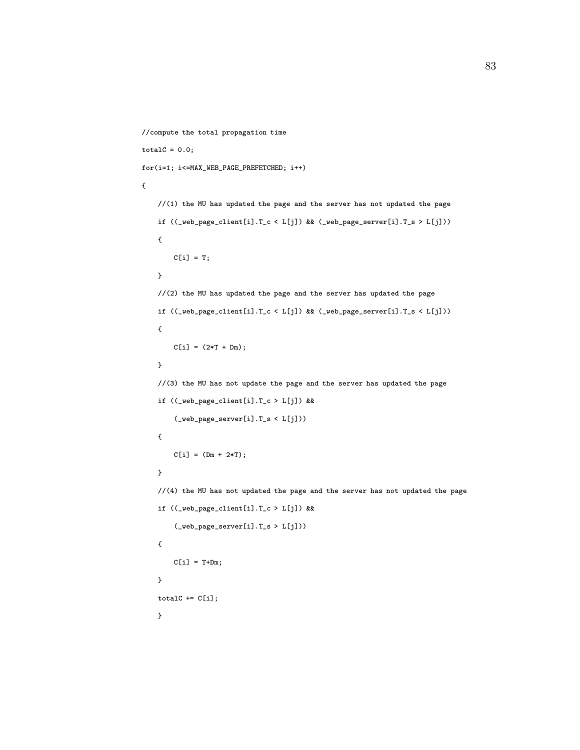```
//compute the total propagation time

totalC = 0.0;

for(i=1; i<=MAX_WEB_PAGE_PREFETCHED; i++)

{

    //(1) the MU has updated the page and the server has not updated the page

    if ((_web_page_client[i].T_c < L[j]) && (_web_page_server[i].T_s > L[j]))

    {

        C[i] = T;

    }

    //(2) the MU has updated the page and the server has updated the page

    if ((_web_page_client[i].T_c < L[j]) && (_web_page_server[i].T_s < L[j]))

    {

        C[i] = (2*T + Dm);

    }

    //(3) the MU has not update the page and the server has updated the page

    if ((_web_page_client[i].T_c > L[j]) &&

        (_web_page_server[i].T_s < L[j]))

    {

        C[i] = (Dm + 2*T);

    }

    //(4) the MU has not updated the page and the server has not updated the page

    if ((_web_page_client[i].T_c > L[j]) &&

        (_web_page_server[i].T_s > L[j]))

    {

        C[i] = T+Dm;

    }

    totalC += C[i];

    }
```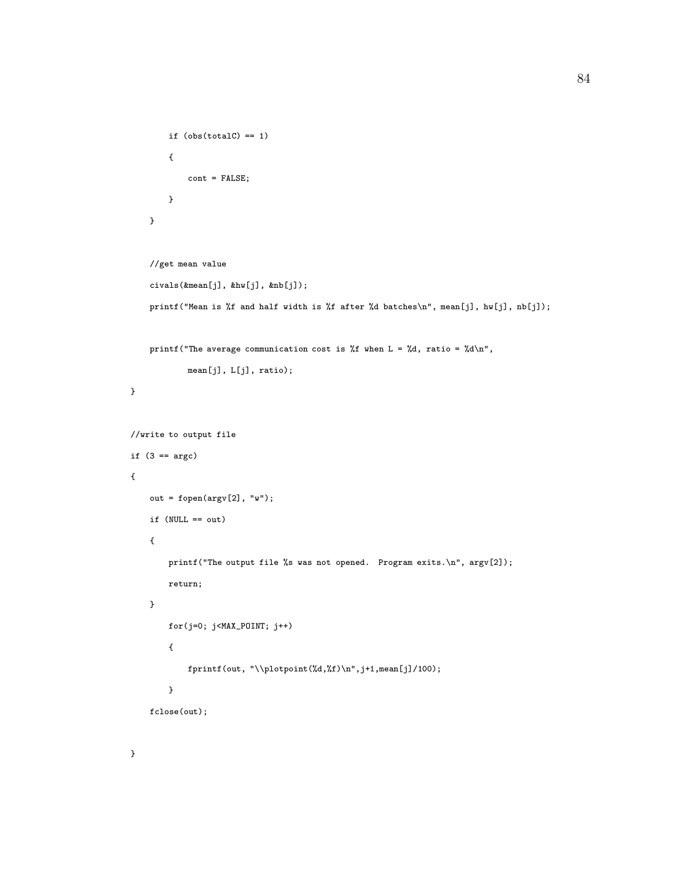```
        if (obs(totalC) == 1)
        {
            cont = FALSE;
        }
    }

    //get mean value
    civals(&mean[j], &hw[j], &nb[j]);
    printf("Mean is %f and half width is %f after %d batches\n", mean[j], hw[j], nb[j]);

    printf("The average communication cost is %f when L = %d, ratio = %d\n",
            mean[j], L[j], ratio);
}

//write to output file
if (3 == argc)
{
    out = fopen(argv[2], "w");
    if (NULL == out)
    {
        printf("The output file %s was not opened.  Program exits.\n", argv[2]);
        return;
    }
        for(j=0; j<MAX_POINT; j++)
        {
            fprintf(out, "\\plotpoint(%d,%f)\n",j+1,mean[j]/100);
        }
    fclose(out);

}
```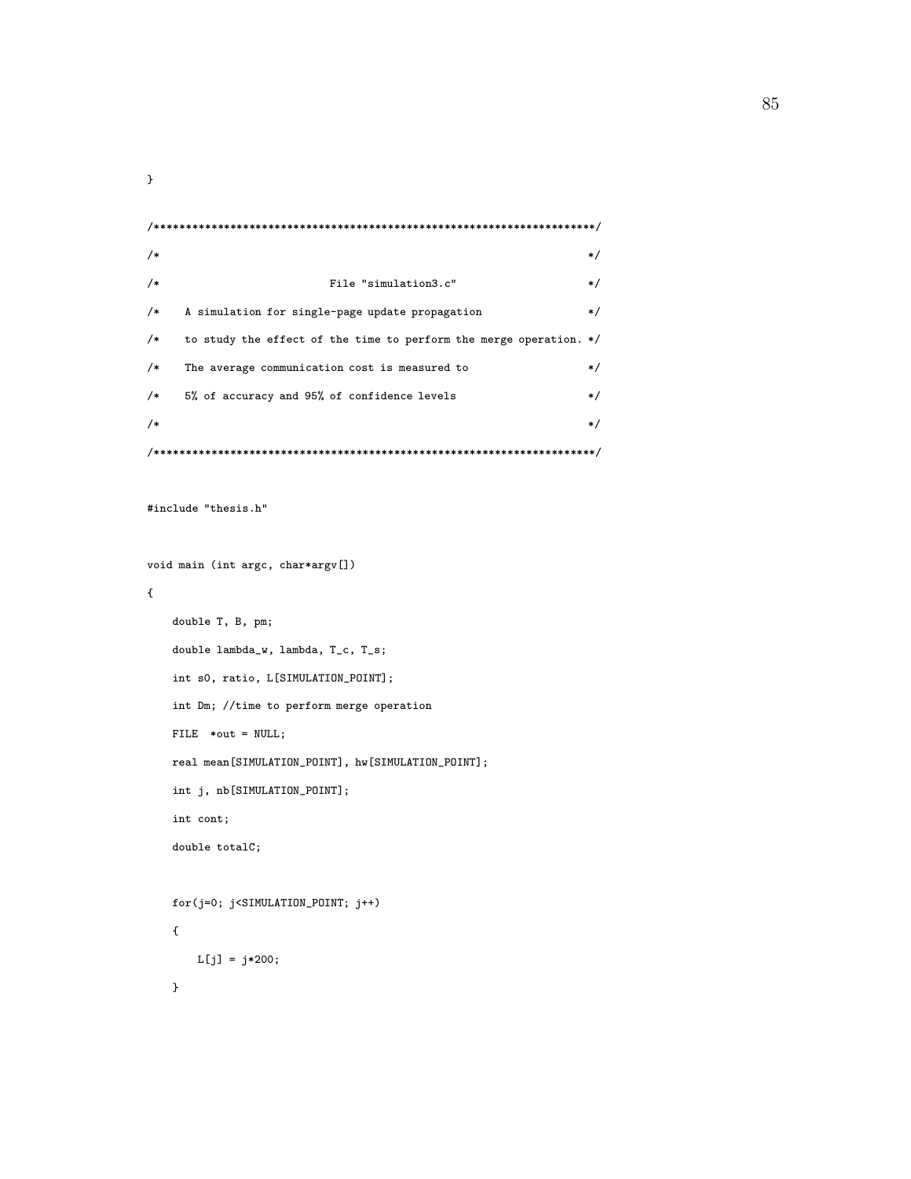```
}

/**********************************************************************/
/*                                                                    */
/*                        File "simulation3.c"                        */
/*   A simulation for single-page update propagation                  */
/*   to study the effect of the time to perform the merge operation. */
/*   The average communication cost is measured to                    */
/*   5% of accuracy and 95% of confidence levels                      */
/*                                                                    */
/**********************************************************************/

#include "thesis.h"

void main (int argc, char*argv[])
{
    double T, B, pm;
    double lambda_w, lambda, T_c, T_s;
    int s0, ratio, L[SIMULATION_POINT];
    int Dm; //time to perform merge operation
    FILE  *out = NULL;
    real mean[SIMULATION_POINT], hw[SIMULATION_POINT];
    int j, nb[SIMULATION_POINT];
    int cont;
    double totalC;

    for(j=0; j<SIMULATION_POINT; j++)
    {
        L[j] = j*200;
    }
```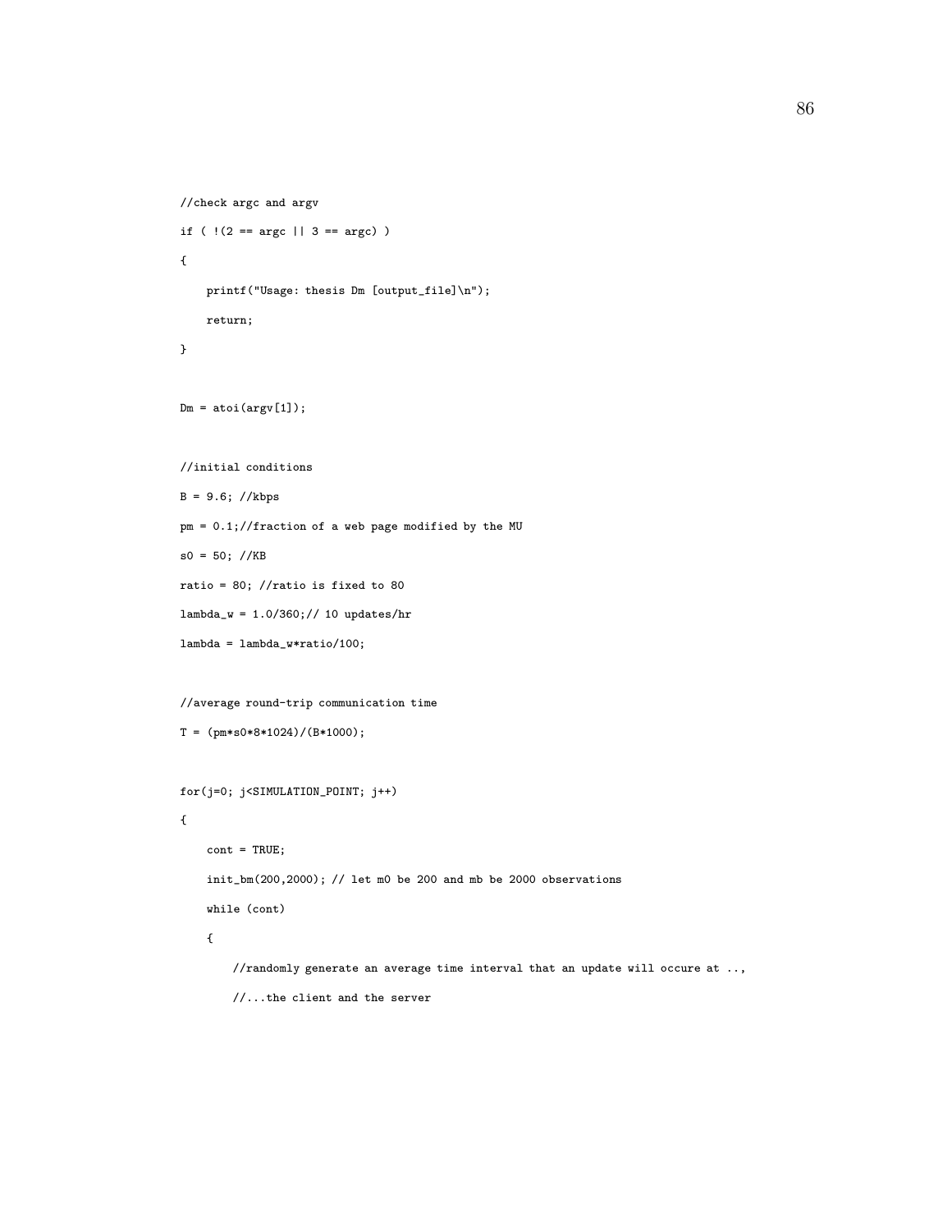```
//check argc and argv
if ( !(2 == argc || 3 == argc) )
{
    printf("Usage: thesis Dm [output_file]\n");
    return;
}

Dm = atoi(argv[1]);

//initial conditions
B = 9.6; //kbps
pm = 0.1;//fraction of a web page modified by the MU
s0 = 50; //KB
ratio = 80; //ratio is fixed to 80
lambda_w = 1.0/360;// 10 updates/hr
lambda = lambda_w*ratio/100;

//average round-trip communication time
T = (pm*s0*8*1024)/(B*1000);

for(j=0; j<SIMULATION_POINT; j++)
{
    cont = TRUE;
    init_bm(200,2000); // let m0 be 200 and mb be 2000 observations
    while (cont)
    {
        //randomly generate an average time interval that an update will occure at ..,
        //...the client and the server
```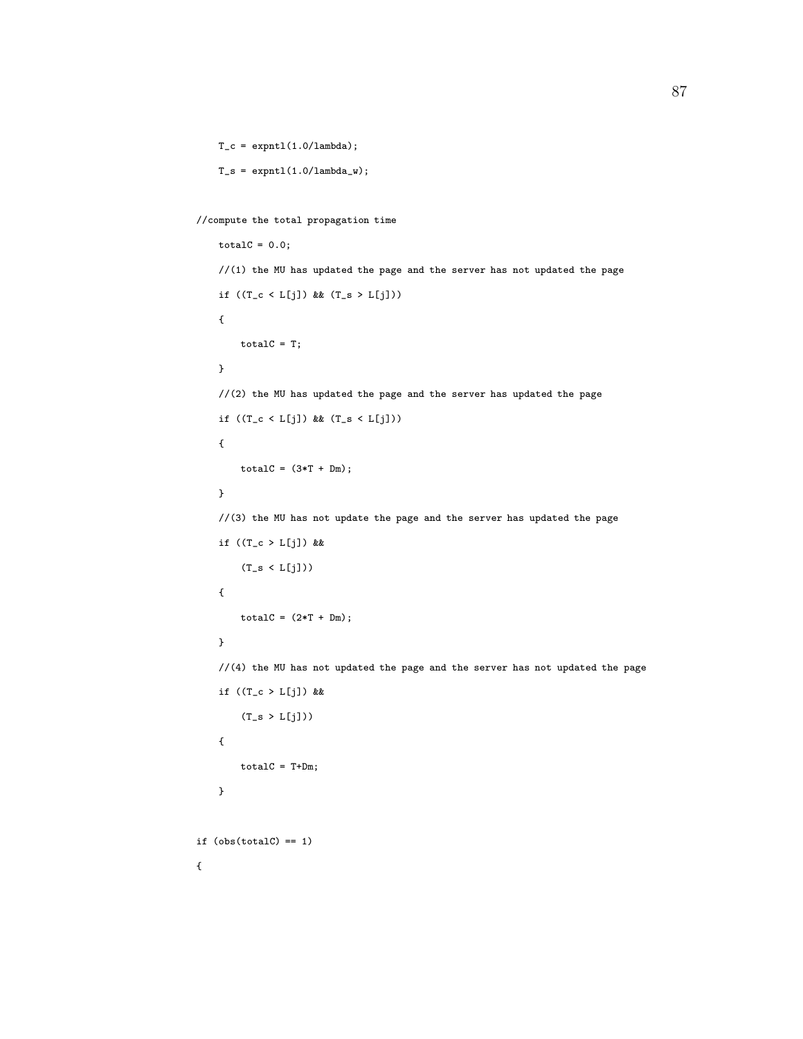```
    T_c = expntl(1.0/lambda);

    T_s = expntl(1.0/lambda_w);


//compute the total propagation time

    totalC = 0.0;

    //(1) the MU has updated the page and the server has not updated the page

    if ((T_c < L[j]) && (T_s > L[j]))

    {

        totalC = T;

    }

    //(2) the MU has updated the page and the server has updated the page

    if ((T_c < L[j]) && (T_s < L[j]))

    {

        totalC = (3*T + Dm);

    }

    //(3) the MU has not update the page and the server has updated the page

    if ((T_c > L[j]) &&

        (T_s < L[j]))

    {

        totalC = (2*T + Dm);

    }

    //(4) the MU has not updated the page and the server has not updated the page

    if ((T_c > L[j]) &&

        (T_s > L[j]))

    {

        totalC = T+Dm;

    }


if (obs(totalC) == 1)

{
```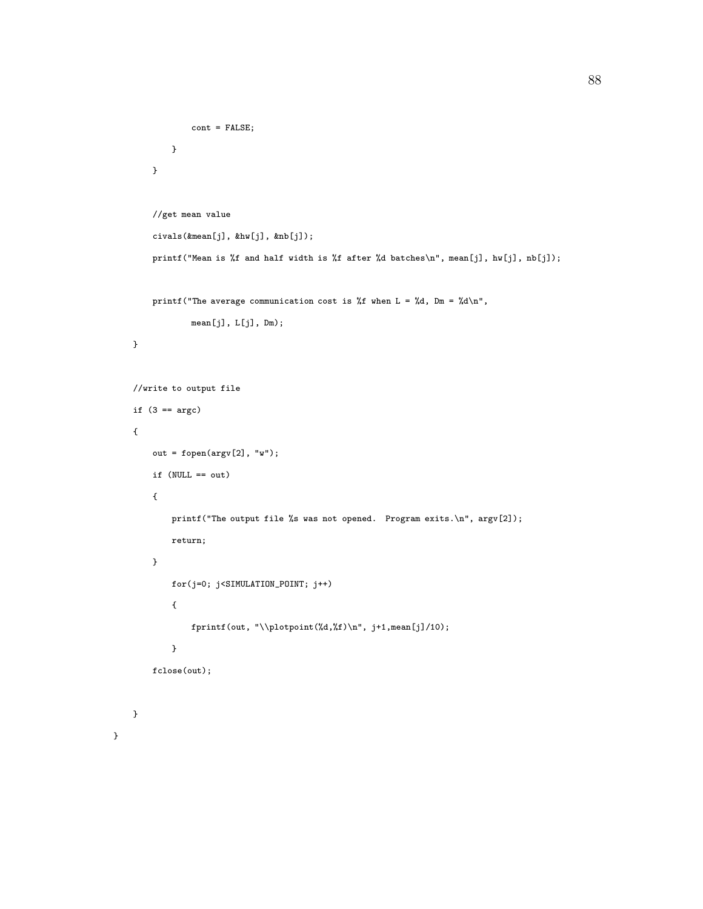```
                cont = FALSE;
            }
        }

        //get mean value
        civals(&mean[j], &hw[j], &nb[j]);
        printf("Mean is %f and half width is %f after %d batches\n", mean[j], hw[j], nb[j]);

        printf("The average communication cost is %f when L = %d, Dm = %d\n",
                mean[j], L[j], Dm);
    }

    //write to output file
    if (3 == argc)
    {
        out = fopen(argv[2], "w");
        if (NULL == out)
        {
            printf("The output file %s was not opened.  Program exits.\n", argv[2]);
            return;
        }
            for(j=0; j<SIMULATION_POINT; j++)
            {
                fprintf(out, "\\plotpoint(%d,%f)\n", j+1,mean[j]/10);
            }
        fclose(out);

    }
}
```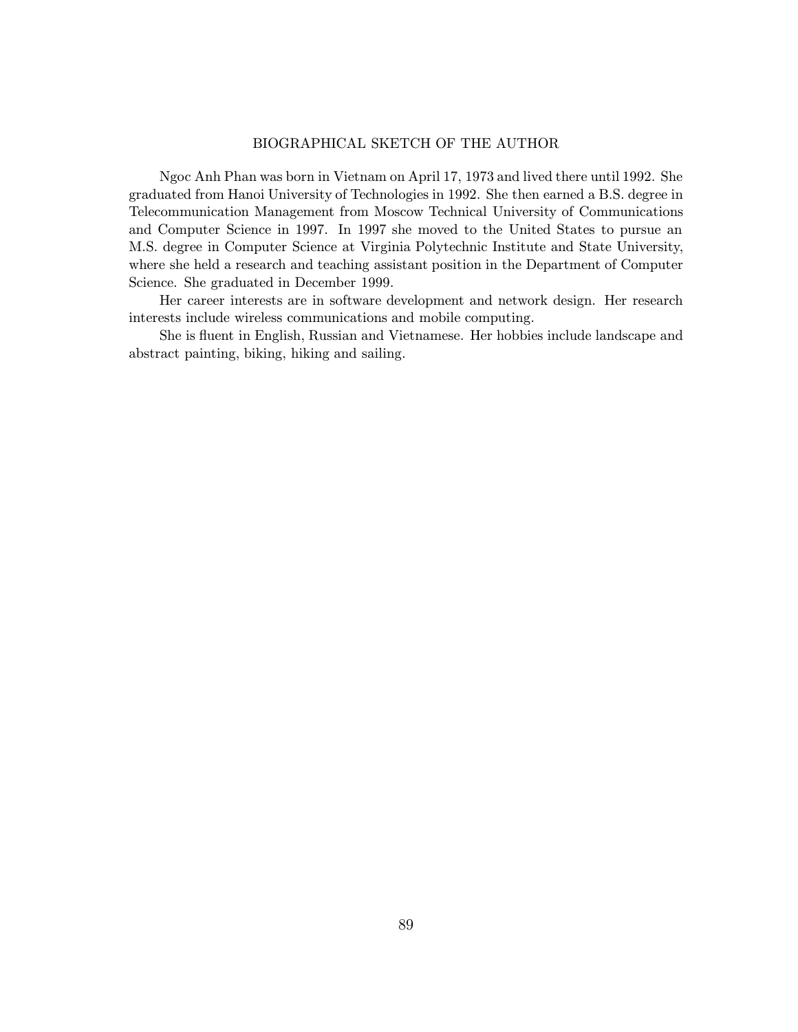# BIOGRAPHICAL SKETCH OF THE AUTHOR

Ngoc Anh Phan was born in Vietnam on April 17, 1973 and lived there until 1992. She graduated from Hanoi University of Technologies in 1992. She then earned a B.S. degree in Telecommunication Management from Moscow Technical University of Communications and Computer Science in 1997. In 1997 she moved to the United States to pursue an M.S. degree in Computer Science at Virginia Polytechnic Institute and State University, where she held a research and teaching assistant position in the Department of Computer Science. She graduated in December 1999.

Her career interests are in software development and network design. Her research interests include wireless communications and mobile computing.

She is fluent in English, Russian and Vietnamese. Her hobbies include landscape and abstract painting, biking, hiking and sailing.